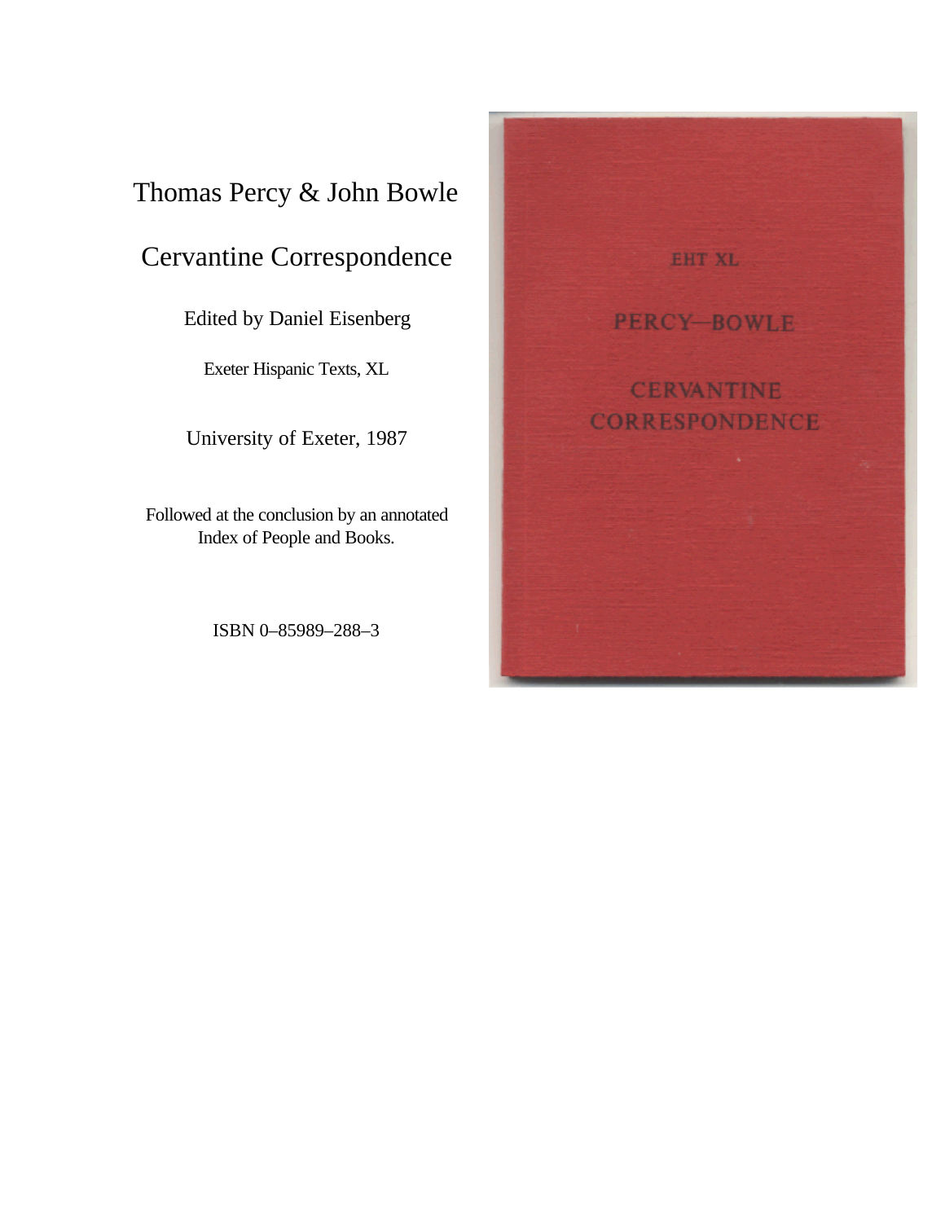# Thomas Percy & John Bowle

## Cervantine Correspondence

Edited by Daniel Eisenberg

Exeter Hispanic Texts, XL

University of Exeter, 1987

Followed at the conclusion by an annotated Index of People and Books.

ISBN 0–85989–288–3

EHT XL

PERCY—BOWLE

CERVANTINE CORRESPONDENCE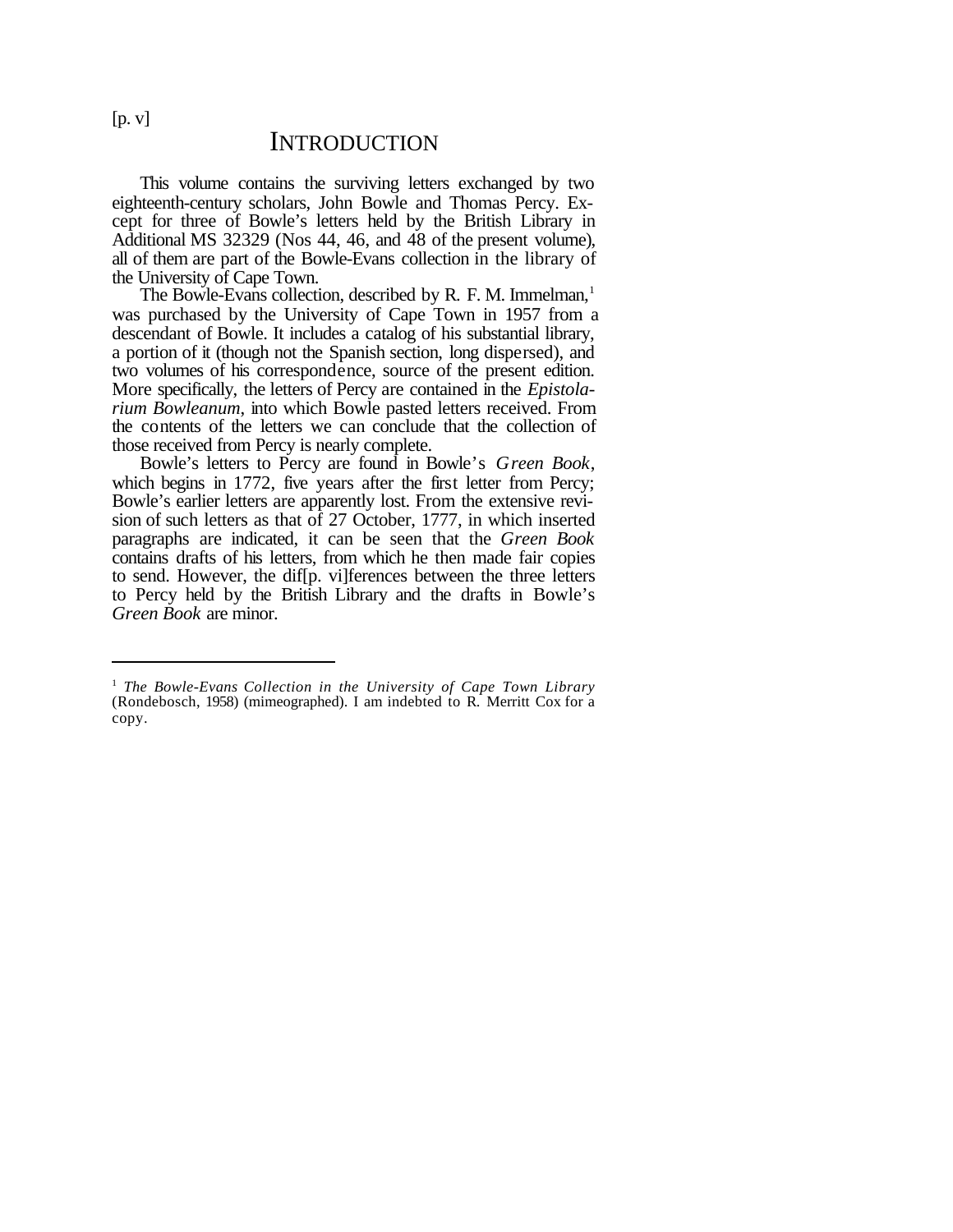[p. v]

# INTRODUCTION

This volume contains the surviving letters exchanged by two eighteenth-century scholars, John Bowle and Thomas Percy. Except for three of Bowle's letters held by the British Library in Additional MS 32329 (Nos 44, 46, and 48 of the present volume), all of them are part of the Bowle-Evans collection in the library of the University of Cape Town.

The Bowle-Evans collection, described by R. F. M. Immelman,[1] was purchased by the University of Cape Town in 1957 from a descendant of Bowle. It includes a catalog of his substantial library, a portion of it (though not the Spanish section, long dispersed), and two volumes of his correspondence, source of the present edition. More specifically, the letters of Percy are contained in the *Epistolarium Bowleanum*, into which Bowle pasted letters received. From the contents of the letters we can conclude that the collection of those received from Percy is nearly complete.

Bowle's letters to Percy are found in Bowle's *Green Book*, which begins in 1772, five years after the first letter from Percy; Bowle's earlier letters are apparently lost. From the extensive revision of such letters as that of 27 October, 1777, in which inserted paragraphs are indicated, it can be seen that the *Green Book* contains drafts of his letters, from which he then made fair copies to send. However, the dif[p. vi]ferences between the three letters to Percy held by the British Library and the drafts in Bowle's *Green Book* are minor.

---

[1] *The Bowle-Evans Collection in the University of Cape Town Library* (Rondebosch, 1958) (mimeographed). I am indebted to R. Merritt Cox for a copy.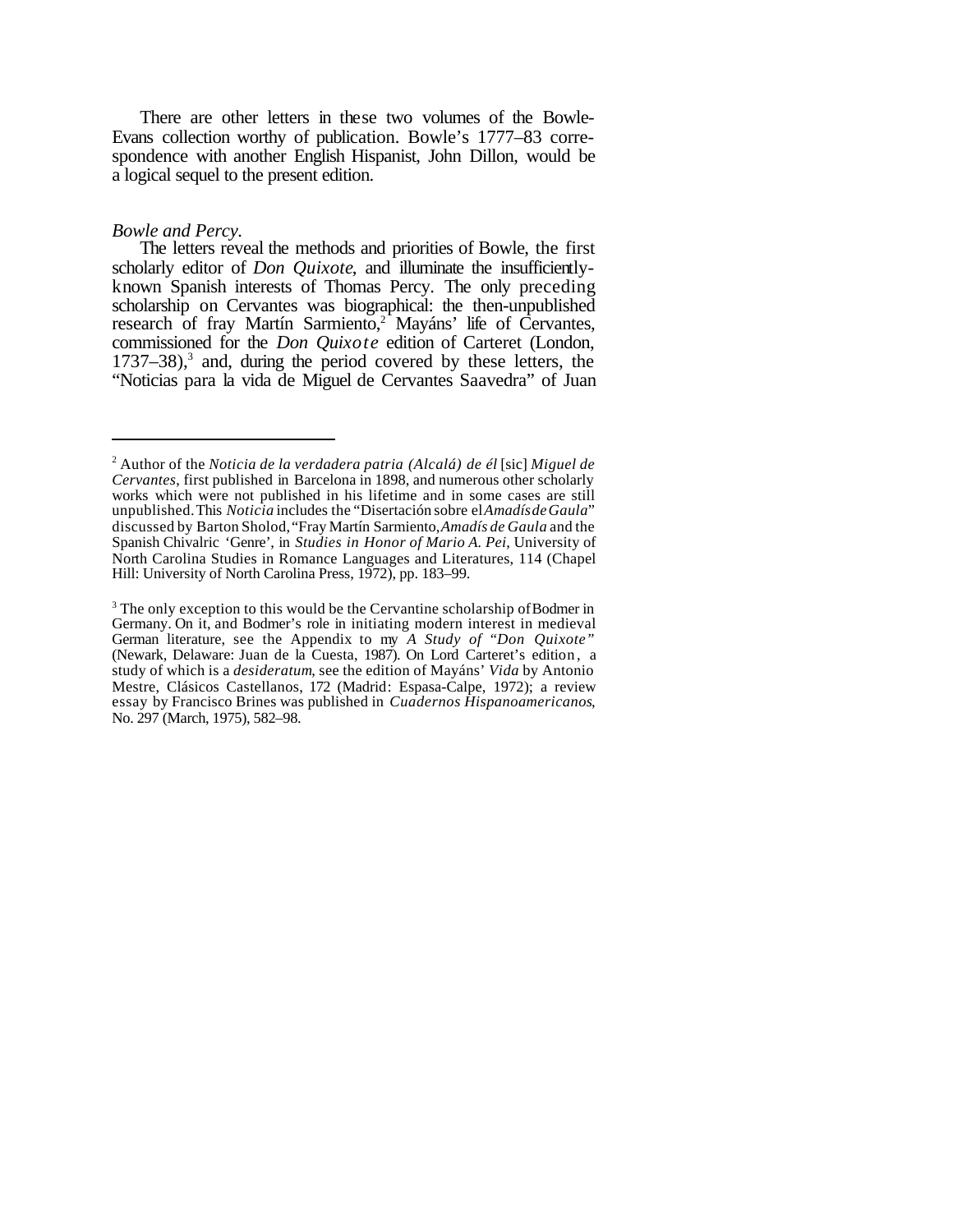There are other letters in these two volumes of the Bowle-Evans collection worthy of publication. Bowle's 1777–83 correspondence with another English Hispanist, John Dillon, would be a logical sequel to the present edition.

*Bowle and Percy.*

The letters reveal the methods and priorities of Bowle, the first scholarly editor of *Don Quixote*, and illuminate the insufficiently-known Spanish interests of Thomas Percy. The only preceding scholarship on Cervantes was biographical: the then-unpublished research of fray Martín Sarmiento,[2] Mayáns' life of Cervantes, commissioned for the *Don Quixote* edition of Carteret (London, 1737–38),[3] and, during the period covered by these letters, the "Noticias para la vida de Miguel de Cervantes Saavedra" of Juan

---

[2] Author of the *Noticia de la verdadera patria (Alcalá) de él* [sic] *Miguel de Cervantes*, first published in Barcelona in 1898, and numerous other scholarly works which were not published in his lifetime and in some cases are still unpublished. This *Noticia* includes the "Disertación sobre el *Amadís de Gaula*" discussed by Barton Sholod, "Fray Martín Sarmiento, *Amadís de Gaula* and the Spanish Chivalric 'Genre', in *Studies in Honor of Mario A. Pei*, University of North Carolina Studies in Romance Languages and Literatures, 114 (Chapel Hill: University of North Carolina Press, 1972), pp. 183–99.

[3] The only exception to this would be the Cervantine scholarship of Bodmer in Germany. On it, and Bodmer's role in initiating modern interest in medieval German literature, see the Appendix to my *A Study of "Don Quixote"* (Newark, Delaware: Juan de la Cuesta, 1987). On Lord Carteret's edition, a study of which is a *desideratum*, see the edition of Mayáns' *Vida* by Antonio Mestre, Clásicos Castellanos, 172 (Madrid: Espasa-Calpe, 1972); a review essay by Francisco Brines was published in *Cuadernos Hispanoamericanos*, No. 297 (March, 1975), 582–98.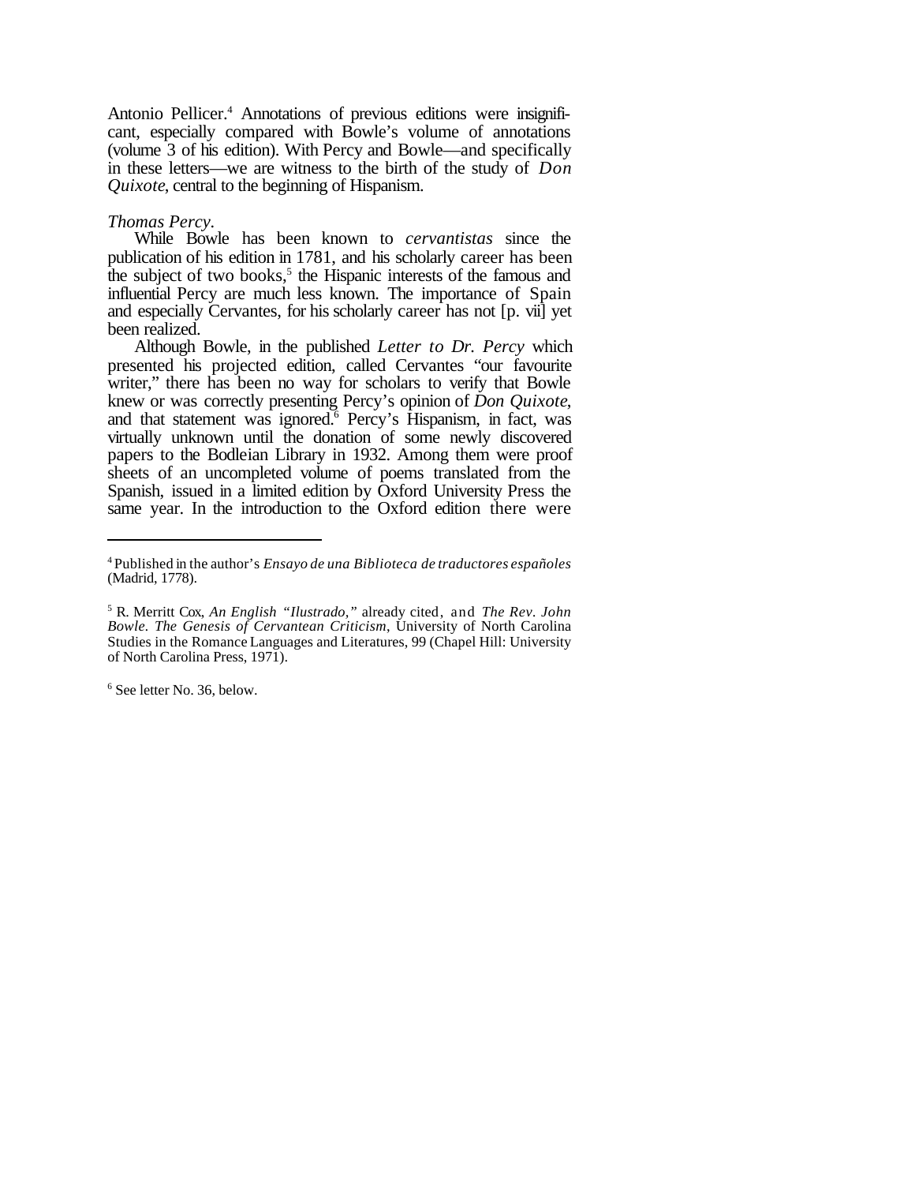Antonio Pellicer.[4] Annotations of previous editions were insignificant, especially compared with Bowle's volume of annotations (volume 3 of his edition). With Percy and Bowle—and specifically in these letters—we are witness to the birth of the study of *Don Quixote*, central to the beginning of Hispanism.

*Thomas Percy.*

While Bowle has been known to *cervantistas* since the publication of his edition in 1781, and his scholarly career has been the subject of two books,[5] the Hispanic interests of the famous and influential Percy are much less known. The importance of Spain and especially Cervantes, for his scholarly career has not [p. vii] yet been realized.

Although Bowle, in the published *Letter to Dr. Percy* which presented his projected edition, called Cervantes "our favourite writer," there has been no way for scholars to verify that Bowle knew or was correctly presenting Percy's opinion of *Don Quixote*, and that statement was ignored.[6] Percy's Hispanism, in fact, was virtually unknown until the donation of some newly discovered papers to the Bodleian Library in 1932. Among them were proof sheets of an uncompleted volume of poems translated from the Spanish, issued in a limited edition by Oxford University Press the same year. In the introduction to the Oxford edition there were

---

[4] Published in the author's *Ensayo de una Biblioteca de traductores españoles* (Madrid, 1778).

[5] R. Merritt Cox, *An English "Ilustrado,"* already cited, and *The Rev. John Bowle. The Genesis of Cervantean Criticism*, University of North Carolina Studies in the Romance Languages and Literatures, 99 (Chapel Hill: University of North Carolina Press, 1971).

[6] See letter No. 36, below.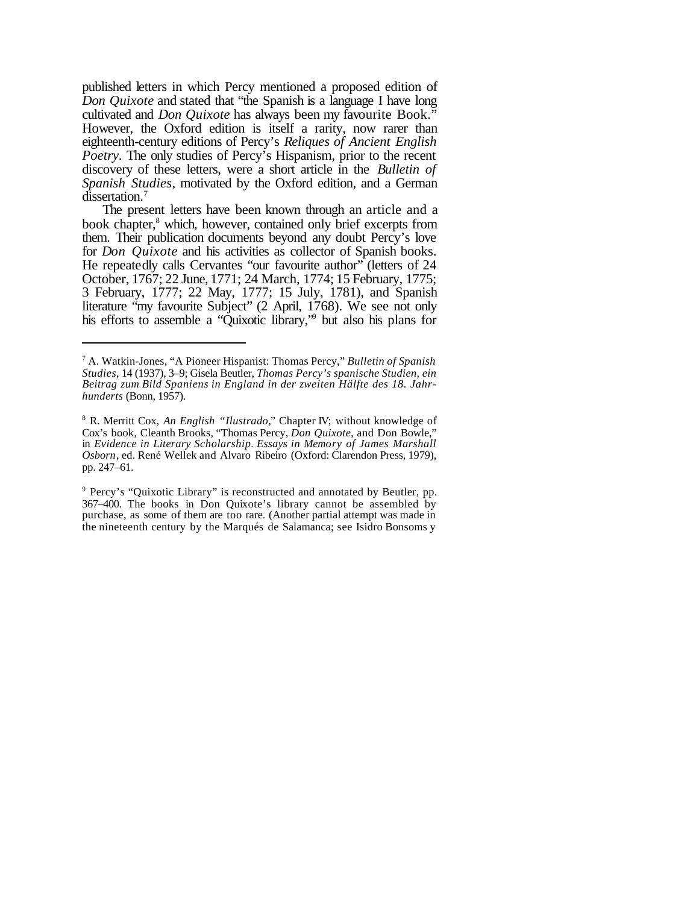published letters in which Percy mentioned a proposed edition of *Don Quixote* and stated that "the Spanish is a language I have long cultivated and *Don Quixote* has always been my favourite Book." However, the Oxford edition is itself a rarity, now rarer than eighteenth-century editions of Percy's *Reliques of Ancient English Poetry*. The only studies of Percy's Hispanism, prior to the recent discovery of these letters, were a short article in the *Bulletin of Spanish Studies*, motivated by the Oxford edition, and a German dissertation.[7]

The present letters have been known through an article and a book chapter,[8] which, however, contained only brief excerpts from them. Their publication documents beyond any doubt Percy's love for *Don Quixote* and his activities as collector of Spanish books. He repeatedly calls Cervantes "our favourite author" (letters of 24 October, 1767; 22 June, 1771; 24 March, 1774; 15 February, 1775; 3 February, 1777; 22 May, 1777; 15 July, 1781), and Spanish literature "my favourite Subject" (2 April, 1768). We see not only his efforts to assemble a "Quixotic library,"[9] but also his plans for

---

[7] A. Watkin-Jones, "A Pioneer Hispanist: Thomas Percy," *Bulletin of Spanish Studies*, 14 (1937), 3–9; Gisela Beutler, *Thomas Percy's spanische Studien, ein Beitrag zum Bild Spaniens in England in der zweiten Hälfte des 18. Jahrhunderts* (Bonn, 1957).

[8] R. Merritt Cox, *An English "Ilustrado,"* Chapter IV; without knowledge of Cox's book, Cleanth Brooks, "Thomas Percy, *Don Quixote*, and Don Bowle," in *Evidence in Literary Scholarship. Essays in Memory of James Marshall Osborn*, ed. René Wellek and Alvaro Ribeiro (Oxford: Clarendon Press, 1979), pp. 247–61.

[9] Percy's "Quixotic Library" is reconstructed and annotated by Beutler, pp. 367–400. The books in Don Quixote's library cannot be assembled by purchase, as some of them are too rare. (Another partial attempt was made in the nineteenth century by the Marqués de Salamanca; see Isidro Bonsoms y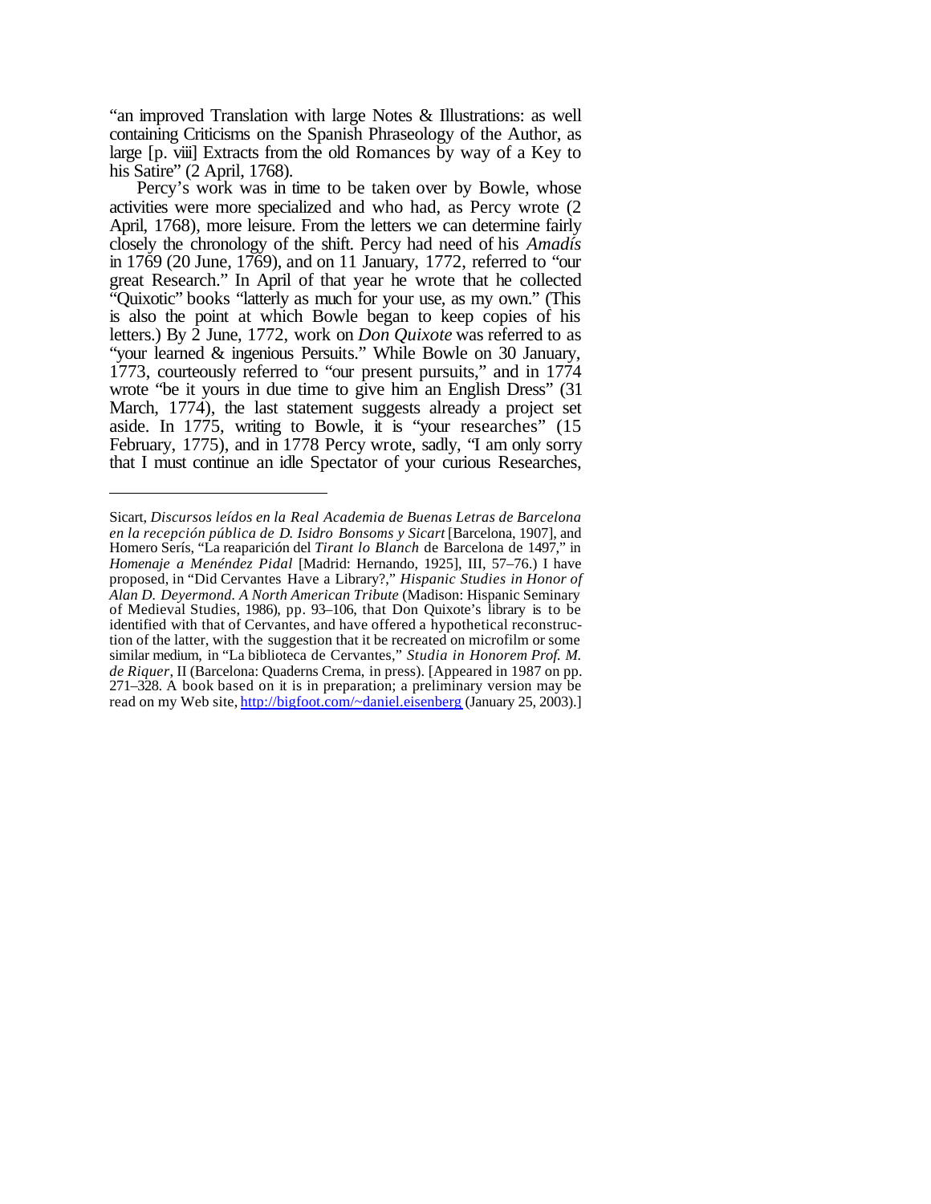"an improved Translation with large Notes & Illustrations: as well containing Criticisms on the Spanish Phraseology of the Author, as large [p. viii] Extracts from the old Romances by way of a Key to his Satire" (2 April, 1768).

Percy's work was in time to be taken over by Bowle, whose activities were more specialized and who had, as Percy wrote (2 April, 1768), more leisure. From the letters we can determine fairly closely the chronology of the shift. Percy had need of his *Amadís* in 1769 (20 June, 1769), and on 11 January, 1772, referred to "our great Research." In April of that year he wrote that he collected "Quixotic" books "latterly as much for your use, as my own." (This is also the point at which Bowle began to keep copies of his letters.) By 2 June, 1772, work on *Don Quixote* was referred to as "your learned & ingenious Persuits." While Bowle on 30 January, 1773, courteously referred to "our present pursuits," and in 1774 wrote "be it yours in due time to give him an English Dress" (31 March, 1774), the last statement suggests already a project set aside. In 1775, writing to Bowle, it is "your researches" (15 February, 1775), and in 1778 Percy wrote, sadly, "I am only sorry that I must continue an idle Spectator of your curious Researches,

---

Sicart, *Discursos leídos en la Real Academia de Buenas Letras de Barcelona en la recepción pública de D. Isidro Bonsoms y Sicart* [Barcelona, 1907], and Homero Serís, "La reaparición del *Tirant lo Blanch* de Barcelona de 1497," in *Homenaje a Menéndez Pidal* [Madrid: Hernando, 1925], III, 57–76.) I have proposed, in "Did Cervantes Have a Library?," *Hispanic Studies in Honor of Alan D. Deyermond. A North American Tribute* (Madison: Hispanic Seminary of Medieval Studies, 1986), pp. 93–106, that Don Quixote's library is to be identified with that of Cervantes, and have offered a hypothetical reconstruction of the latter, with the suggestion that it be recreated on microfilm or some similar medium, in "La biblioteca de Cervantes," *Studia in Honorem Prof. M. de Riquer*, II (Barcelona: Quaderns Crema, in press). [Appeared in 1987 on pp. 271–328. A book based on it is in preparation; a preliminary version may be read on my Web site, http://bigfoot.com/~daniel.eisenberg (January 25, 2003).]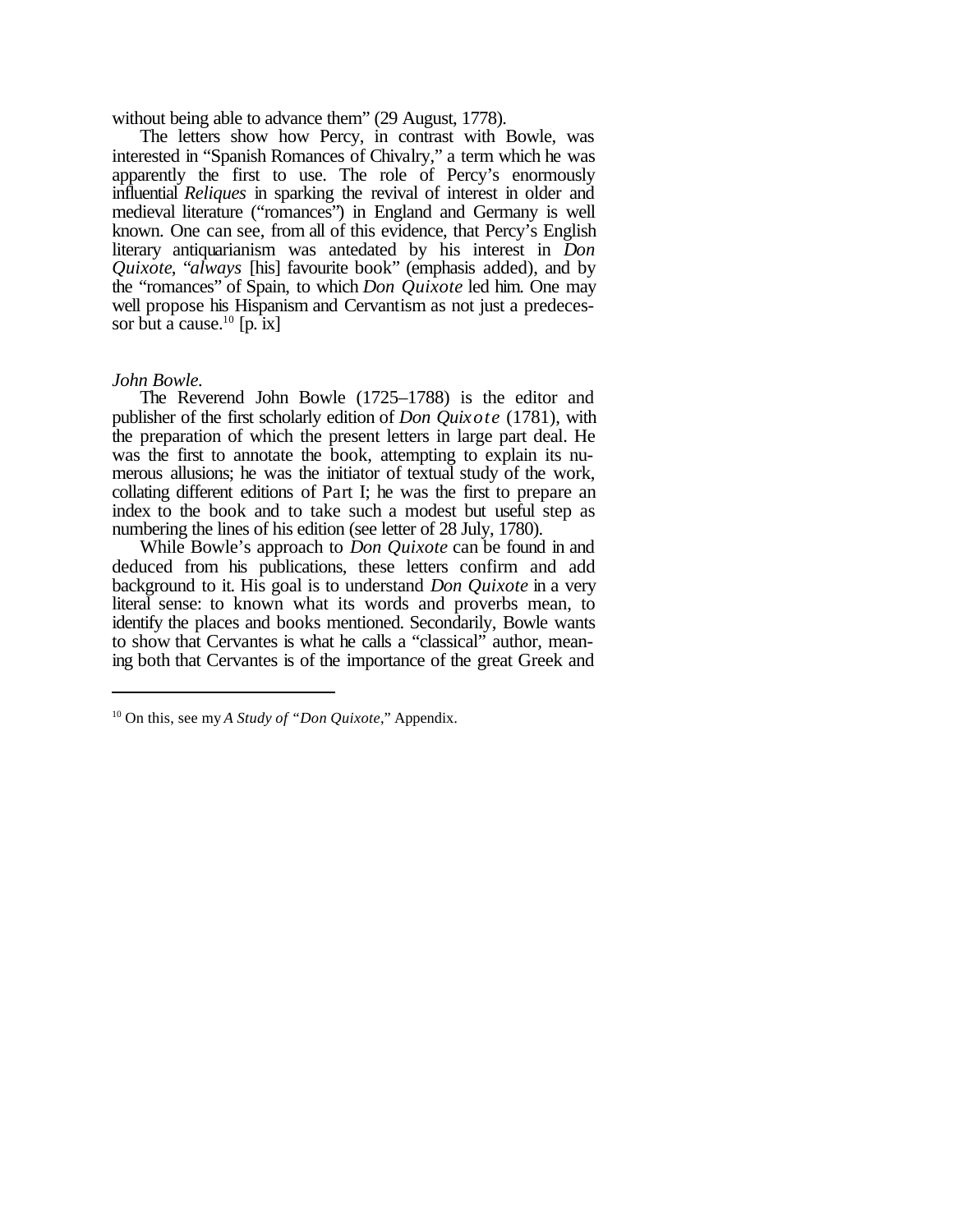without being able to advance them" (29 August, 1778).

The letters show how Percy, in contrast with Bowle, was interested in "Spanish Romances of Chivalry," a term which he was apparently the first to use. The role of Percy's enormously influential *Reliques* in sparking the revival of interest in older and medieval literature ("romances") in England and Germany is well known. One can see, from all of this evidence, that Percy's English literary antiquarianism was antedated by his interest in *Don Quixote*, "*always* [his] favourite book" (emphasis added), and by the "romances" of Spain, to which *Don Quixote* led him. One may well propose his Hispanism and Cervantism as not just a predecessor but a cause.[10] [p. ix]

*John Bowle.*

The Reverend John Bowle (1725–1788) is the editor and publisher of the first scholarly edition of *Don Quixote* (1781), with the preparation of which the present letters in large part deal. He was the first to annotate the book, attempting to explain its numerous allusions; he was the initiator of textual study of the work, collating different editions of Part I; he was the first to prepare an index to the book and to take such a modest but useful step as numbering the lines of his edition (see letter of 28 July, 1780).

While Bowle's approach to *Don Quixote* can be found in and deduced from his publications, these letters confirm and add background to it. His goal is to understand *Don Quixote* in a very literal sense: to known what its words and proverbs mean, to identify the places and books mentioned. Secondarily, Bowle wants to show that Cervantes is what he calls a "classical" author, meaning both that Cervantes is of the importance of the great Greek and

---

[10] On this, see my *A Study of "Don Quixote*," Appendix.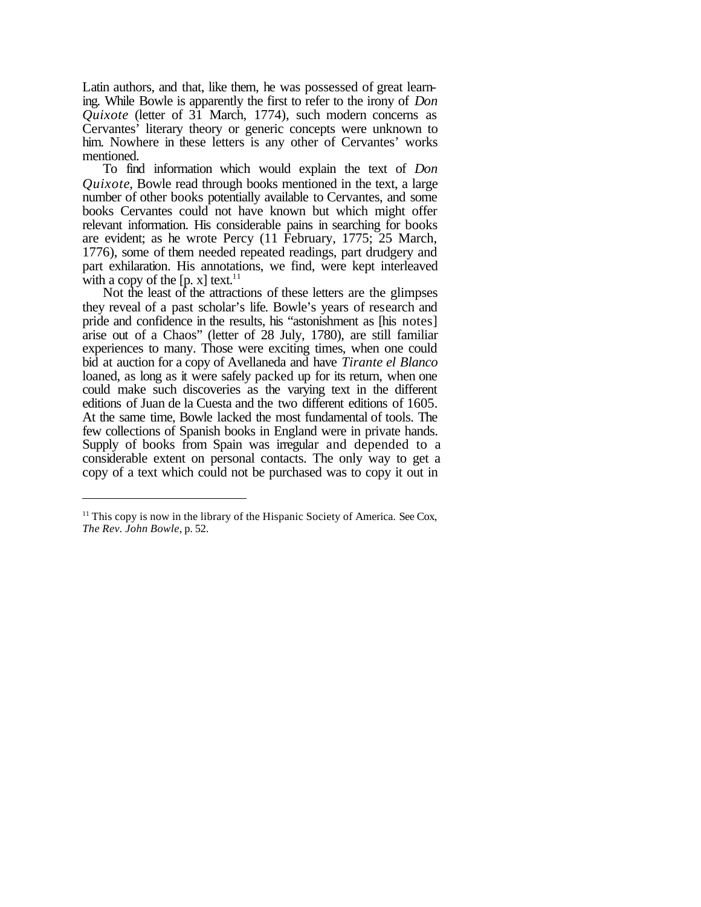Latin authors, and that, like them, he was possessed of great learning. While Bowle is apparently the first to refer to the irony of *Don Quixote* (letter of 31 March, 1774), such modern concerns as Cervantes' literary theory or generic concepts were unknown to him. Nowhere in these letters is any other of Cervantes' works mentioned.

To find information which would explain the text of *Don Quixote*, Bowle read through books mentioned in the text, a large number of other books potentially available to Cervantes, and some books Cervantes could not have known but which might offer relevant information. His considerable pains in searching for books are evident; as he wrote Percy (11 February, 1775; 25 March, 1776), some of them needed repeated readings, part drudgery and part exhilaration. His annotations, we find, were kept interleaved with a copy of the [p. x] text.[11]

Not the least of the attractions of these letters are the glimpses they reveal of a past scholar's life. Bowle's years of research and pride and confidence in the results, his "astonishment as [his notes] arise out of a Chaos" (letter of 28 July, 1780), are still familiar experiences to many. Those were exciting times, when one could bid at auction for a copy of Avellaneda and have *Tirante el Blanco* loaned, as long as it were safely packed up for its return, when one could make such discoveries as the varying text in the different editions of Juan de la Cuesta and the two different editions of 1605. At the same time, Bowle lacked the most fundamental of tools. The few collections of Spanish books in England were in private hands. Supply of books from Spain was irregular and depended to a considerable extent on personal contacts. The only way to get a copy of a text which could not be purchased was to copy it out in

---

[11] This copy is now in the library of the Hispanic Society of America. See Cox, *The Rev. John Bowle*, p. 52.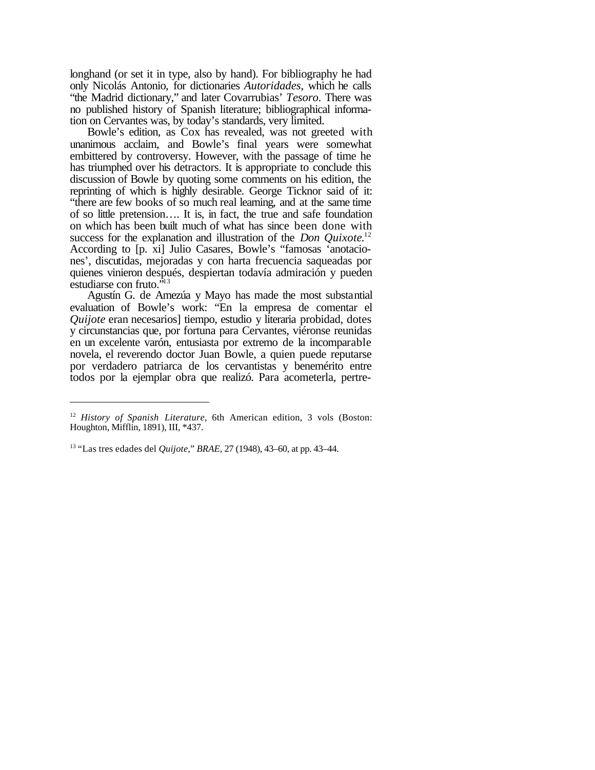longhand (or set it in type, also by hand). For bibliography he had only Nicolás Antonio, for dictionaries *Autoridades*, which he calls "the Madrid dictionary," and later Covarrubias' *Tesoro*. There was no published history of Spanish literature; bibliographical information on Cervantes was, by today's standards, very limited.

Bowle's edition, as Cox has revealed, was not greeted with unanimous acclaim, and Bowle's final years were somewhat embittered by controversy. However, with the passage of time he has triumphed over his detractors. It is appropriate to conclude this discussion of Bowle by quoting some comments on his edition, the reprinting of which is highly desirable. George Ticknor said of it: "there are few books of so much real learning, and at the same time of so little pretension…. It is, in fact, the true and safe foundation on which has been built much of what has since been done with success for the explanation and illustration of the *Don Quixote*.[12] According to [p. xi] Julio Casares, Bowle's "famosas 'anotaciones', discutidas, mejoradas y con harta frecuencia saqueadas por quienes vinieron después, despiertan todavía admiración y pueden estudiarse con fruto."[13]

Agustín G. de Amezúa y Mayo has made the most substantial evaluation of Bowle's work: "En la empresa de comentar el *Quijote* eran necesarios] tiempo, estudio y literaria probidad, dotes y circunstancias que, por fortuna para Cervantes, viéronse reunidas en un excelente varón, entusiasta por extremo de la incomparable novela, el reverendo doctor Juan Bowle, a quien puede reputarse por verdadero patriarca de los cervantistas y benemérito entre todos por la ejemplar obra que realizó. Para acometerla, pertre-

---

[12] *History of Spanish Literature*, 6th American edition, 3 vols (Boston: Houghton, Mifflin, 1891), III, *437.

[13] "Las tres edades del *Quijote*," *BRAE*, 27 (1948), 43–60, at pp. 43–44.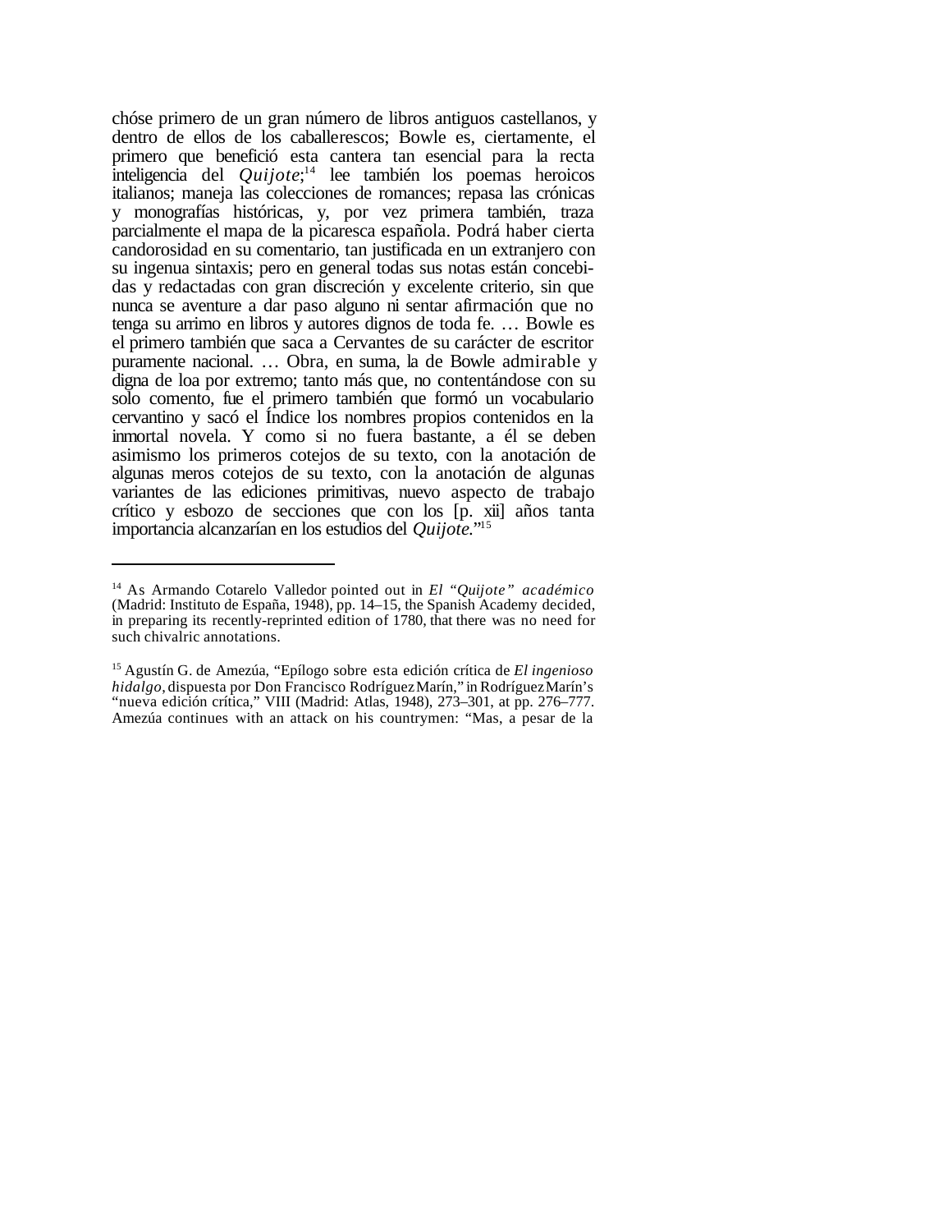chóse primero de un gran número de libros antiguos castellanos, y dentro de ellos de los caballerescos; Bowle es, ciertamente, el primero que benefició esta cantera tan esencial para la recta inteligencia del *Quijote*;[14] lee también los poemas heroicos italianos; maneja las colecciones de romances; repasa las crónicas y monografías históricas, y, por vez primera también, traza parcialmente el mapa de la picaresca española. Podrá haber cierta candorosidad en su comentario, tan justificada en un extranjero con su ingenua sintaxis; pero en general todas sus notas están concebidas y redactadas con gran discreción y excelente criterio, sin que nunca se aventure a dar paso alguno ni sentar afirmación que no tenga su arrimo en libros y autores dignos de toda fe. … Bowle es el primero también que saca a Cervantes de su carácter de escritor puramente nacional. … Obra, en suma, la de Bowle admirable y digna de loa por extremo; tanto más que, no contentándose con su solo comento, fue el primero también que formó un vocabulario cervantino y sacó el Índice los nombres propios contenidos en la inmortal novela. Y como si no fuera bastante, a él se deben asimismo los primeros cotejos de su texto, con la anotación de algunas meros cotejos de su texto, con la anotación de algunas variantes de las ediciones primitivas, nuevo aspecto de trabajo crítico y esbozo de secciones que con los [p. xii] años tanta importancia alcanzarían en los estudios del *Quijote*."[15]

---

[14] As Armando Cotarelo Valledor pointed out in *El "Quijote" académico* (Madrid: Instituto de España, 1948), pp. 14–15, the Spanish Academy decided, in preparing its recently-reprinted edition of 1780, that there was no need for such chivalric annotations.

[15] Agustín G. de Amezúa, "Epílogo sobre esta edición crítica de *El ingenioso hidalgo*, dispuesta por Don Francisco Rodríguez Marín," in Rodríguez Marín's "nueva edición crítica," VIII (Madrid: Atlas, 1948), 273–301, at pp. 276–777. Amezúa continues with an attack on his countrymen: "Mas, a pesar de la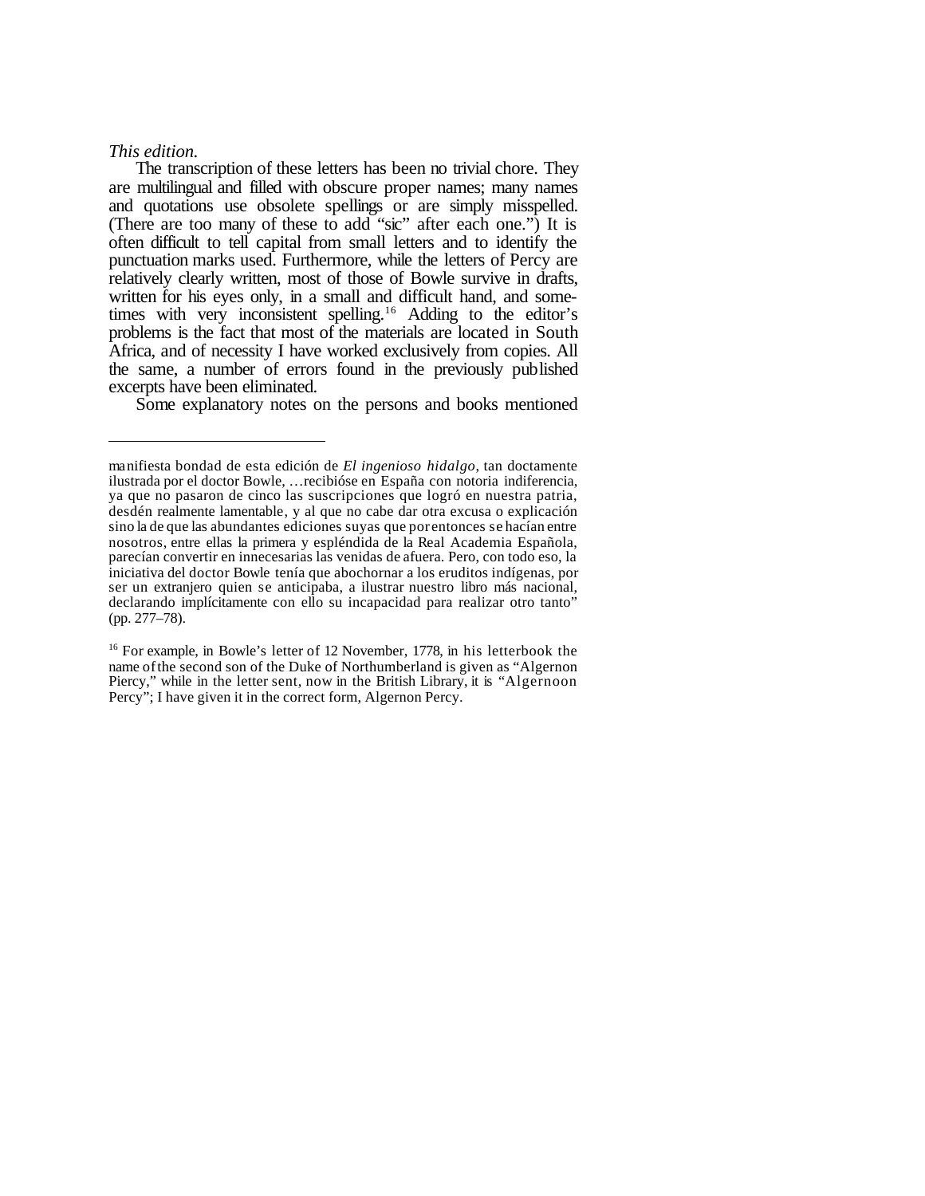*This edition.*

The transcription of these letters has been no trivial chore. They are multilingual and filled with obscure proper names; many names and quotations use obsolete spellings or are simply misspelled. (There are too many of these to add "sic" after each one.") It is often difficult to tell capital from small letters and to identify the punctuation marks used. Furthermore, while the letters of Percy are relatively clearly written, most of those of Bowle survive in drafts, written for his eyes only, in a small and difficult hand, and sometimes with very inconsistent spelling.[16] Adding to the editor's problems is the fact that most of the materials are located in South Africa, and of necessity I have worked exclusively from copies. All the same, a number of errors found in the previously published excerpts have been eliminated.

Some explanatory notes on the persons and books mentioned

---

manifiesta bondad de esta edición de *El ingenioso hidalgo*, tan doctamente ilustrada por el doctor Bowle, …recibióse en España con notoria indiferencia, ya que no pasaron de cinco las suscripciones que logró en nuestra patria, desdén realmente lamentable, y al que no cabe dar otra excusa o explicación sino la de que las abundantes ediciones suyas que por entonces se hacían entre nosotros, entre ellas la primera y espléndida de la Real Academia Española, parecían convertir en innecesarias las venidas de afuera. Pero, con todo eso, la iniciativa del doctor Bowle tenía que abochornar a los eruditos indígenas, por ser un extranjero quien se anticipaba, a ilustrar nuestro libro más nacional, declarando implícitamente con ello su incapacidad para realizar otro tanto" (pp. 277–78).

[16] For example, in Bowle's letter of 12 November, 1778, in his letterbook the name of the second son of the Duke of Northumberland is given as "Algernon Piercy," while in the letter sent, now in the British Library, it is "Algernoon Percy"; I have given it in the correct form, Algernon Percy.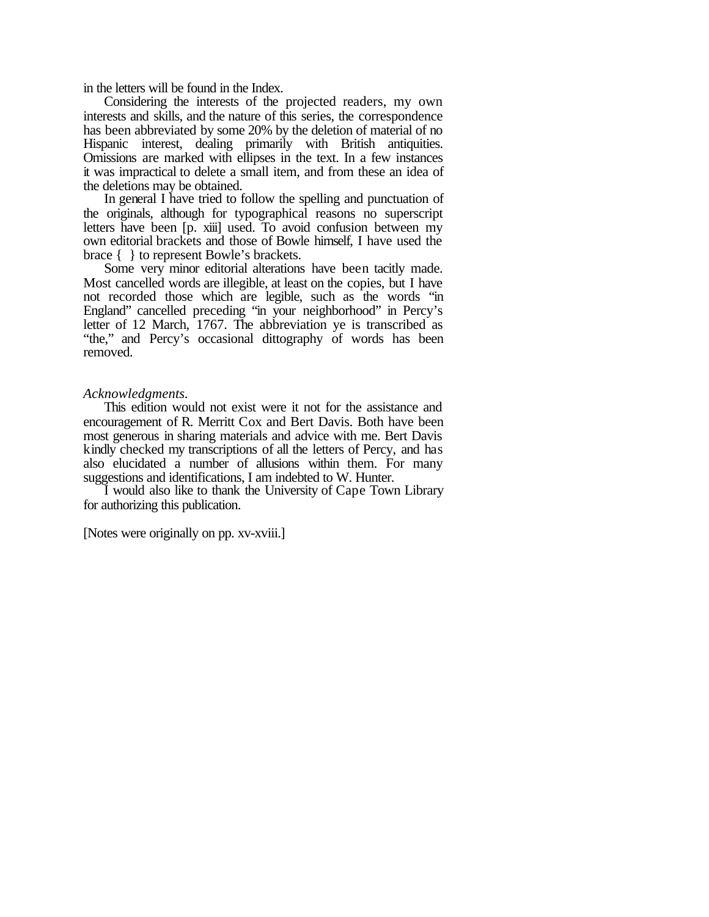in the letters will be found in the Index.

Considering the interests of the projected readers, my own interests and skills, and the nature of this series, the correspondence has been abbreviated by some 20% by the deletion of material of no Hispanic interest, dealing primarily with British antiquities. Omissions are marked with ellipses in the text. In a few instances it was impractical to delete a small item, and from these an idea of the deletions may be obtained.

In general I have tried to follow the spelling and punctuation of the originals, although for typographical reasons no superscript letters have been [p. xiii] used. To avoid confusion between my own editorial brackets and those of Bowle himself, I have used the brace { } to represent Bowle's brackets.

Some very minor editorial alterations have been tacitly made. Most cancelled words are illegible, at least on the copies, but I have not recorded those which are legible, such as the words "in England" cancelled preceding "in your neighborhood" in Percy's letter of 12 March, 1767. The abbreviation ye is transcribed as "the," and Percy's occasional dittography of words has been removed.

*Acknowledgments.*

This edition would not exist were it not for the assistance and encouragement of R. Merritt Cox and Bert Davis. Both have been most generous in sharing materials and advice with me. Bert Davis kindly checked my transcriptions of all the letters of Percy, and has also elucidated a number of allusions within them. For many suggestions and identifications, I am indebted to W. Hunter.

I would also like to thank the University of Cape Town Library for authorizing this publication.

[Notes were originally on pp. xv-xviii.]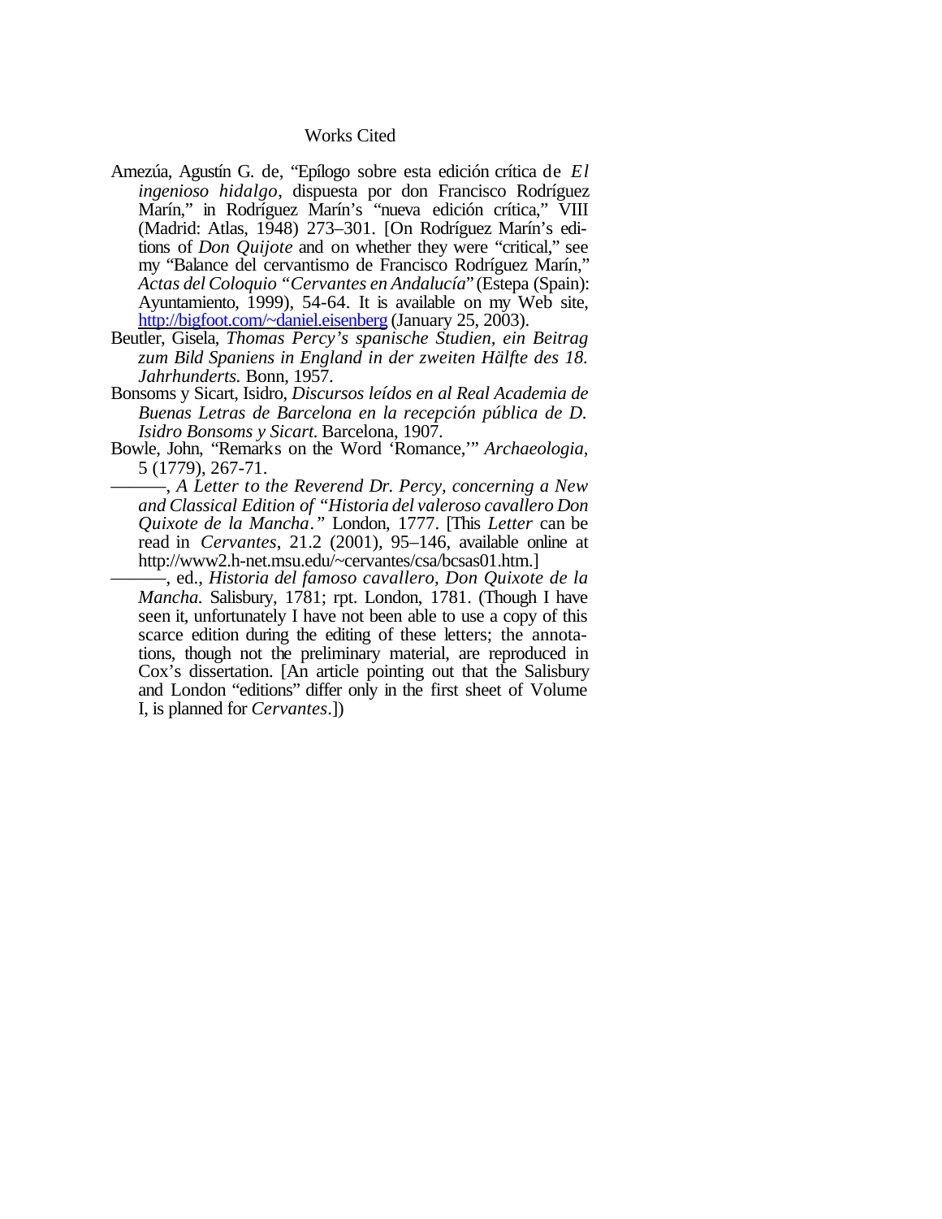## Works Cited

Amezúa, Agustín G. de, "Epílogo sobre esta edición crítica de *El ingenioso hidalgo*, dispuesta por don Francisco Rodríguez Marín," in Rodríguez Marín's "nueva edición crítica," VIII (Madrid: Atlas, 1948) 273–301. [On Rodríguez Marín's editions of *Don Quijote* and on whether they were "critical," see my "Balance del cervantismo de Francisco Rodríguez Marín," *Actas del Coloquio "Cervantes en Andalucía"* (Estepa (Spain): Ayuntamiento, 1999), 54-64. It is available on my Web site, http://bigfoot.com/~daniel.eisenberg (January 25, 2003).

Beutler, Gisela, *Thomas Percy's spanische Studien, ein Beitrag zum Bild Spaniens in England in der zweiten Hälfte des 18. Jahrhunderts.* Bonn, 1957.

Bonsoms y Sicart, Isidro, *Discursos leídos en al Real Academia de Buenas Letras de Barcelona en la recepción pública de D. Isidro Bonsoms y Sicart.* Barcelona, 1907.

Bowle, John, "Remarks on the Word 'Romance,'" *Archaeologia*, 5 (1779), 267-71.

———, *A Letter to the Reverend Dr. Percy, concerning a New and Classical Edition of "Historia del valeroso cavallero Don Quixote de la Mancha."* London, 1777. [This *Letter* can be read in *Cervantes*, 21.2 (2001), 95–146, available online at http://www2.h-net.msu.edu/~cervantes/csa/bcsas01.htm.]

———, ed., *Historia del famoso cavallero, Don Quixote de la Mancha.* Salisbury, 1781; rpt. London, 1781. (Though I have seen it, unfortunately I have not been able to use a copy of this scarce edition during the editing of these letters; the annotations, though not the preliminary material, are reproduced in Cox's dissertation. [An article pointing out that the Salisbury and London "editions" differ only in the first sheet of Volume I, is planned for *Cervantes*.])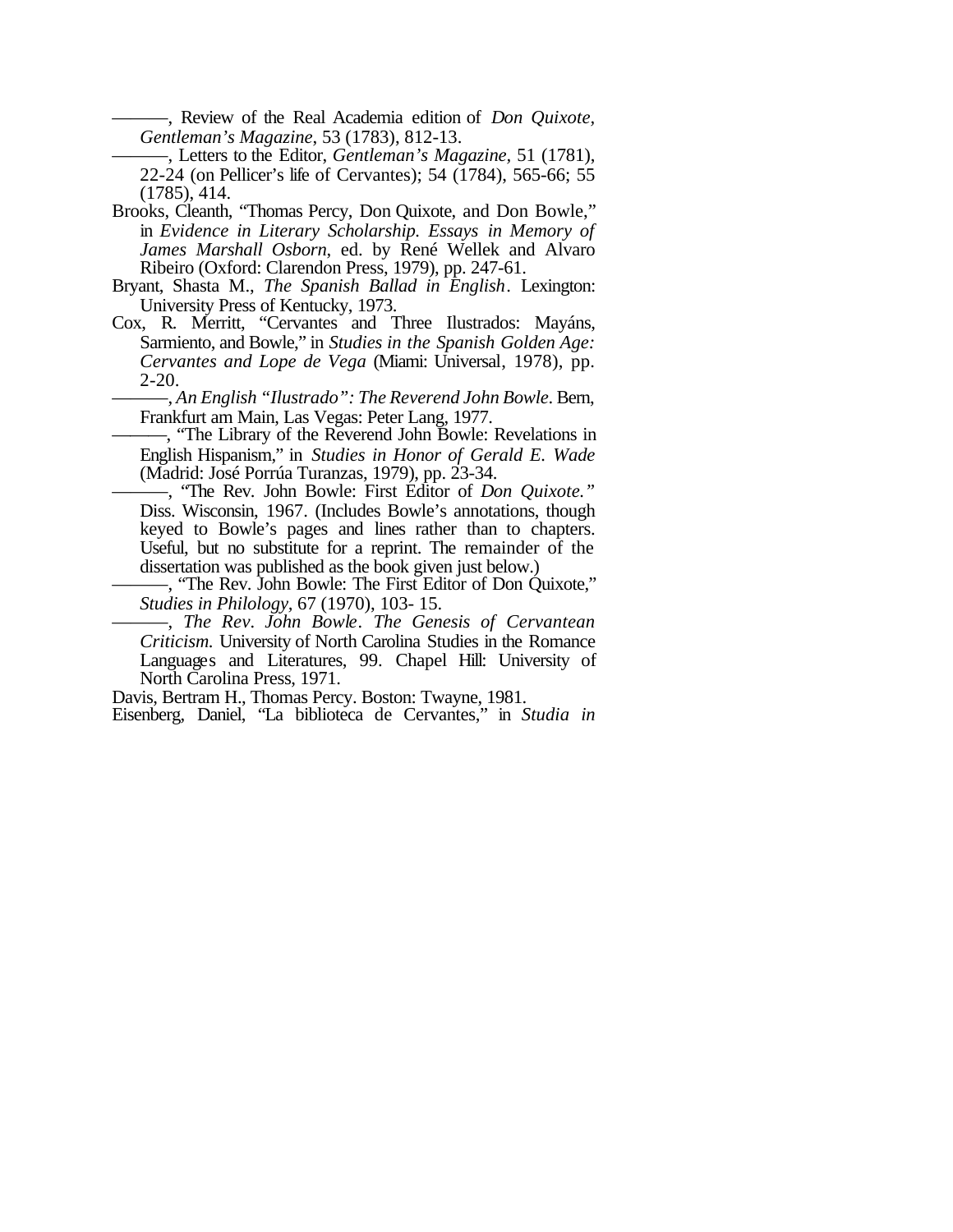———, Review of the Real Academia edition of *Don Quixote*, *Gentleman's Magazine*, 53 (1783), 812-13.

———, Letters to the Editor, *Gentleman's Magazine*, 51 (1781), 22-24 (on Pellicer's life of Cervantes); 54 (1784), 565-66; 55 (1785), 414.

Brooks, Cleanth, "Thomas Percy, Don Quixote, and Don Bowle," in *Evidence in Literary Scholarship. Essays in Memory of James Marshall Osborn*, ed. by René Wellek and Alvaro Ribeiro (Oxford: Clarendon Press, 1979), pp. 247-61.

Bryant, Shasta M., *The Spanish Ballad in English*. Lexington: University Press of Kentucky, 1973.

Cox, R. Merritt, "Cervantes and Three Ilustrados: Mayáns, Sarmiento, and Bowle," in *Studies in the Spanish Golden Age: Cervantes and Lope de Vega* (Miami: Universal, 1978), pp. 2-20.

———, *An English "Ilustrado": The Reverend John Bowle*. Bern, Frankfurt am Main, Las Vegas: Peter Lang, 1977.

———, "The Library of the Reverend John Bowle: Revelations in English Hispanism," in *Studies in Honor of Gerald E. Wade* (Madrid: José Porrúa Turanzas, 1979), pp. 23-34.

———, "The Rev. John Bowle: First Editor of *Don Quixote.*" Diss. Wisconsin, 1967. (Includes Bowle's annotations, though keyed to Bowle's pages and lines rather than to chapters. Useful, but no substitute for a reprint. The remainder of the dissertation was published as the book given just below.)

———, "The Rev. John Bowle: The First Editor of Don Quixote," *Studies in Philology*, 67 (1970), 103- 15.

———, *The Rev. John Bowle. The Genesis of Cervantean Criticism.* University of North Carolina Studies in the Romance Languages and Literatures, 99. Chapel Hill: University of North Carolina Press, 1971.

Davis, Bertram H., Thomas Percy. Boston: Twayne, 1981.

Eisenberg, Daniel, "La biblioteca de Cervantes," in *Studia in*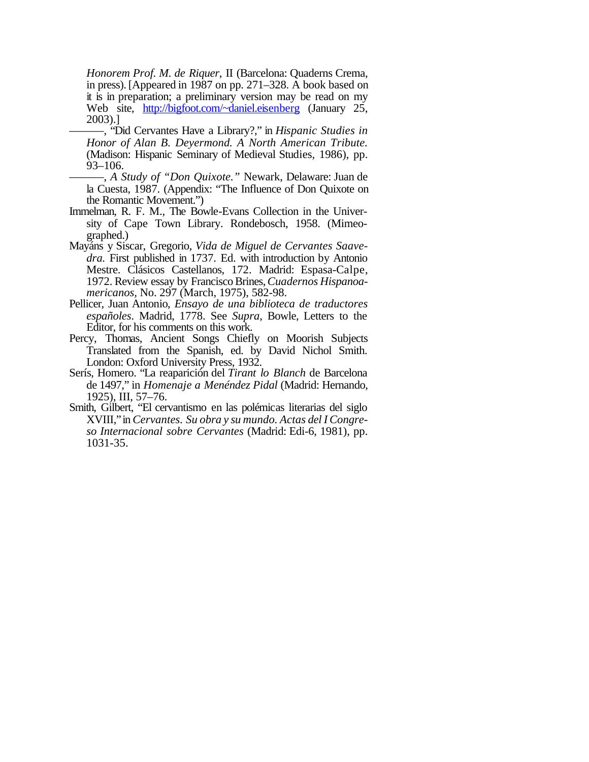*Honorem Prof. M. de Riquer*, II (Barcelona: Quaderns Crema, in press). [Appeared in 1987 on pp. 271–328. A book based on it is in preparation; a preliminary version may be read on my Web site, http://bigfoot.com/~daniel.eisenberg (January 25, 2003).]

———, "Did Cervantes Have a Library?," in *Hispanic Studies in Honor of Alan B. Deyermond. A North American Tribute.* (Madison: Hispanic Seminary of Medieval Studies, 1986), pp. 93–106.

———, *A Study of "Don Quixote."* Newark, Delaware: Juan de la Cuesta, 1987. (Appendix: "The Influence of Don Quixote on the Romantic Movement.")

Immelman, R. F. M., The Bowle-Evans Collection in the University of Cape Town Library. Rondebosch, 1958. (Mimeographed.)

Mayáns y Siscar, Gregorio, *Vida de Miguel de Cervantes Saavedra.* First published in 1737. Ed. with introduction by Antonio Mestre. Clásicos Castellanos, 172. Madrid: Espasa-Calpe, 1972. Review essay by Francisco Brines, *Cuadernos Hispanoamericanos*, No. 297 (March, 1975), 582-98.

Pellicer, Juan Antonio, *Ensayo de una biblioteca de traductores españoles*. Madrid, 1778. See *Supra*, Bowle, Letters to the Editor, for his comments on this work.

Percy, Thomas, Ancient Songs Chiefly on Moorish Subjects Translated from the Spanish, ed. by David Nichol Smith. London: Oxford University Press, 1932.

Serís, Homero. "La reaparición del *Tirant lo Blanch* de Barcelona de 1497," in *Homenaje a Menéndez Pidal* (Madrid: Hernando, 1925), III, 57–76.

Smith, Gilbert, "El cervantismo en las polémicas literarias del siglo XVIII," in *Cervantes. Su obra y su mundo. Actas del I Congreso Internacional sobre Cervantes* (Madrid: Edi-6, 1981), pp. 1031-35.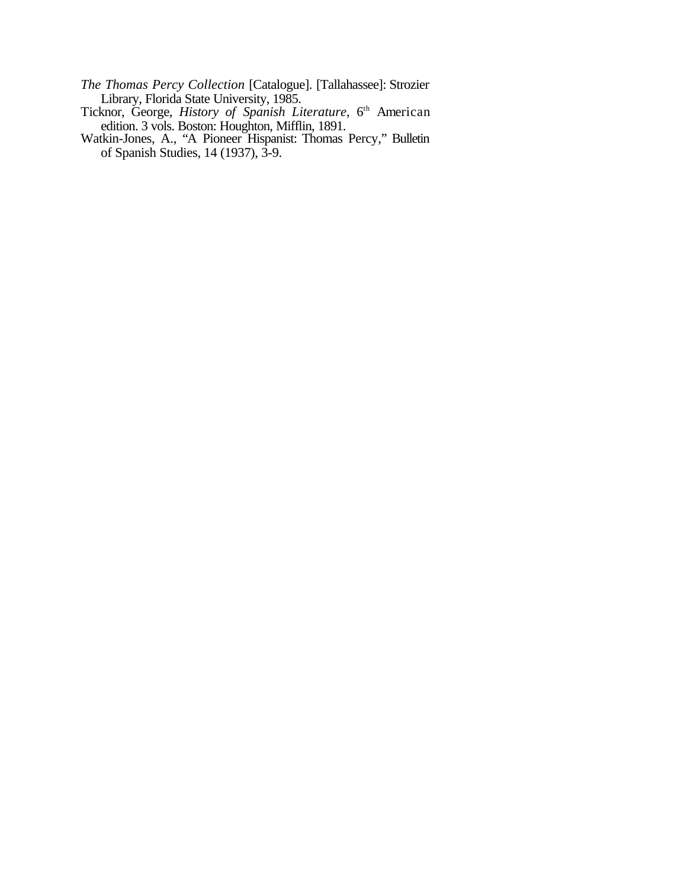*The Thomas Percy Collection* [Catalogue]. [Tallahassee]: Strozier Library, Florida State University, 1985.

Ticknor, George, *History of Spanish Literature*, 6th American edition. 3 vols. Boston: Houghton, Mifflin, 1891.

Watkin-Jones, A., "A Pioneer Hispanist: Thomas Percy," Bulletin of Spanish Studies, 14 (1937), 3-9.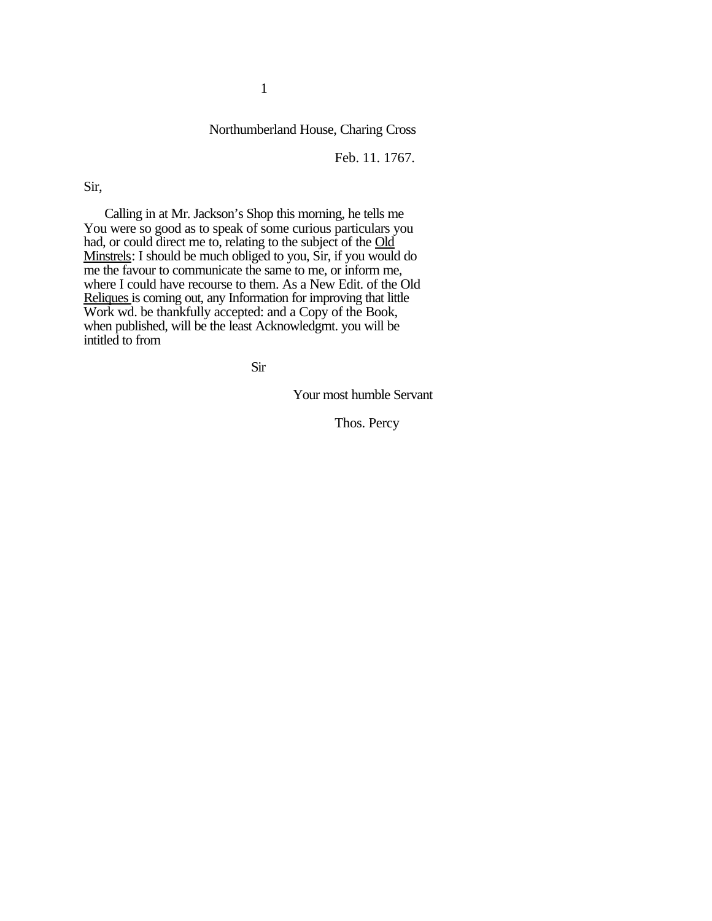Northumberland House, Charing Cross

Feb. 11. 1767.

Sir,

Calling in at Mr. Jackson's Shop this morning, he tells me You were so good as to speak of some curious particulars you had, or could direct me to, relating to the subject of the Old Minstrels: I should be much obliged to you, Sir, if you would do me the favour to communicate the same to me, or inform me, where I could have recourse to them. As a New Edit. of the Old Reliques is coming out, any Information for improving that little Work wd. be thankfully accepted: and a Copy of the Book, when published, will be the least Acknowledgmt. you will be intitled to from

Sir

Your most humble Servant

Thos. Percy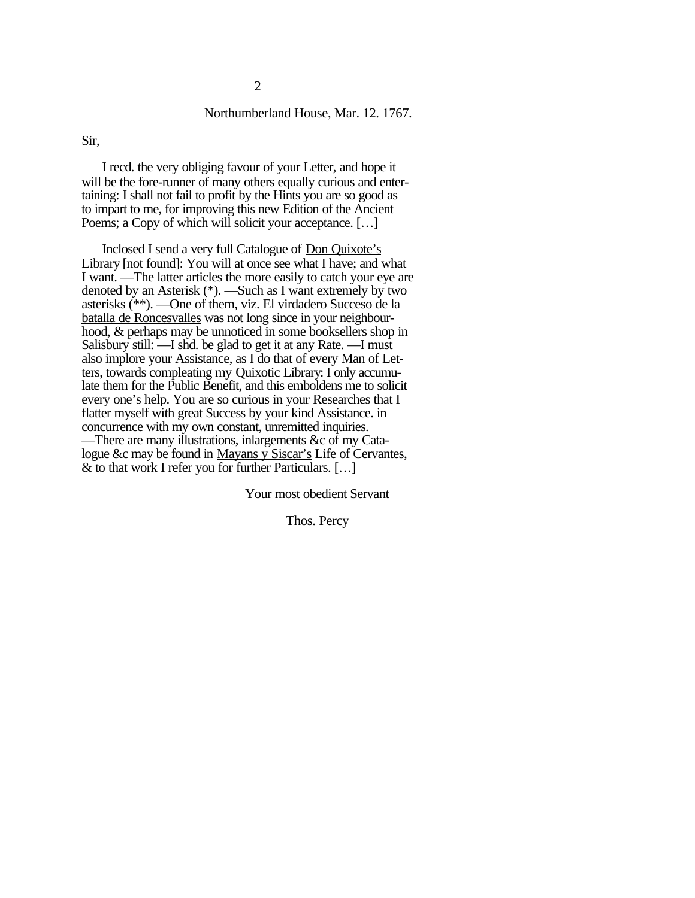Northumberland House, Mar. 12. 1767.

Sir,

I recd. the very obliging favour of your Letter, and hope it will be the fore-runner of many others equally curious and entertaining: I shall not fail to profit by the Hints you are so good as to impart to me, for improving this new Edition of the Ancient Poems; a Copy of which will solicit your acceptance. […]

Inclosed I send a very full Catalogue of Don Quixote's Library [not found]: You will at once see what I have; and what I want. —The latter articles the more easily to catch your eye are denoted by an Asterisk (*). —Such as I want extremely by two asterisks (**). —One of them, viz. El virdadero Succeso de la batalla de Roncesvalles was not long since in your neighbourhood, & perhaps may be unnoticed in some booksellers shop in Salisbury still: —I shd. be glad to get it at any Rate. —I must also implore your Assistance, as I do that of every Man of Letters, towards compleating my Quixotic Library: I only accumulate them for the Public Benefit, and this emboldens me to solicit every one's help. You are so curious in your Researches that I flatter myself with great Success by your kind Assistance. in concurrence with my own constant, unremitted inquiries. —There are many illustrations, inlargements &c of my Catalogue &c may be found in Mayans y Siscar's Life of Cervantes, & to that work I refer you for further Particulars. […]

Your most obedient Servant

Thos. Percy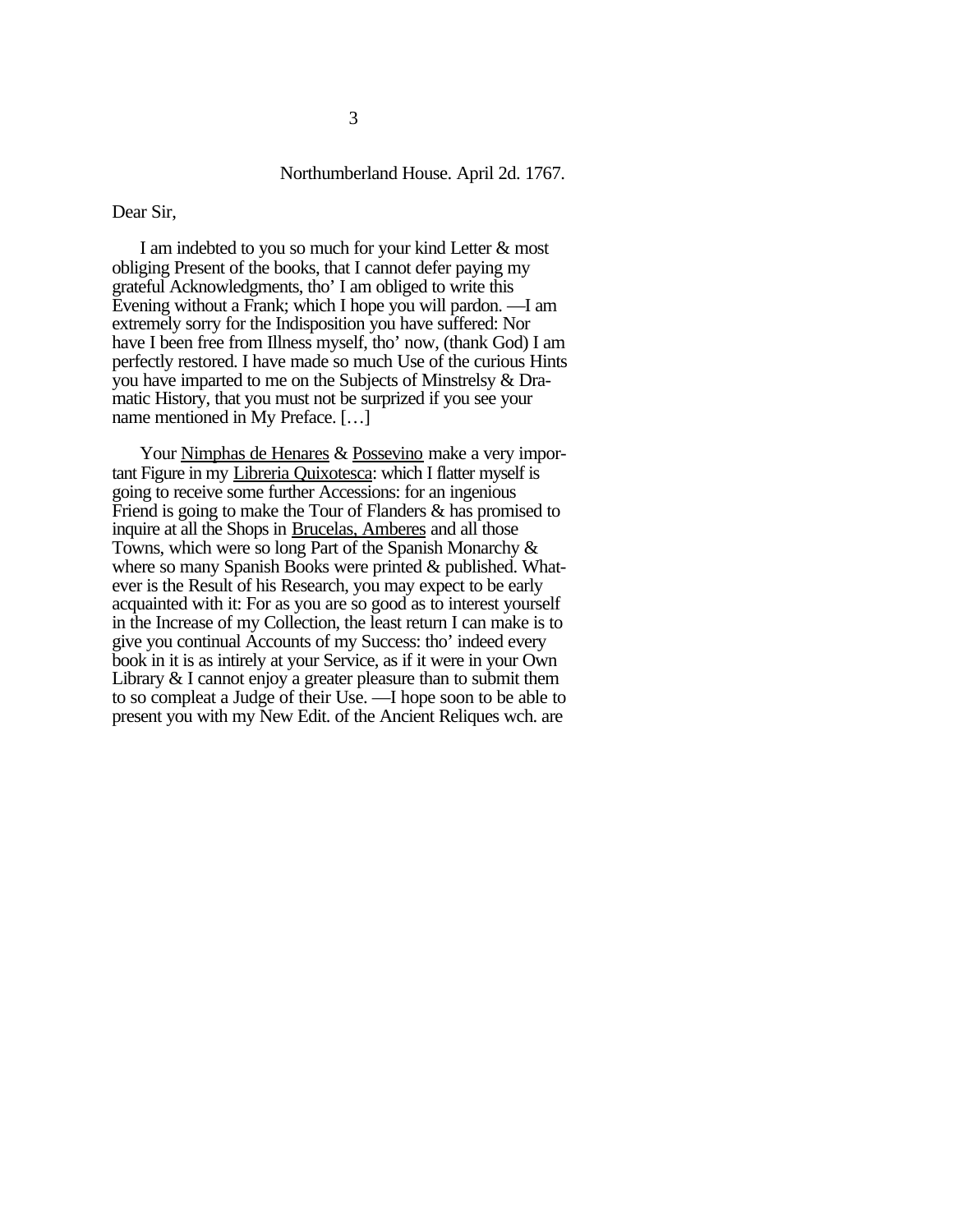3

Northumberland House. April 2d. 1767.

Dear Sir,

I am indebted to you so much for your kind Letter & most obliging Present of the books, that I cannot defer paying my grateful Acknowledgments, tho' I am obliged to write this Evening without a Frank; which I hope you will pardon. —I am extremely sorry for the Indisposition you have suffered: Nor have I been free from Illness myself, tho' now, (thank God) I am perfectly restored. I have made so much Use of the curious Hints you have imparted to me on the Subjects of Minstrelsy & Dramatic History, that you must not be surprized if you see your name mentioned in My Preface. […]

Your Nimphas de Henares & Possevino make a very important Figure in my Libreria Quixotesca: which I flatter myself is going to receive some further Accessions: for an ingenious Friend is going to make the Tour of Flanders & has promised to inquire at all the Shops in Brucelas, Amberes and all those Towns, which were so long Part of the Spanish Monarchy & where so many Spanish Books were printed & published. Whatever is the Result of his Research, you may expect to be early acquainted with it: For as you are so good as to interest yourself in the Increase of my Collection, the least return I can make is to give you continual Accounts of my Success: tho' indeed every book in it is as intirely at your Service, as if it were in your Own Library & I cannot enjoy a greater pleasure than to submit them to so compleat a Judge of their Use. —I hope soon to be able to present you with my New Edit. of the Ancient Reliques wch. are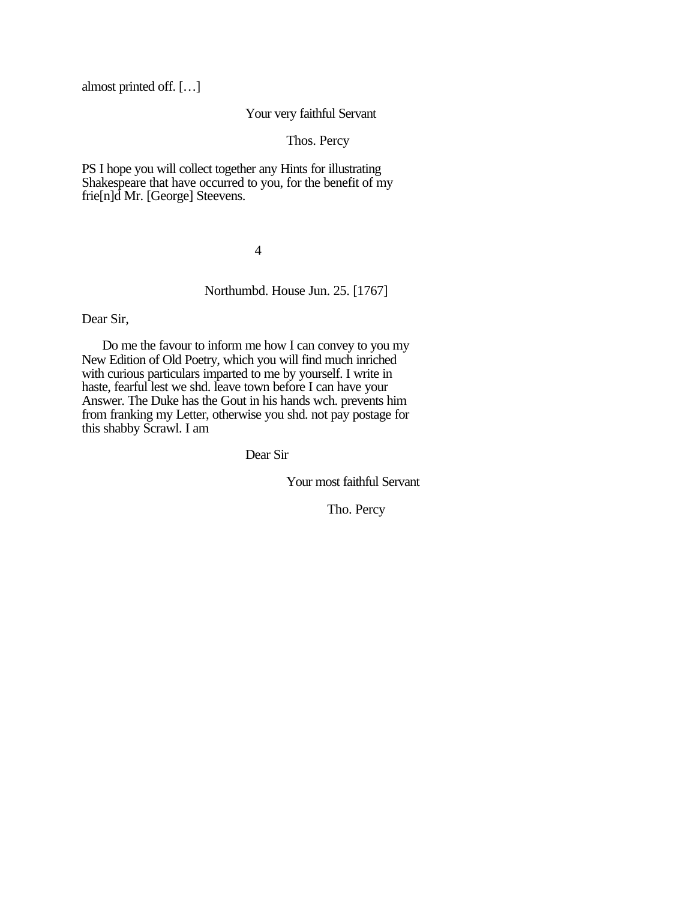almost printed off. […]

Your very faithful Servant

Thos. Percy

PS I hope you will collect together any Hints for illustrating Shakespeare that have occurred to you, for the benefit of my frie[n]d Mr. [George] Steevens.

4

Northumbd. House Jun. 25. [1767]

Dear Sir,

Do me the favour to inform me how I can convey to you my New Edition of Old Poetry, which you will find much inriched with curious particulars imparted to me by yourself. I write in haste, fearful lest we shd. leave town before I can have your Answer. The Duke has the Gout in his hands wch. prevents him from franking my Letter, otherwise you shd. not pay postage for this shabby Scrawl. I am

Dear Sir

Your most faithful Servant

Tho. Percy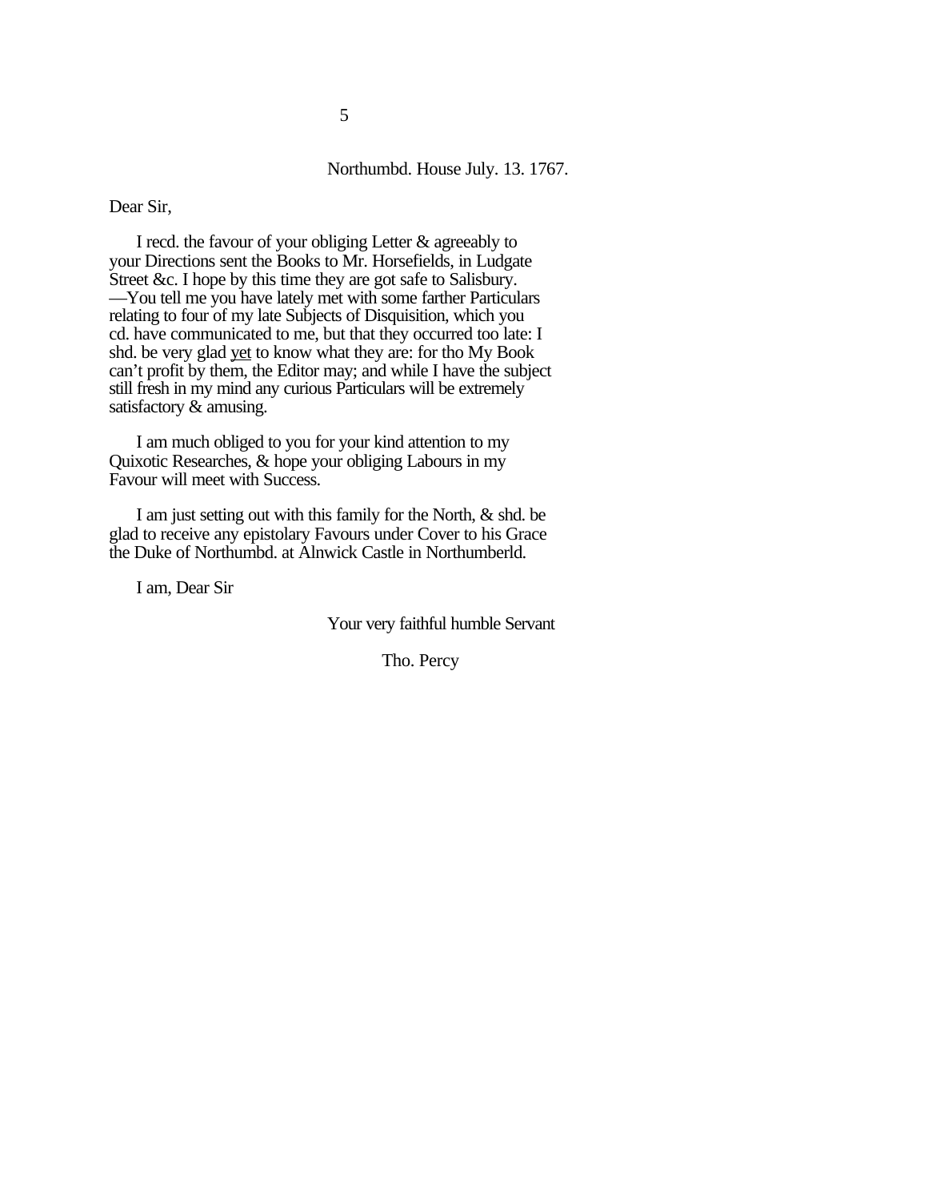5

Northumbd. House July. 13. 1767.

Dear Sir,

I recd. the favour of your obliging Letter & agreeably to your Directions sent the Books to Mr. Horsefields, in Ludgate Street &c. I hope by this time they are got safe to Salisbury. —You tell me you have lately met with some farther Particulars relating to four of my late Subjects of Disquisition, which you cd. have communicated to me, but that they occurred too late: I shd. be very glad yet to know what they are: for tho My Book can't profit by them, the Editor may; and while I have the subject still fresh in my mind any curious Particulars will be extremely satisfactory & amusing.

I am much obliged to you for your kind attention to my Quixotic Researches, & hope your obliging Labours in my Favour will meet with Success.

I am just setting out with this family for the North, & shd. be glad to receive any epistolary Favours under Cover to his Grace the Duke of Northumbd. at Alnwick Castle in Northumberld.

I am, Dear Sir

Your very faithful humble Servant

Tho. Percy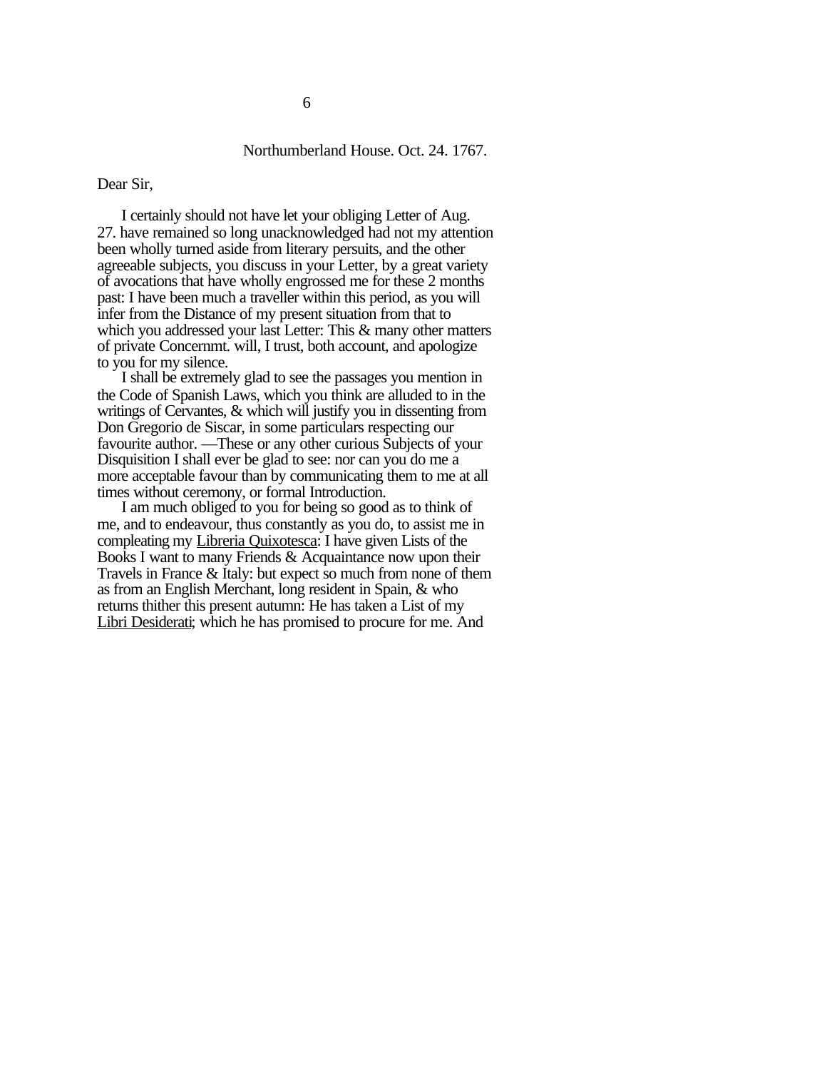Northumberland House. Oct. 24. 1767.

Dear Sir,

I certainly should not have let your obliging Letter of Aug. 27. have remained so long unacknowledged had not my attention been wholly turned aside from literary persuits, and the other agreeable subjects, you discuss in your Letter, by a great variety of avocations that have wholly engrossed me for these 2 months past: I have been much a traveller within this period, as you will infer from the Distance of my present situation from that to which you addressed your last Letter: This & many other matters of private Concernmt. will, I trust, both account, and apologize to you for my silence.

I shall be extremely glad to see the passages you mention in the Code of Spanish Laws, which you think are alluded to in the writings of Cervantes, & which will justify you in dissenting from Don Gregorio de Siscar, in some particulars respecting our favourite author. —These or any other curious Subjects of your Disquisition I shall ever be glad to see: nor can you do me a more acceptable favour than by communicating them to me at all times without ceremony, or formal Introduction.

I am much obliged to you for being so good as to think of me, and to endeavour, thus constantly as you do, to assist me in compleating my <u>Libreria Quixotesca</u>: I have given Lists of the Books I want to many Friends & Acquaintance now upon their Travels in France & Italy: but expect so much from none of them as from an English Merchant, long resident in Spain, & who returns thither this present autumn: He has taken a List of my <u>Libri Desiderati</u>; which he has promised to procure for me. And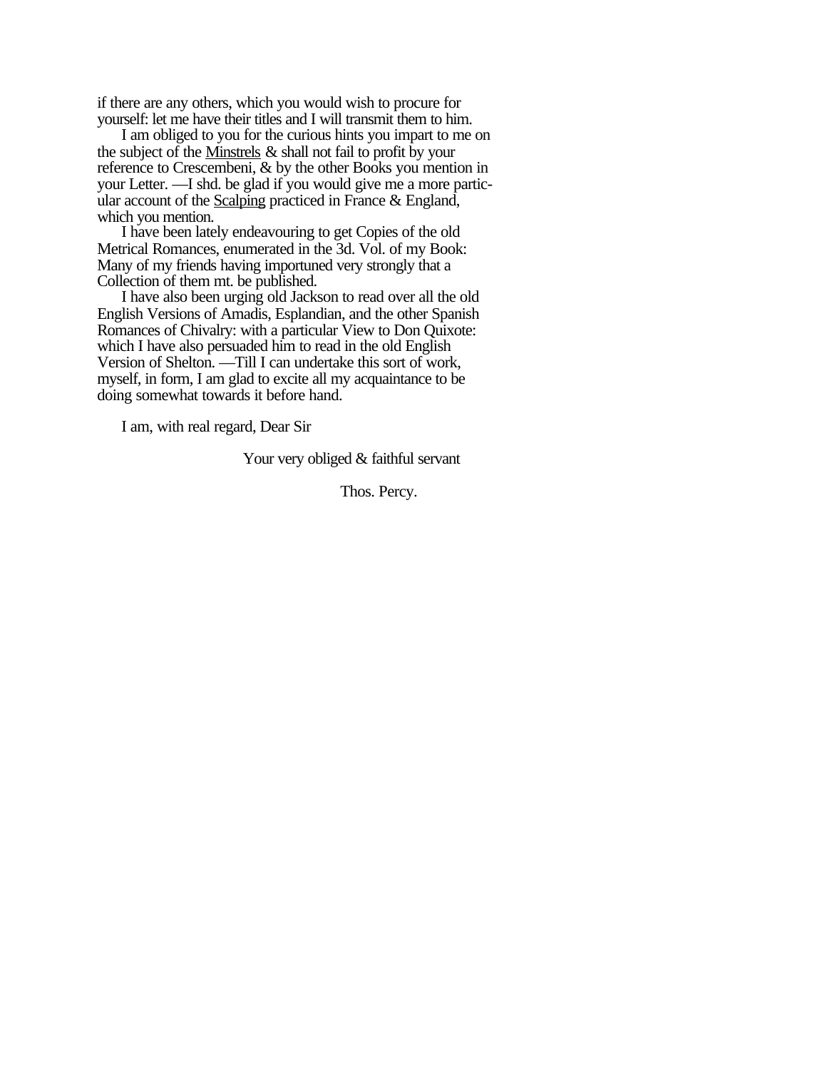if there are any others, which you would wish to procure for yourself: let me have their titles and I will transmit them to him.

I am obliged to you for the curious hints you impart to me on the subject of the <u>Minstrels</u> & shall not fail to profit by your reference to Crescembeni, & by the other Books you mention in your Letter. —I shd. be glad if you would give me a more particular account of the <u>Scalping</u> practiced in France & England, which you mention.

I have been lately endeavouring to get Copies of the old Metrical Romances, enumerated in the 3d. Vol. of my Book: Many of my friends having importuned very strongly that a Collection of them mt. be published.

I have also been urging old Jackson to read over all the old English Versions of Amadis, Esplandian, and the other Spanish Romances of Chivalry: with a particular View to Don Quixote: which I have also persuaded him to read in the old English Version of Shelton. —Till I can undertake this sort of work, myself, in form, I am glad to excite all my acquaintance to be doing somewhat towards it before hand.

I am, with real regard, Dear Sir

Your very obliged & faithful servant

Thos. Percy.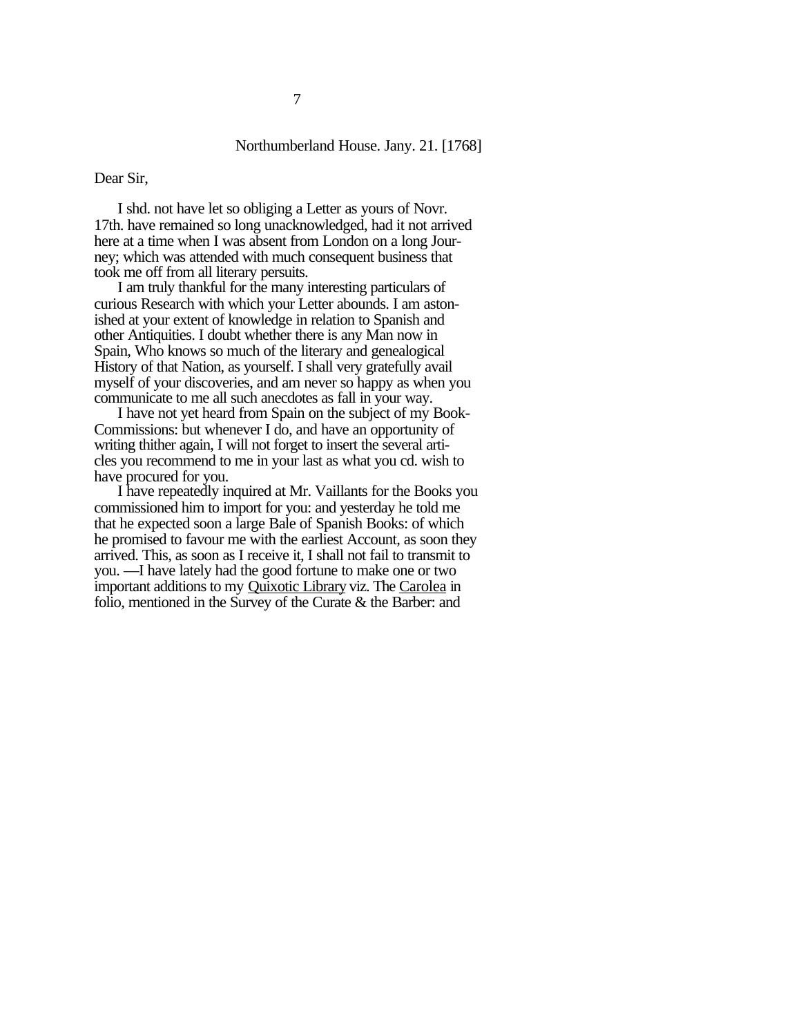7

Northumberland House. Jany. 21. [1768]

Dear Sir,

I shd. not have let so obliging a Letter as yours of Novr. 17th. have remained so long unacknowledged, had it not arrived here at a time when I was absent from London on a long Journey; which was attended with much consequent business that took me off from all literary persuits.

I am truly thankful for the many interesting particulars of curious Research with which your Letter abounds. I am astonished at your extent of knowledge in relation to Spanish and other Antiquities. I doubt whether there is any Man now in Spain, Who knows so much of the literary and genealogical History of that Nation, as yourself. I shall very gratefully avail myself of your discoveries, and am never so happy as when you communicate to me all such anecdotes as fall in your way.

I have not yet heard from Spain on the subject of my Book-Commissions: but whenever I do, and have an opportunity of writing thither again, I will not forget to insert the several articles you recommend to me in your last as what you cd. wish to have procured for you.

I have repeatedly inquired at Mr. Vaillants for the Books you commissioned him to import for you: and yesterday he told me that he expected soon a large Bale of Spanish Books: of which he promised to favour me with the earliest Account, as soon they arrived. This, as soon as I receive it, I shall not fail to transmit to you. —I have lately had the good fortune to make one or two important additions to my <u>Quixotic Library</u> viz. The <u>Carolea</u> in folio, mentioned in the Survey of the Curate & the Barber: and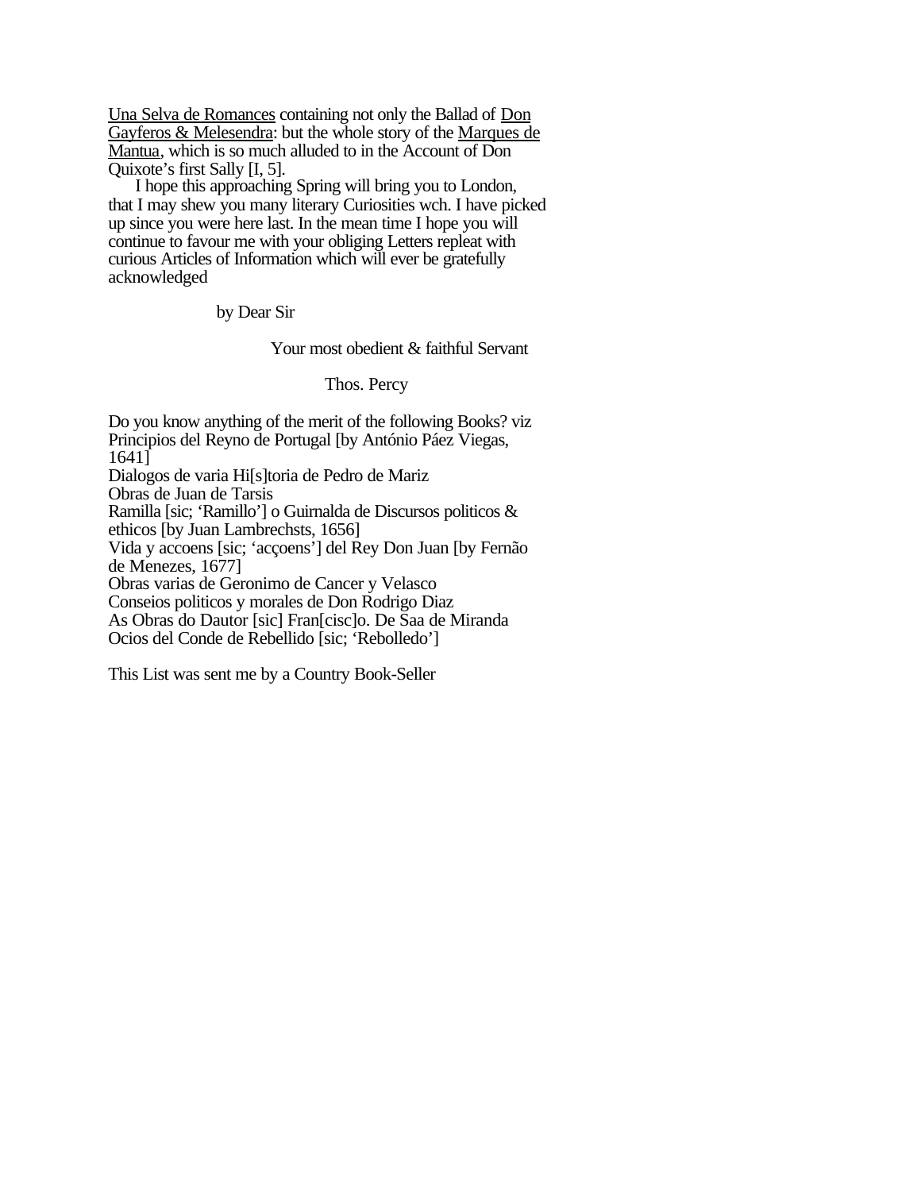Una Selva de Romances containing not only the Ballad of Don Gayferos & Melesendra: but the whole story of the Marques de Mantua, which is so much alluded to in the Account of Don Quixote's first Sally [I, 5].

I hope this approaching Spring will bring you to London, that I may shew you many literary Curiosities wch. I have picked up since you were here last. In the mean time I hope you will continue to favour me with your obliging Letters repleat with curious Articles of Information which will ever be gratefully acknowledged

by Dear Sir

Your most obedient & faithful Servant

Thos. Percy

Do you know anything of the merit of the following Books? viz
Principios del Reyno de Portugal [by António Páez Viegas, 1641]
Dialogos de varia Hi[s]toria de Pedro de Mariz
Obras de Juan de Tarsis
Ramilla [sic; 'Ramillo'] o Guirnalda de Discursos politicos & ethicos [by Juan Lambrechsts, 1656]
Vida y accoens [sic; 'acçoens'] del Rey Don Juan [by Fernão de Menezes, 1677]
Obras varias de Geronimo de Cancer y Velasco
Conseios politicos y morales de Don Rodrigo Diaz
As Obras do Dautor [sic] Fran[cisc]o. De Saa de Miranda
Ocios del Conde de Rebellido [sic; 'Rebolledo']

This List was sent me by a Country Book-Seller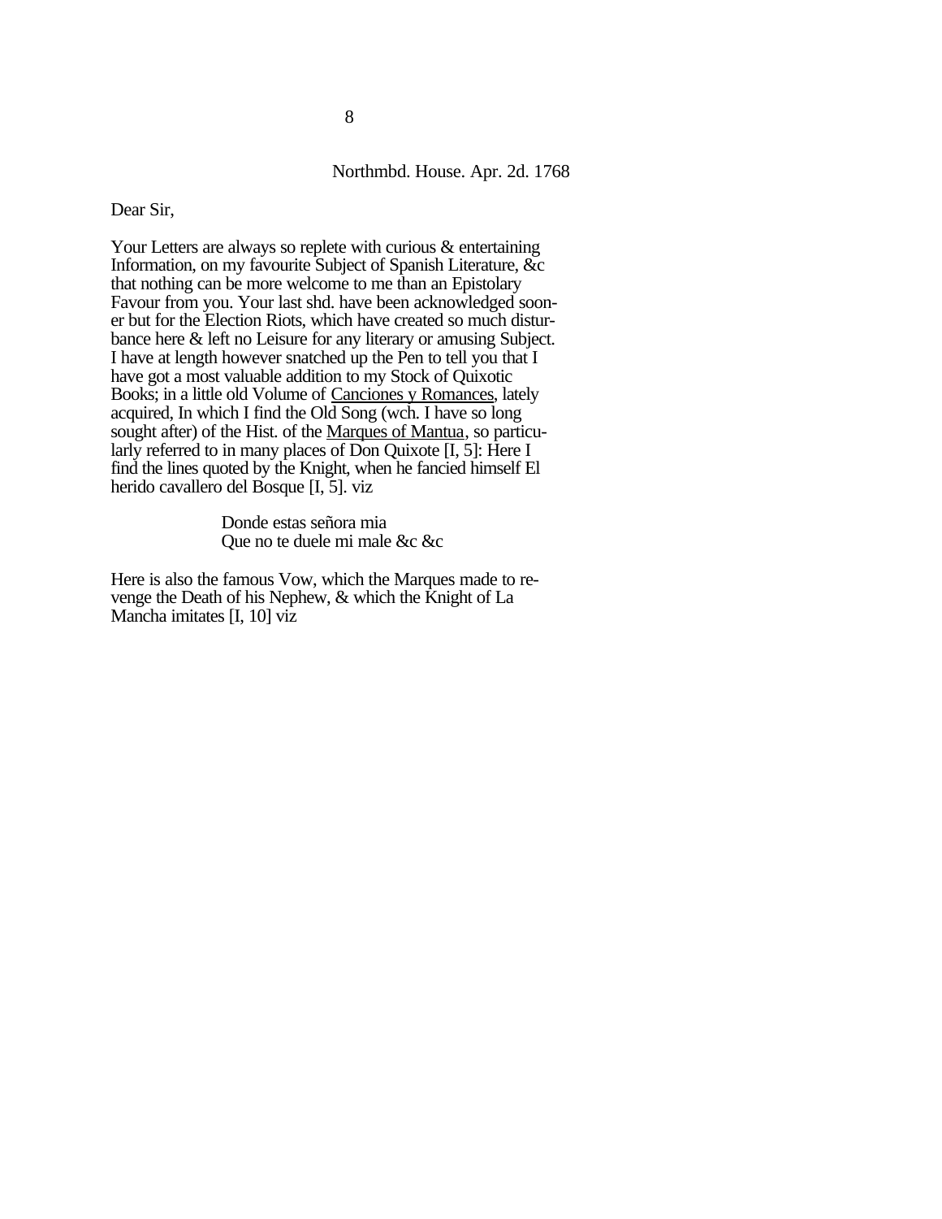Northmbd. House. Apr. 2d. 1768

Dear Sir,

Your Letters are always so replete with curious & entertaining Information, on my favourite Subject of Spanish Literature, &c that nothing can be more welcome to me than an Epistolary Favour from you. Your last shd. have been acknowledged sooner but for the Election Riots, which have created so much disturbance here & left no Leisure for any literary or amusing Subject. I have at length however snatched up the Pen to tell you that I have got a most valuable addition to my Stock of Quixotic Books; in a little old Volume of Canciones y Romances, lately acquired, In which I find the Old Song (wch. I have so long sought after) of the Hist. of the Marques of Mantua, so particularly referred to in many places of Don Quixote [I, 5]: Here I find the lines quoted by the Knight, when he fancied himself El herido cavallero del Bosque [I, 5]. viz

> Donde estas señora mia
> Que no te duele mi male &c &c

Here is also the famous Vow, which the Marques made to revenge the Death of his Nephew, & which the Knight of La Mancha imitates [I, 10] viz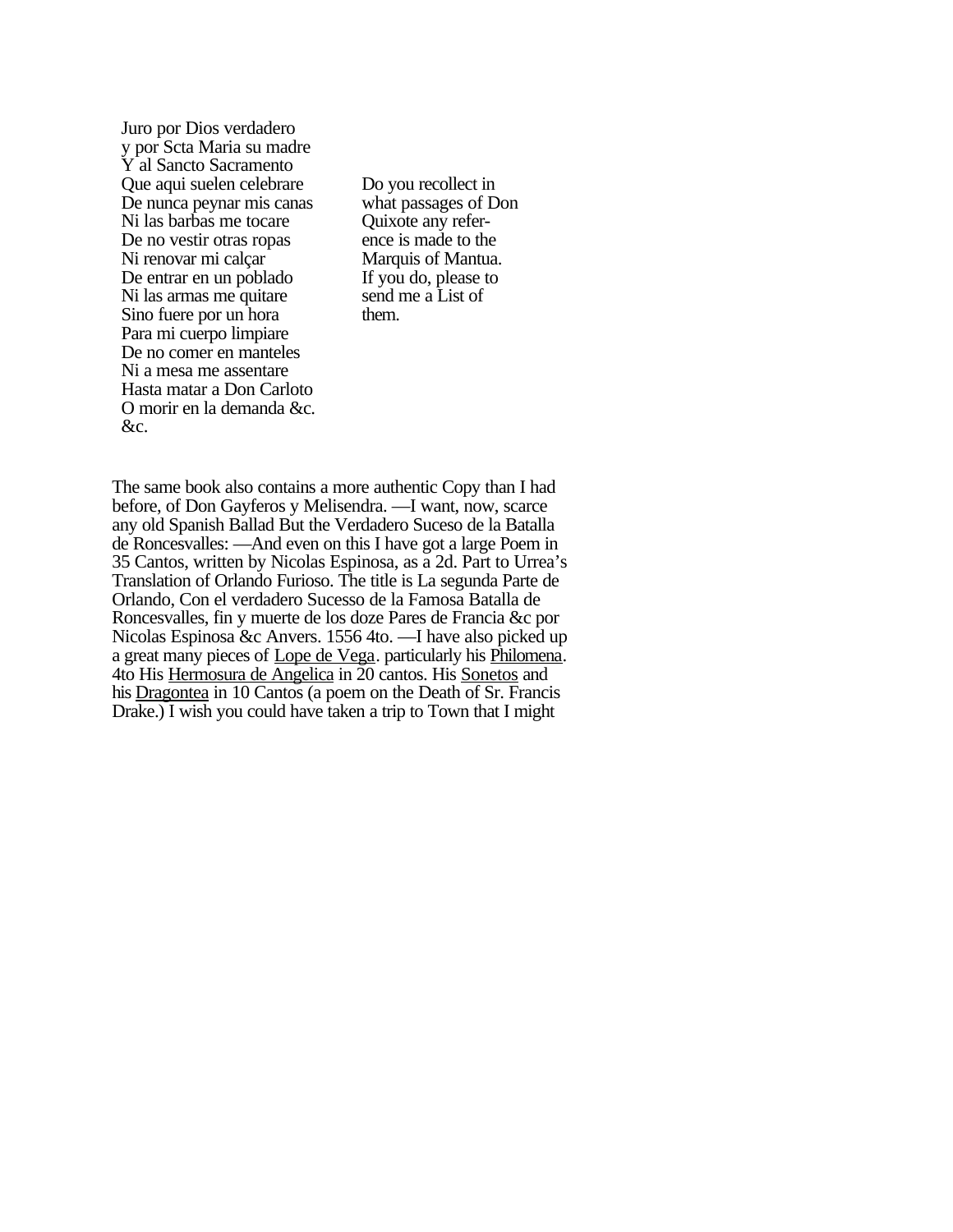Juro por Dios verdadero
y por Scta Maria su madre
Y al Sancto Sacramento
Que aqui suelen celebrare
De nunca peynar mis canas
Ni las barbas me tocare
De no vestir otras ropas
Ni renovar mi calçar
De entrar en un poblado
Ni las armas me quitare
Sino fuere por un hora
Para mi cuerpo limpiare
De no comer en manteles
Ni a mesa me assentare
Hasta matar a Don Carloto
O morir en la demanda &c.
&c.

Do you recollect in what passages of Don Quixote any reference is made to the Marquis of Mantua. If you do, please to send me a List of them.

The same book also contains a more authentic Copy than I had before, of Don Gayferos y Melisendra. —I want, now, scarce any old Spanish Ballad But the Verdadero Suceso de la Batalla de Roncesvalles: —And even on this I have got a large Poem in 35 Cantos, written by Nicolas Espinosa, as a 2d. Part to Urrea's Translation of Orlando Furioso. The title is La segunda Parte de Orlando, Con el verdadero Sucesso de la Famosa Batalla de Roncesvalles, fin y muerte de los doze Pares de Francia &c por Nicolas Espinosa &c Anvers. 1556 4to. —I have also picked up a great many pieces of Lope de Vega. particularly his Philomena. 4to His Hermosura de Angelica in 20 cantos. His Sonetos and his Dragontea in 10 Cantos (a poem on the Death of Sr. Francis Drake.) I wish you could have taken a trip to Town that I might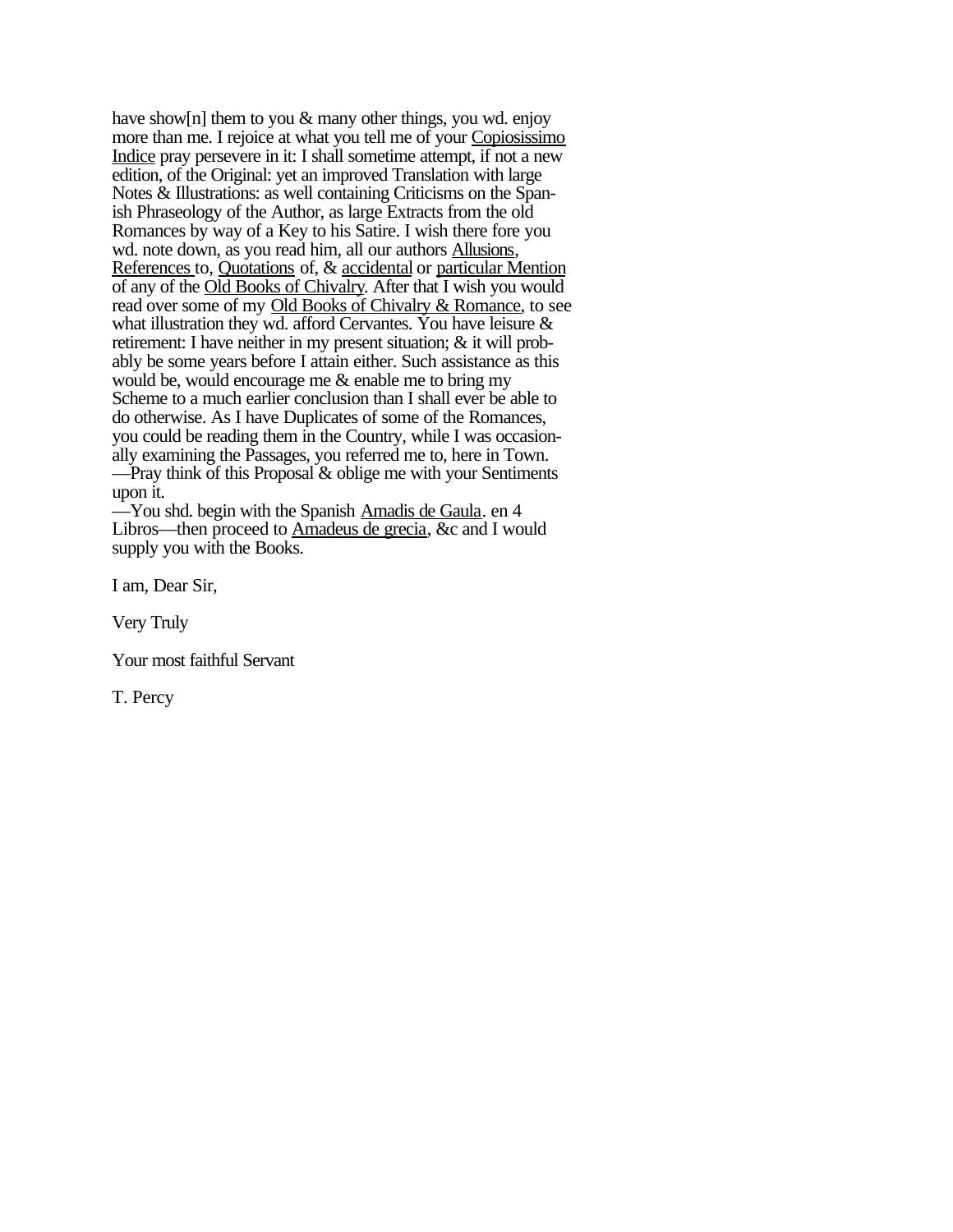have show[n] them to you & many other things, you wd. enjoy more than me. I rejoice at what you tell me of your Copiosissimo Indice pray persevere in it: I shall sometime attempt, if not a new edition, of the Original: yet an improved Translation with large Notes & Illustrations: as well containing Criticisms on the Spanish Phraseology of the Author, as large Extracts from the old Romances by way of a Key to his Satire. I wish there fore you wd. note down, as you read him, all our authors Allusions, References to, Quotations of, & accidental or particular Mention of any of the Old Books of Chivalry. After that I wish you would read over some of my Old Books of Chivalry & Romance, to see what illustration they wd. afford Cervantes. You have leisure & retirement: I have neither in my present situation; & it will probably be some years before I attain either. Such assistance as this would be, would encourage me & enable me to bring my Scheme to a much earlier conclusion than I shall ever be able to do otherwise. As I have Duplicates of some of the Romances, you could be reading them in the Country, while I was occasionally examining the Passages, you referred me to, here in Town. —Pray think of this Proposal & oblige me with your Sentiments upon it.
—You shd. begin with the Spanish Amadis de Gaula. en 4 Libros—then proceed to Amadeus de grecia, &c and I would supply you with the Books.

I am, Dear Sir,

Very Truly

Your most faithful Servant

T. Percy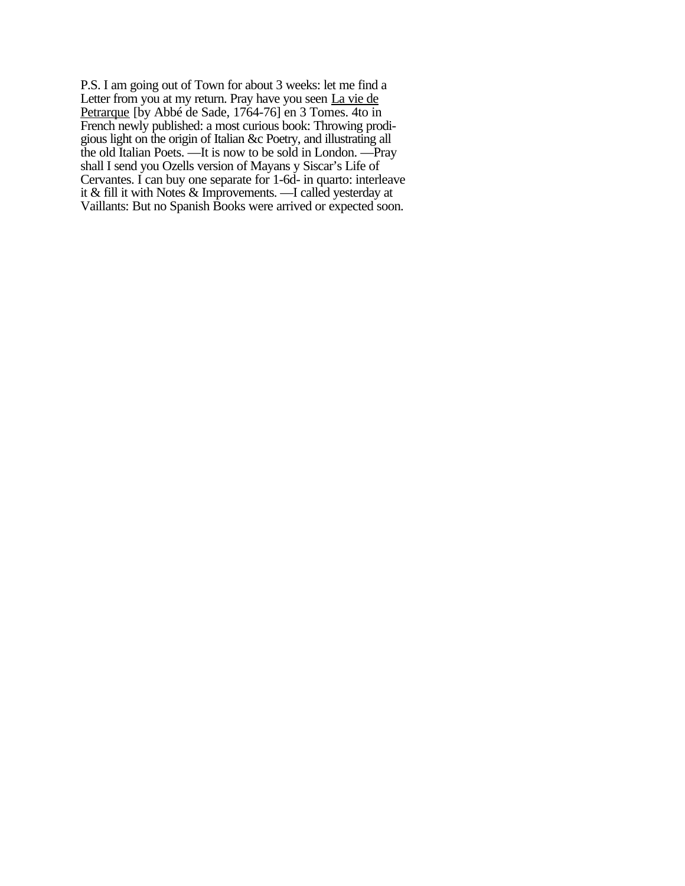P.S. I am going out of Town for about 3 weeks: let me find a Letter from you at my return. Pray have you seen La vie de Petrarque [by Abbé de Sade, 1764-76] en 3 Tomes. 4to in French newly published: a most curious book: Throwing prodigious light on the origin of Italian &c Poetry, and illustrating all the old Italian Poets. —It is now to be sold in London. —Pray shall I send you Ozells version of Mayans y Siscar's Life of Cervantes. I can buy one separate for 1-6d- in quarto: interleave it & fill it with Notes & Improvements. —I called yesterday at Vaillants: But no Spanish Books were arrived or expected soon.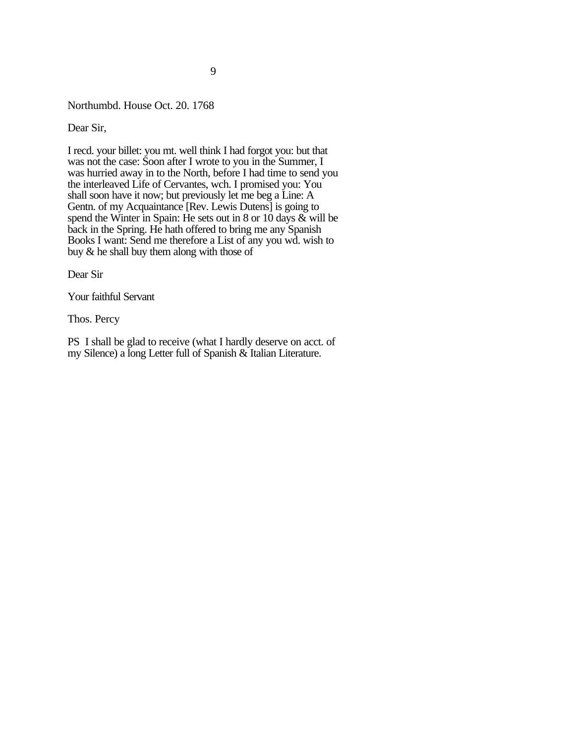Northumbd. House Oct. 20. 1768

Dear Sir,

I recd. your billet: you mt. well think I had forgot you: but that was not the case: Soon after I wrote to you in the Summer, I was hurried away in to the North, before I had time to send you the interleaved Life of Cervantes, wch. I promised you: You shall soon have it now; but previously let me beg a Line: A Gentn. of my Acquaintance [Rev. Lewis Dutens] is going to spend the Winter in Spain: He sets out in 8 or 10 days & will be back in the Spring. He hath offered to bring me any Spanish Books I want: Send me therefore a List of any you wd. wish to buy & he shall buy them along with those of

Dear Sir

Your faithful Servant

Thos. Percy

PS I shall be glad to receive (what I hardly deserve on acct. of my Silence) a long Letter full of Spanish & Italian Literature.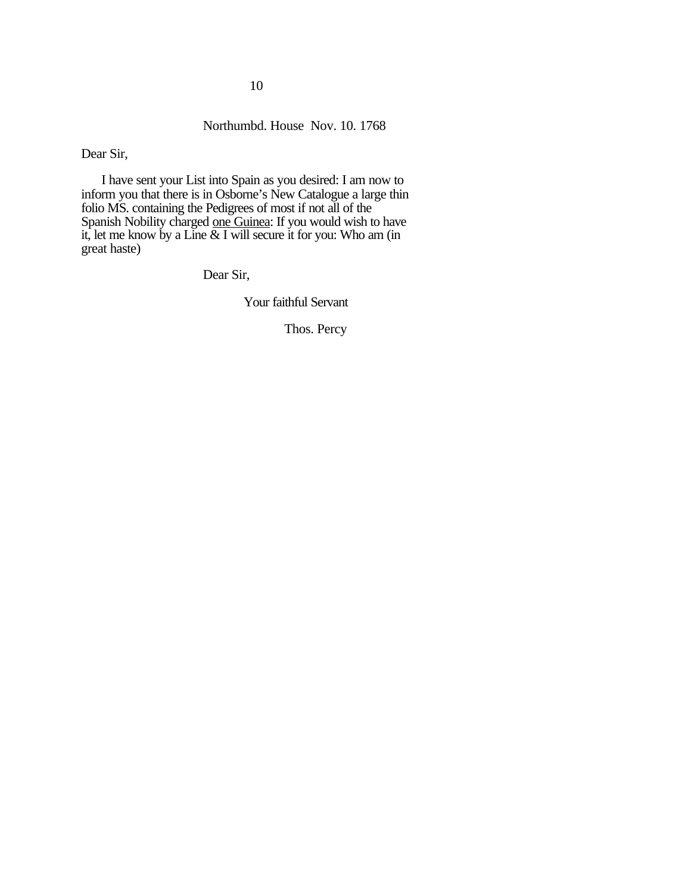10

Northumbd. House  Nov. 10. 1768

Dear Sir,

I have sent your List into Spain as you desired: I am now to inform you that there is in Osborne's New Catalogue a large thin folio MS. containing the Pedigrees of most if not all of the Spanish Nobility charged <u>one Guinea</u>: If you would wish to have it, let me know by a Line & I will secure it for you: Who am (in great haste)

Dear Sir,

Your faithful Servant

Thos. Percy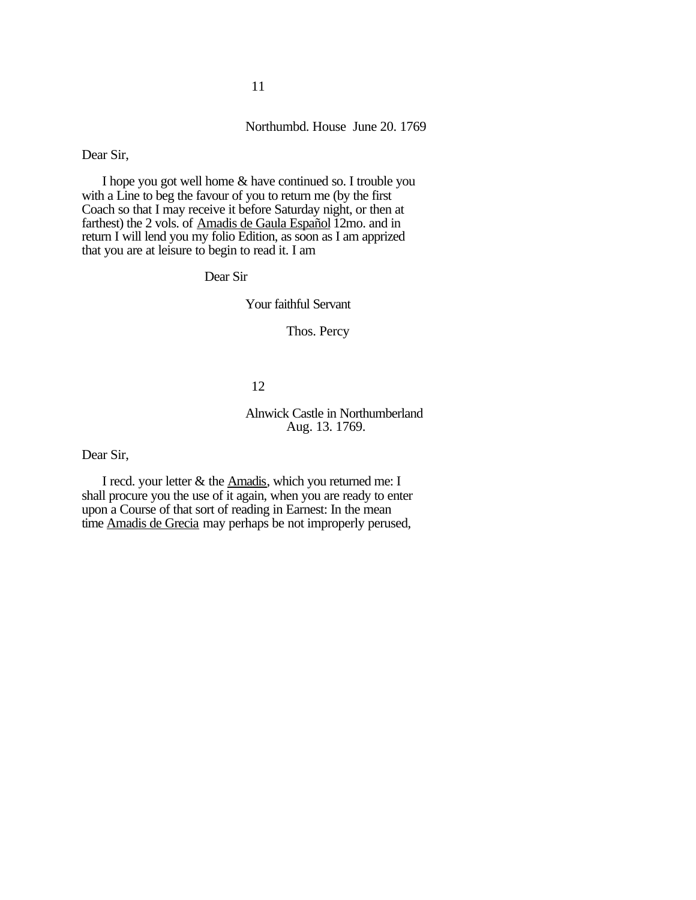11

Northumbd. House June 20. 1769

Dear Sir,

I hope you got well home & have continued so. I trouble you with a Line to beg the favour of you to return me (by the first Coach so that I may receive it before Saturday night, or then at farthest) the 2 vols. of Amadis de Gaula Español 12mo. and in return I will lend you my folio Edition, as soon as I am apprized that you are at leisure to begin to read it. I am

Dear Sir

Your faithful Servant

Thos. Percy

12

Alnwick Castle in Northumberland
Aug. 13. 1769.

Dear Sir,

I recd. your letter & the Amadis, which you returned me: I shall procure you the use of it again, when you are ready to enter upon a Course of that sort of reading in Earnest: In the mean time Amadis de Grecia may perhaps be not improperly perused,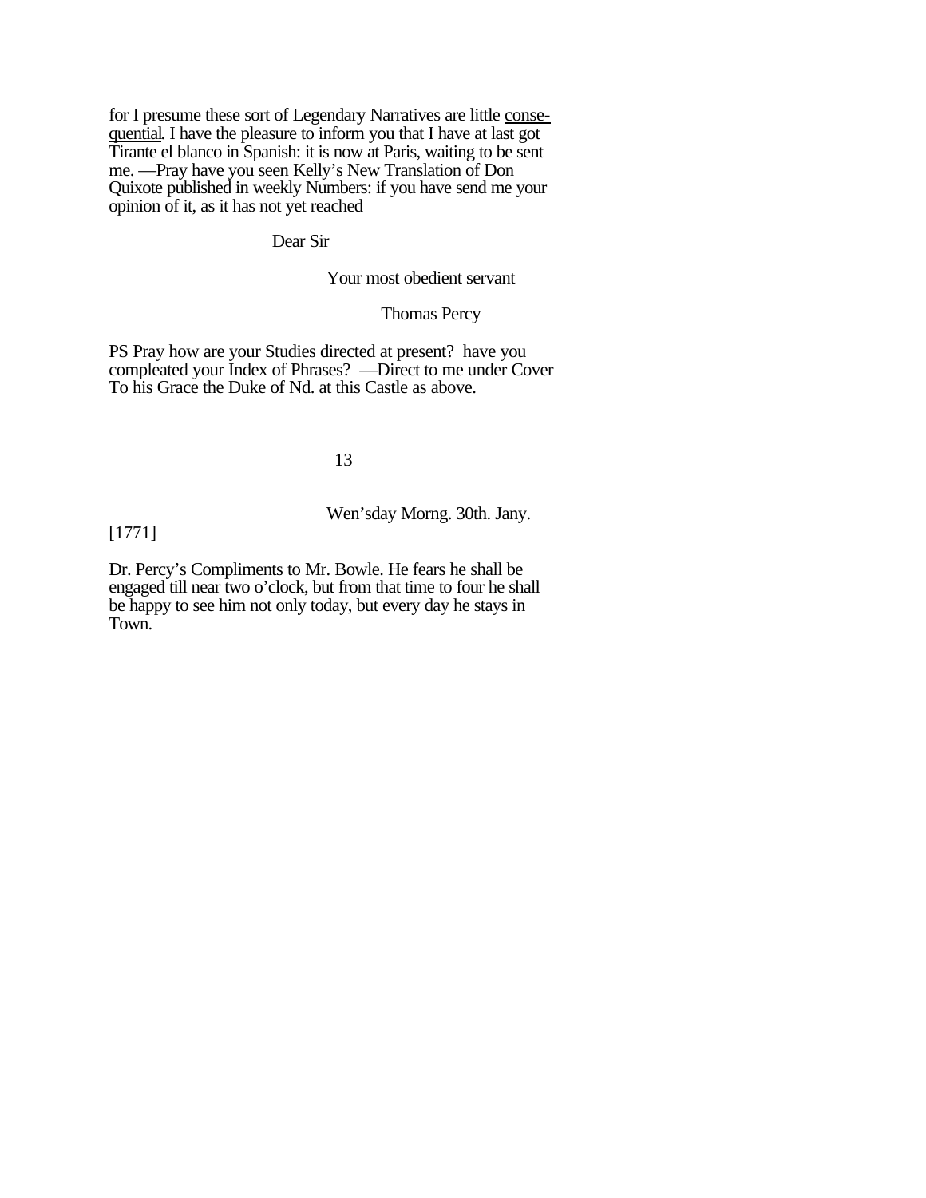for I presume these sort of Legendary Narratives are little <u>conse-quential</u>. I have the pleasure to inform you that I have at last got Tirante el blanco in Spanish: it is now at Paris, waiting to be sent me. —Pray have you seen Kelly's New Translation of Don Quixote published in weekly Numbers: if you have send me your opinion of it, as it has not yet reached

Dear Sir

Your most obedient servant

Thomas Percy

PS Pray how are your Studies directed at present? have you compleated your Index of Phrases? —Direct to me under Cover To his Grace the Duke of Nd. at this Castle as above.

13

Wen'sday Morng. 30th. Jany.

[1771]

Dr. Percy's Compliments to Mr. Bowle. He fears he shall be engaged till near two o'clock, but from that time to four he shall be happy to see him not only today, but every day he stays in Town.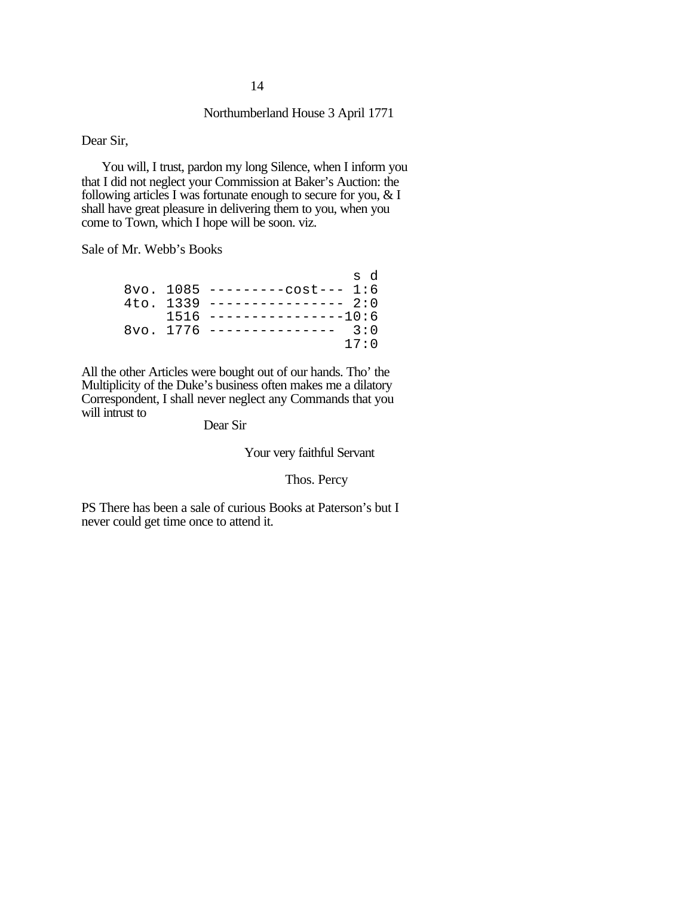14

Northumberland House 3 April 1771

Dear Sir,

You will, I trust, pardon my long Silence, when I inform you that I did not neglect your Commission at Baker's Auction: the following articles I was fortunate enough to secure for you, & I shall have great pleasure in delivering them to you, when you come to Town, which I hope will be soon. viz.

Sale of Mr. Webb's Books

```
                            s d
8vo. 1085 ---------cost--- 1:6
4to. 1339 --------------- 2:0
     1516 ---------------10:6
8vo. 1776 --------------  3:0
                          17:0
```

All the other Articles were bought out of our hands. Tho' the Multiplicity of the Duke's business often makes me a dilatory Correspondent, I shall never neglect any Commands that you will intrust to

Dear Sir

Your very faithful Servant

Thos. Percy

PS There has been a sale of curious Books at Paterson's but I never could get time once to attend it.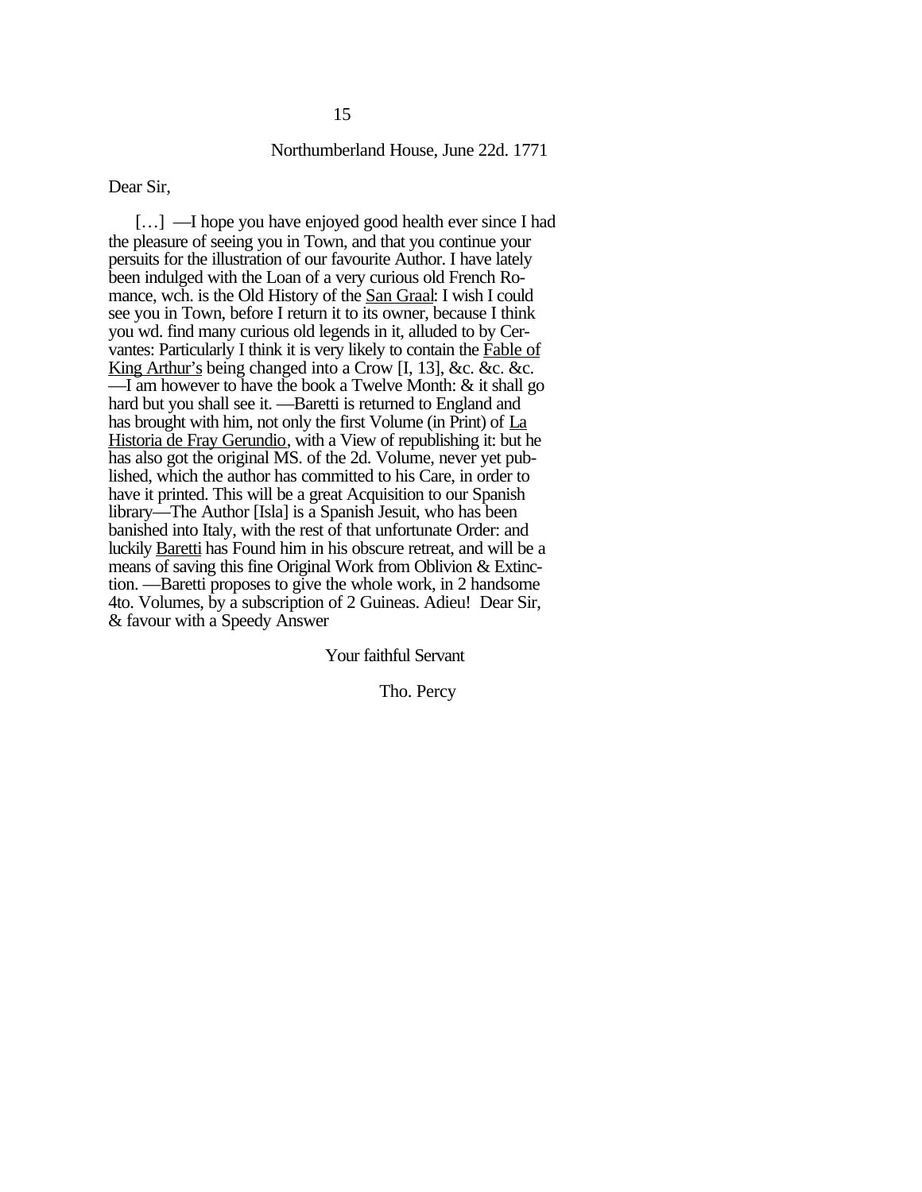15

Northumberland House, June 22d. 1771

Dear Sir,

[…] —I hope you have enjoyed good health ever since I had the pleasure of seeing you in Town, and that you continue your persuits for the illustration of our favourite Author. I have lately been indulged with the Loan of a very curious old French Romance, wch. is the Old History of the San Graal: I wish I could see you in Town, before I return it to its owner, because I think you wd. find many curious old legends in it, alluded to by Cervantes: Particularly I think it is very likely to contain the Fable of King Arthur's being changed into a Crow [I, 13], &c. &c. &c. —I am however to have the book a Twelve Month: & it shall go hard but you shall see it. —Baretti is returned to England and has brought with him, not only the first Volume (in Print) of La Historia de Fray Gerundio, with a View of republishing it: but he has also got the original MS. of the 2d. Volume, never yet published, which the author has committed to his Care, in order to have it printed. This will be a great Acquisition to our Spanish library—The Author [Isla] is a Spanish Jesuit, who has been banished into Italy, with the rest of that unfortunate Order: and luckily Baretti has Found him in his obscure retreat, and will be a means of saving this fine Original Work from Oblivion & Extinction. —Baretti proposes to give the whole work, in 2 handsome 4to. Volumes, by a subscription of 2 Guineas. Adieu! Dear Sir, & favour with a Speedy Answer

Your faithful Servant

Tho. Percy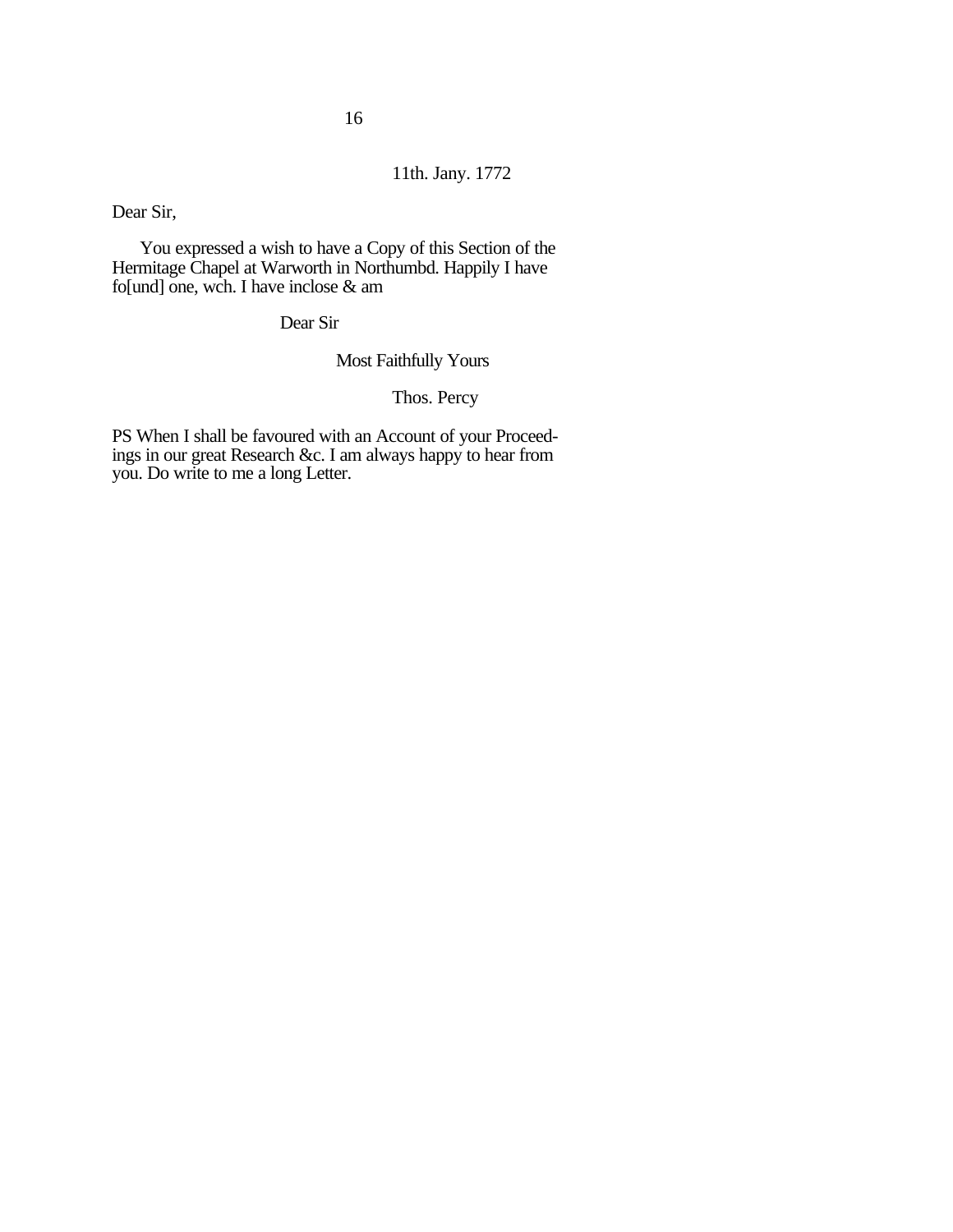11th. Jany. 1772

Dear Sir,

You expressed a wish to have a Copy of this Section of the Hermitage Chapel at Warworth in Northumbd. Happily I have fo[und] one, wch. I have inclose & am

Dear Sir

Most Faithfully Yours

Thos. Percy

PS When I shall be favoured with an Account of your Proceedings in our great Research &c. I am always happy to hear from you. Do write to me a long Letter.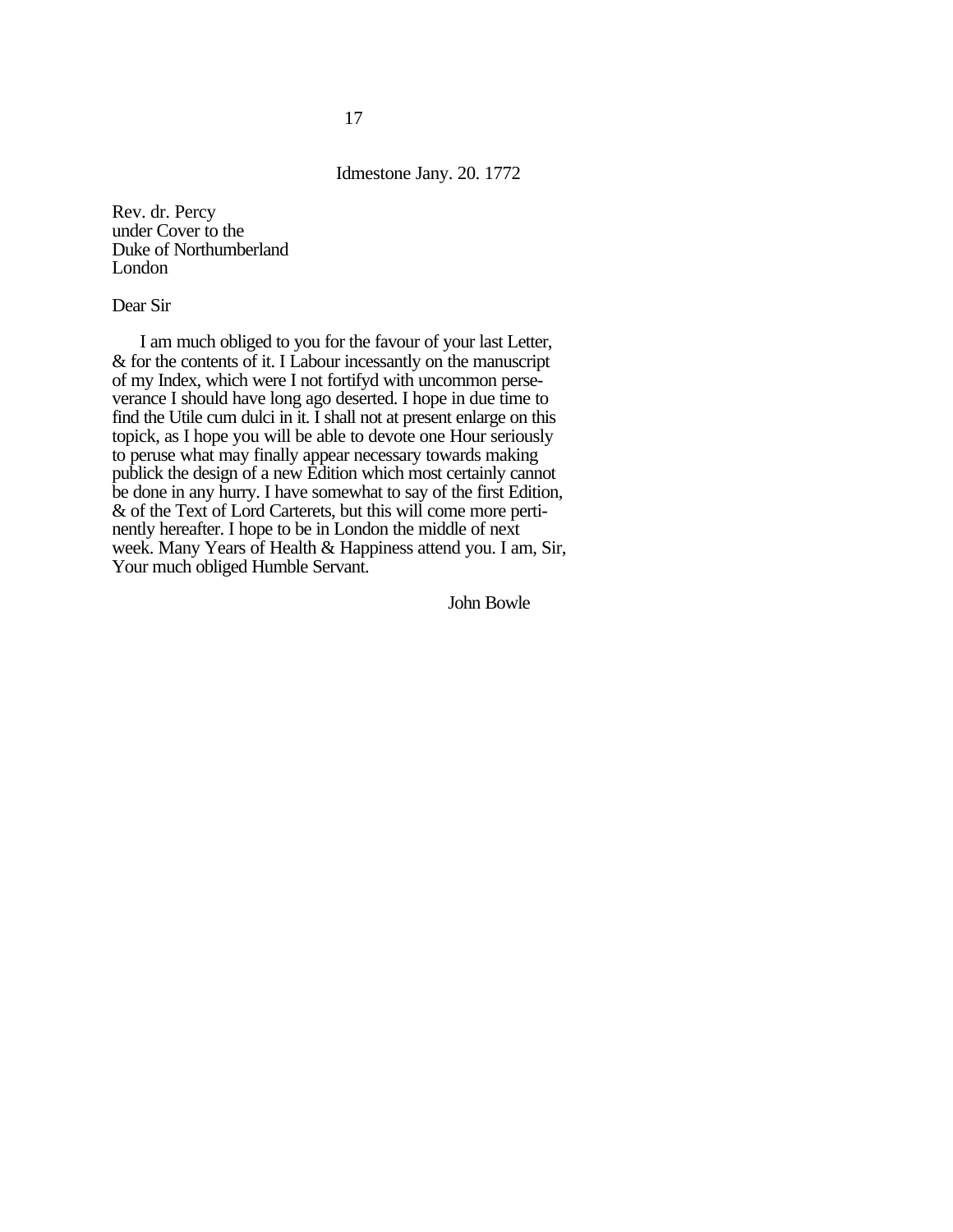17

Idmestone Jany. 20. 1772

Rev. dr. Percy
under Cover to the
Duke of Northumberland
London

Dear Sir

I am much obliged to you for the favour of your last Letter, & for the contents of it. I Labour incessantly on the manuscript of my Index, which were I not fortifyd with uncommon perseverance I should have long ago deserted. I hope in due time to find the Utile cum dulci in it. I shall not at present enlarge on this topick, as I hope you will be able to devote one Hour seriously to peruse what may finally appear necessary towards making publick the design of a new Edition which most certainly cannot be done in any hurry. I have somewhat to say of the first Edition, & of the Text of Lord Carterets, but this will come more pertinently hereafter. I hope to be in London the middle of next week. Many Years of Health & Happiness attend you. I am, Sir, Your much obliged Humble Servant.

John Bowle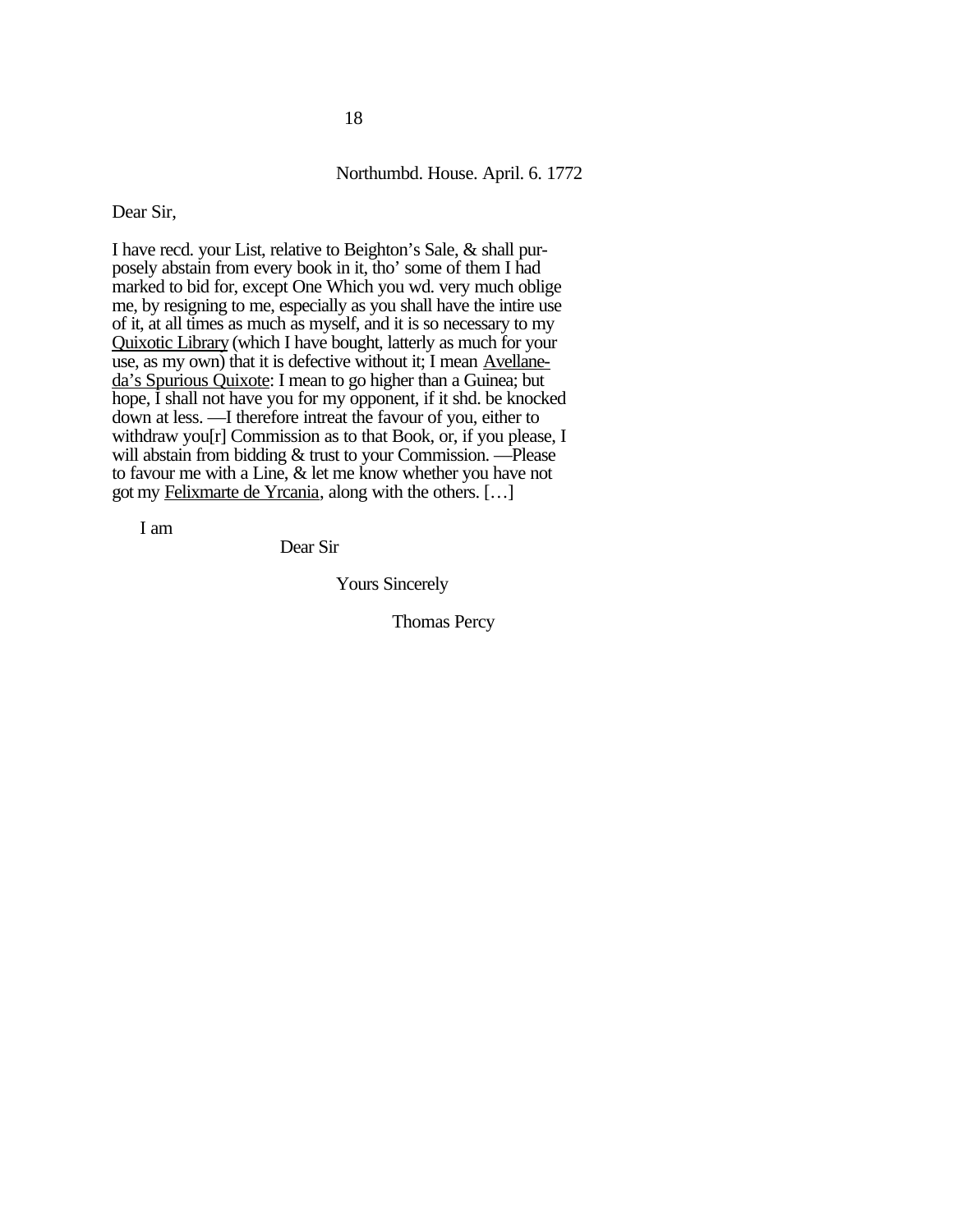18

Northumbd. House. April. 6. 1772

Dear Sir,

I have recd. your List, relative to Beighton's Sale, & shall purposely abstain from every book in it, tho' some of them I had marked to bid for, except One Which you wd. very much oblige me, by resigning to me, especially as you shall have the intire use of it, at all times as much as myself, and it is so necessary to my <u>Quixotic Library</u> (which I have bought, latterly as much for your use, as my own) that it is defective without it; I mean <u>Avellaneda's Spurious Quixote</u>: I mean to go higher than a Guinea; but hope, I shall not have you for my opponent, if it shd. be knocked down at less. —I therefore intreat the favour of you, either to withdraw you[r] Commission as to that Book, or, if you please, I will abstain from bidding & trust to your Commission. —Please to favour me with a Line, & let me know whether you have not got my <u>Felixmarte de Yrcania</u>, along with the others. […]

I am

Dear Sir

Yours Sincerely

Thomas Percy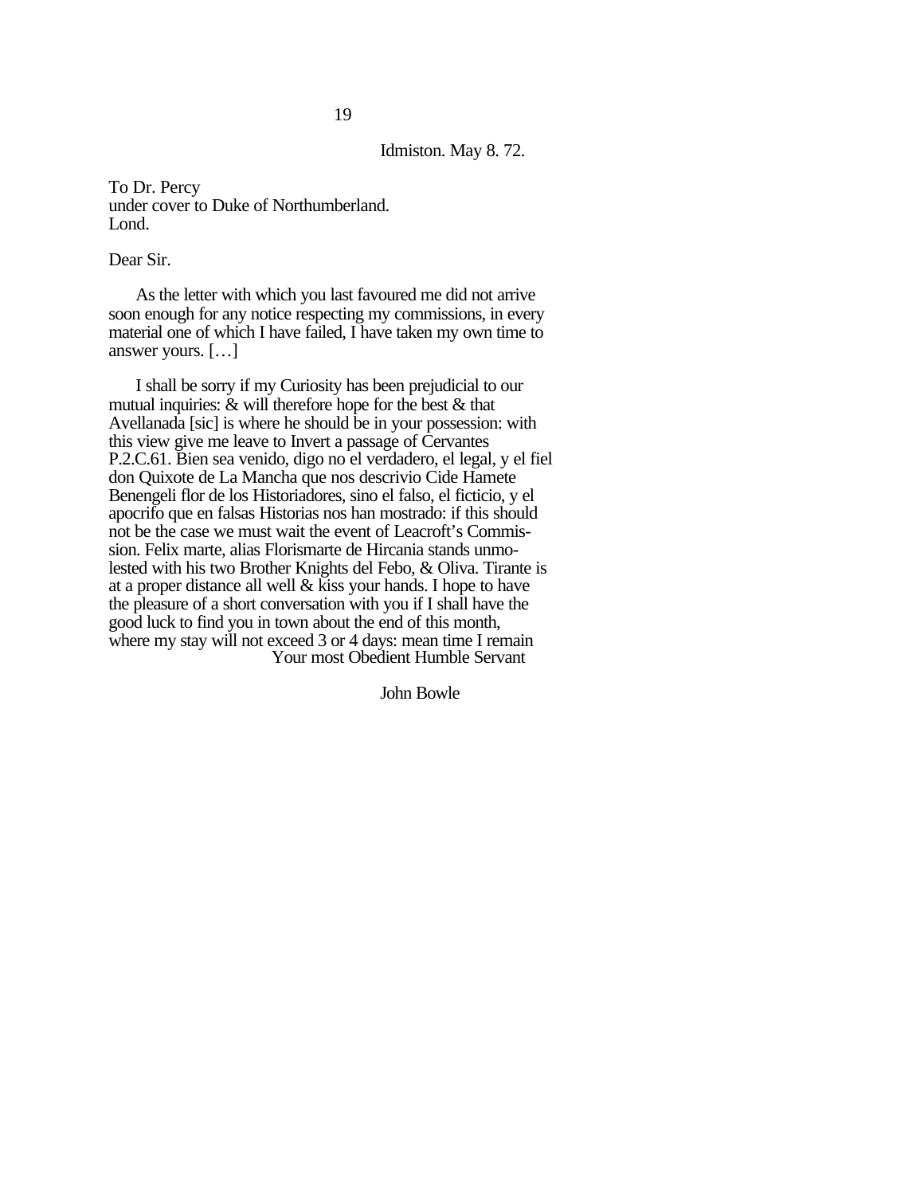19

Idmiston. May 8. 72.

To Dr. Percy
under cover to Duke of Northumberland.
Lond.

Dear Sir.

As the letter with which you last favoured me did not arrive soon enough for any notice respecting my commissions, in every material one of which I have failed, I have taken my own time to answer yours. […]

I shall be sorry if my Curiosity has been prejudicial to our mutual inquiries: & will therefore hope for the best & that Avellanada [sic] is where he should be in your possession: with this view give me leave to Invert a passage of Cervantes P.2.C.61. Bien sea venido, digo no el verdadero, el legal, y el fiel don Quixote de La Mancha que nos descrivio Cide Hamete Benengeli flor de los Historiadores, sino el falso, el ficticio, y el apocrifo que en falsas Historias nos han mostrado: if this should not be the case we must wait the event of Leacroft's Commission. Felix marte, alias Florismarte de Hircania stands unmolested with his two Brother Knights del Febo, & Oliva. Tirante is at a proper distance all well & kiss your hands. I hope to have the pleasure of a short conversation with you if I shall have the good luck to find you in town about the end of this month, where my stay will not exceed 3 or 4 days: mean time I remain

Your most Obedient Humble Servant

John Bowle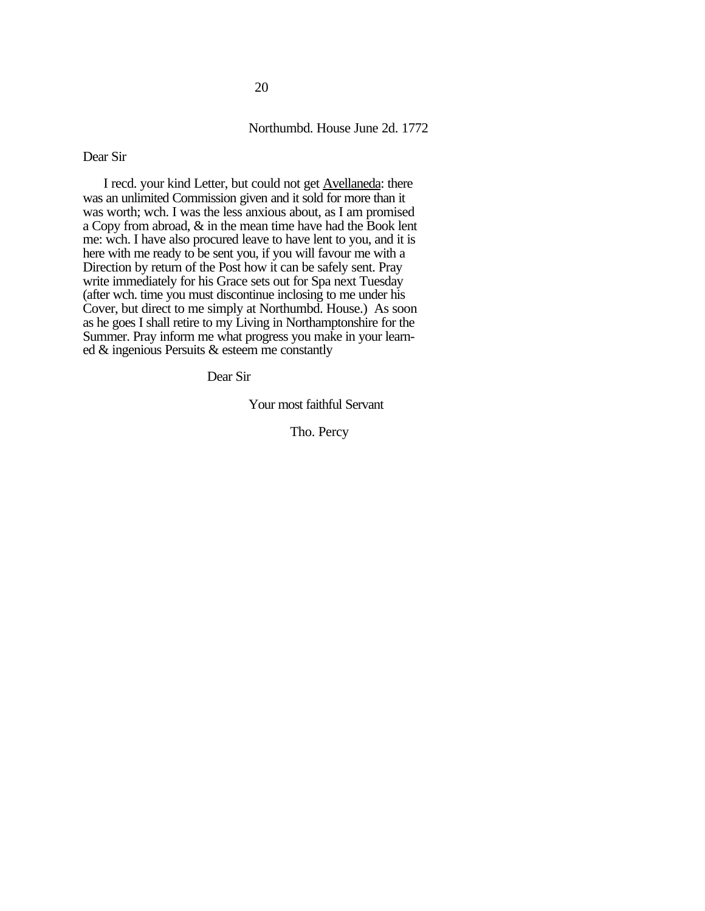Northumbd. House June 2d. 1772

Dear Sir

I recd. your kind Letter, but could not get <u>Avellaneda</u>: there was an unlimited Commission given and it sold for more than it was worth; wch. I was the less anxious about, as I am promised a Copy from abroad, & in the mean time have had the Book lent me: wch. I have also procured leave to have lent to you, and it is here with me ready to be sent you, if you will favour me with a Direction by return of the Post how it can be safely sent. Pray write immediately for his Grace sets out for Spa next Tuesday (after wch. time you must discontinue inclosing to me under his Cover, but direct to me simply at Northumbd. House.) As soon as he goes I shall retire to my Living in Northamptonshire for the Summer. Pray inform me what progress you make in your learned & ingenious Persuits & esteem me constantly

Dear Sir

Your most faithful Servant

Tho. Percy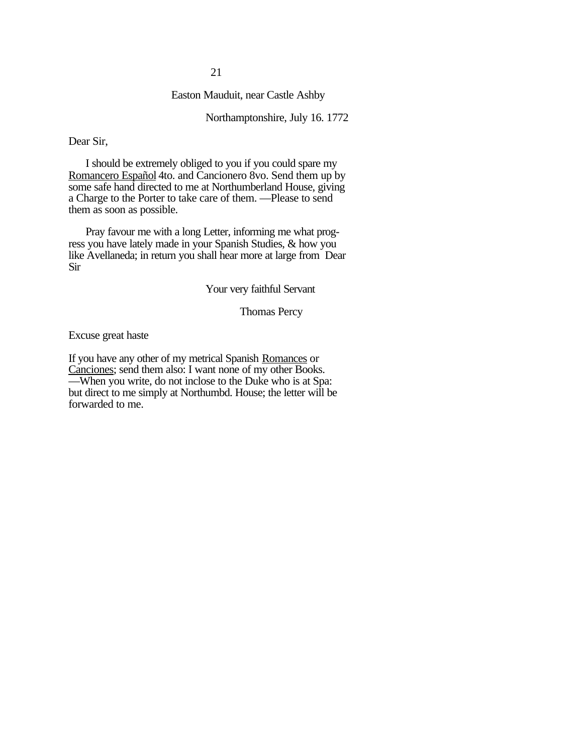21

Easton Mauduit, near Castle Ashby

Northamptonshire, July 16. 1772

Dear Sir,

I should be extremely obliged to you if you could spare my Romancero Español 4to. and Cancionero 8vo. Send them up by some safe hand directed to me at Northumberland House, giving a Charge to the Porter to take care of them. —Please to send them as soon as possible.

Pray favour me with a long Letter, informing me what progress you have lately made in your Spanish Studies, & how you like Avellaneda; in return you shall hear more at large from Dear Sir

Your very faithful Servant

Thomas Percy

Excuse great haste

If you have any other of my metrical Spanish Romances or Canciones; send them also: I want none of my other Books. —When you write, do not inclose to the Duke who is at Spa: but direct to me simply at Northumbd. House; the letter will be forwarded to me.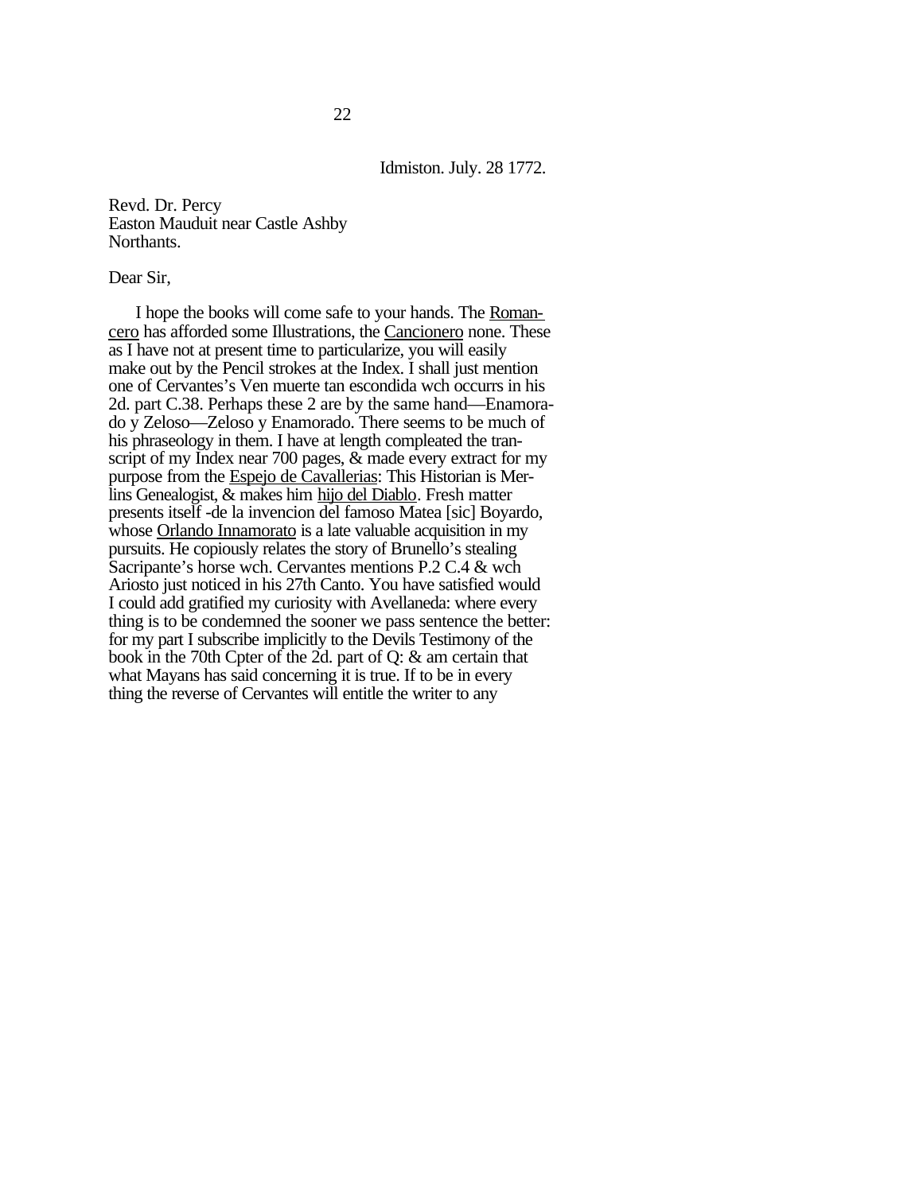Idmiston. July. 28 1772.

Revd. Dr. Percy
Easton Mauduit near Castle Ashby
Northants.

Dear Sir,

I hope the books will come safe to your hands. The Romancero has afforded some Illustrations, the Cancionero none. These as I have not at present time to particularize, you will easily make out by the Pencil strokes at the Index. I shall just mention one of Cervantes's Ven muerte tan escondida wch occurrs in his 2d. part C.38. Perhaps these 2 are by the same hand—Enamorado y Zeloso—Zeloso y Enamorado. There seems to be much of his phraseology in them. I have at length compleated the transcript of my Index near 700 pages, & made every extract for my purpose from the Espejo de Cavallerias: This Historian is Merlins Genealogist, & makes him hijo del Diablo. Fresh matter presents itself -de la invencion del famoso Matea [sic] Boyardo, whose Orlando Innamorato is a late valuable acquisition in my pursuits. He copiously relates the story of Brunello's stealing Sacripante's horse wch. Cervantes mentions P.2 C.4 & wch Ariosto just noticed in his 27th Canto. You have satisfied would I could add gratified my curiosity with Avellaneda: where every thing is to be condemned the sooner we pass sentence the better: for my part I subscribe implicitly to the Devils Testimony of the book in the 70th Cpter of the 2d. part of Q: & am certain that what Mayans has said concerning it is true. If to be in every thing the reverse of Cervantes will entitle the writer to any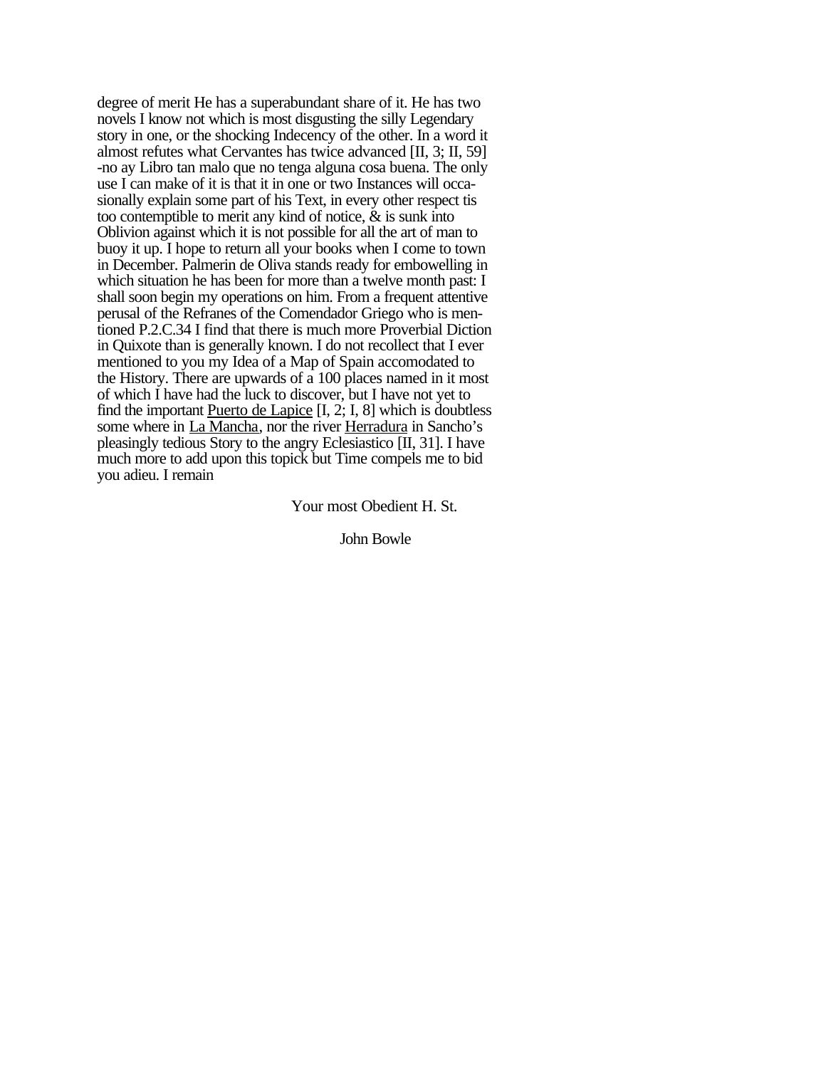degree of merit He has a superabundant share of it. He has two novels I know not which is most disgusting the silly Legendary story in one, or the shocking Indecency of the other. In a word it almost refutes what Cervantes has twice advanced [II, 3; II, 59] -no ay Libro tan malo que no tenga alguna cosa buena. The only use I can make of it is that it in one or two Instances will occasionally explain some part of his Text, in every other respect tis too contemptible to merit any kind of notice, & is sunk into Oblivion against which it is not possible for all the art of man to buoy it up. I hope to return all your books when I come to town in December. Palmerin de Oliva stands ready for embowelling in which situation he has been for more than a twelve month past: I shall soon begin my operations on him. From a frequent attentive perusal of the Refranes of the Comendador Griego who is mentioned P.2.C.34 I find that there is much more Proverbial Diction in Quixote than is generally known. I do not recollect that I ever mentioned to you my Idea of a Map of Spain accomodated to the History. There are upwards of a 100 places named in it most of which I have had the luck to discover, but I have not yet to find the important <u>Puerto de Lapice</u> [I, 2; I, 8] which is doubtless some where in <u>La Mancha</u>, nor the river <u>Herradura</u> in Sancho's pleasingly tedious Story to the angry Eclesiastico [II, 31]. I have much more to add upon this topick but Time compels me to bid you adieu. I remain

Your most Obedient H. St.

John Bowle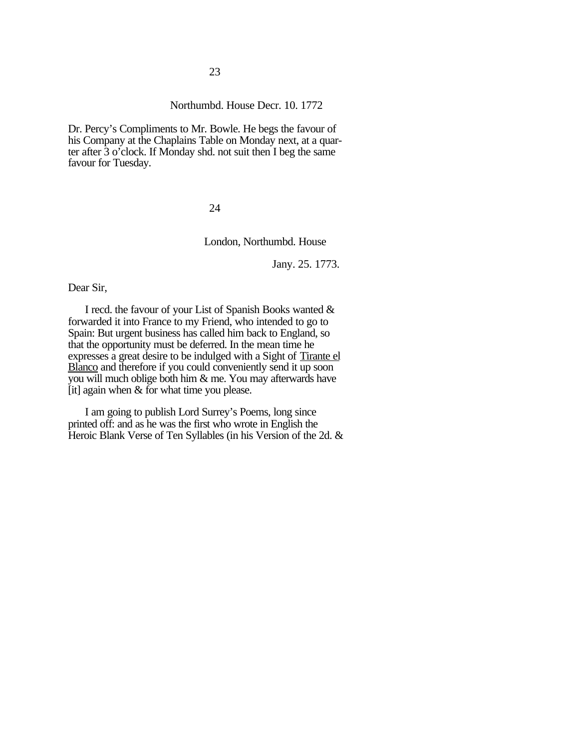23

Northumbd. House Decr. 10. 1772

Dr. Percy's Compliments to Mr. Bowle. He begs the favour of his Company at the Chaplains Table on Monday next, at a quarter after 3 o'clock. If Monday shd. not suit then I beg the same favour for Tuesday.

24

London, Northumbd. House

Jany. 25. 1773.

Dear Sir,

I recd. the favour of your List of Spanish Books wanted & forwarded it into France to my Friend, who intended to go to Spain: But urgent business has called him back to England, so that the opportunity must be deferred. In the mean time he expresses a great desire to be indulged with a Sight of <u>Tirante el Blanco</u> and therefore if you could conveniently send it up soon you will much oblige both him & me. You may afterwards have [it] again when & for what time you please.

I am going to publish Lord Surrey's Poems, long since printed off: and as he was the first who wrote in English the Heroic Blank Verse of Ten Syllables (in his Version of the 2d. &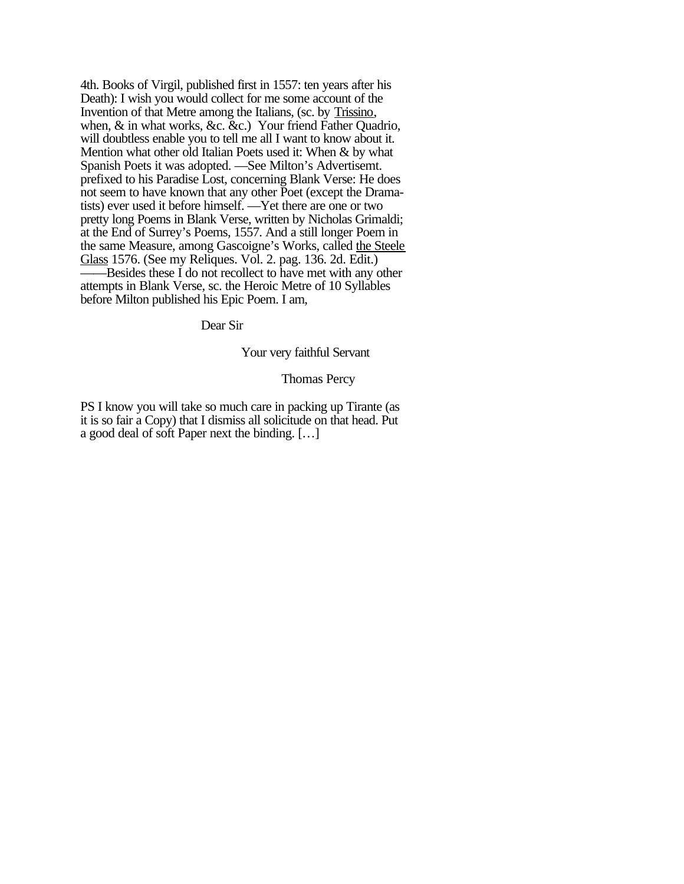4th. Books of Virgil, published first in 1557: ten years after his Death): I wish you would collect for me some account of the Invention of that Metre among the Italians, (sc. by Trissino, when, & in what works, &c. &c.) Your friend Father Quadrio, will doubtless enable you to tell me all I want to know about it. Mention what other old Italian Poets used it: When & by what Spanish Poets it was adopted. —See Milton's Advertisemt. prefixed to his Paradise Lost, concerning Blank Verse: He does not seem to have known that any other Poet (except the Dramatists) ever used it before himself. —Yet there are one or two pretty long Poems in Blank Verse, written by Nicholas Grimaldi; at the End of Surrey's Poems, 1557. And a still longer Poem in the same Measure, among Gascoigne's Works, called the Steele Glass 1576. (See my Reliques. Vol. 2. pag. 136. 2d. Edit.) ——Besides these I do not recollect to have met with any other attempts in Blank Verse, sc. the Heroic Metre of 10 Syllables before Milton published his Epic Poem. I am,

Dear Sir

Your very faithful Servant

Thomas Percy

PS I know you will take so much care in packing up Tirante (as it is so fair a Copy) that I dismiss all solicitude on that head. Put a good deal of soft Paper next the binding. […]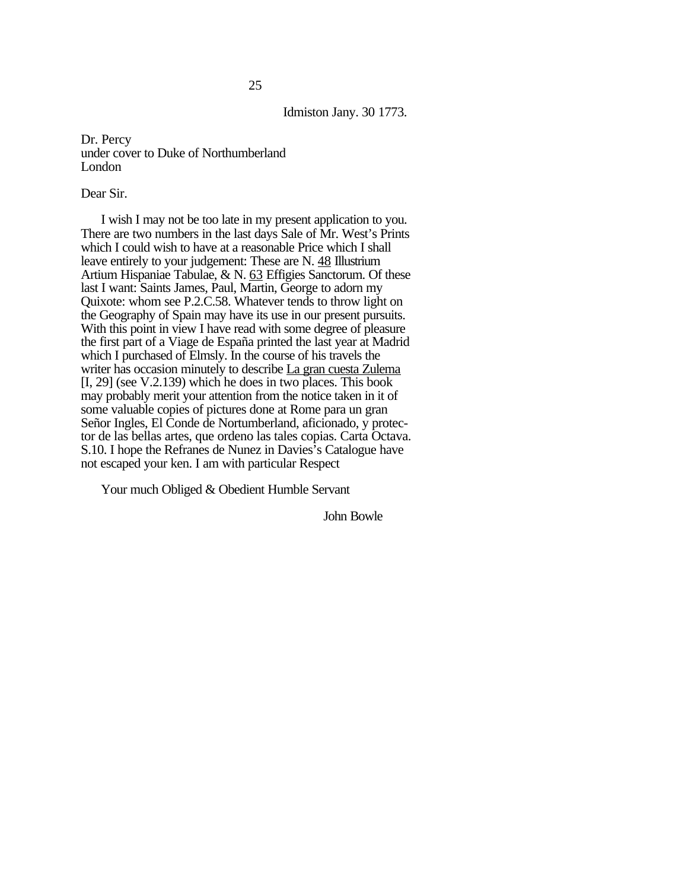Idmiston Jany. 30 1773.

Dr. Percy
under cover to Duke of Northumberland
London

Dear Sir.

I wish I may not be too late in my present application to you. There are two numbers in the last days Sale of Mr. West's Prints which I could wish to have at a reasonable Price which I shall leave entirely to your judgement: These are N. <u>48</u> Illustrium Artium Hispaniae Tabulae, & N. <u>63</u> Effigies Sanctorum. Of these last I want: Saints James, Paul, Martin, George to adorn my Quixote: whom see P.2.C.58. Whatever tends to throw light on the Geography of Spain may have its use in our present pursuits. With this point in view I have read with some degree of pleasure the first part of a Viage de España printed the last year at Madrid which I purchased of Elmsly. In the course of his travels the writer has occasion minutely to describe <u>La gran cuesta Zulema</u> [I, 29] (see V.2.139) which he does in two places. This book may probably merit your attention from the notice taken in it of some valuable copies of pictures done at Rome para un gran Señor Ingles, El Conde de Nortumberland, aficionado, y protector de las bellas artes, que ordeno las tales copias. Carta Octava. S.10. I hope the Refranes de Nunez in Davies's Catalogue have not escaped your ken. I am with particular Respect

Your much Obliged & Obedient Humble Servant

John Bowle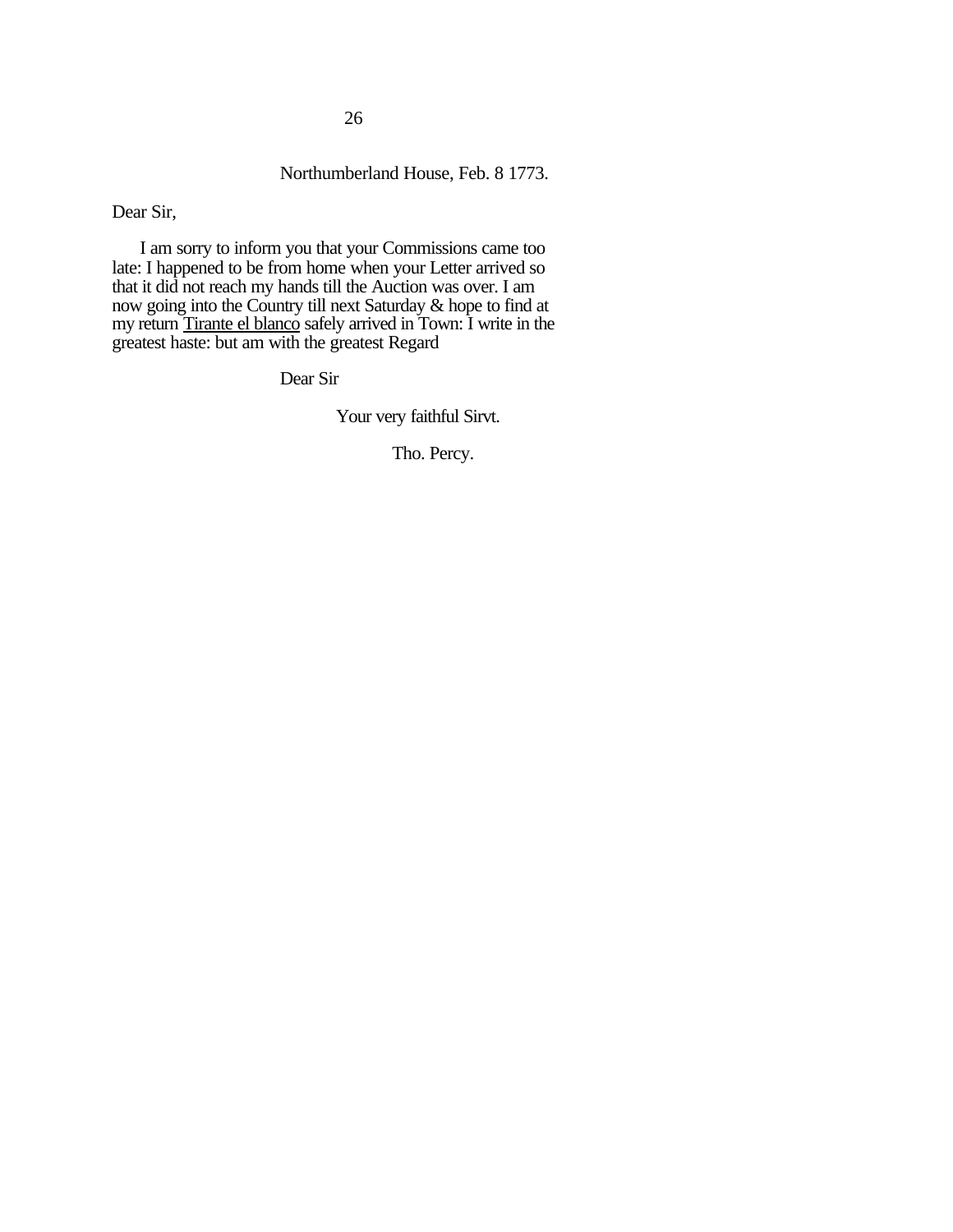Northumberland House, Feb. 8 1773.

Dear Sir,

I am sorry to inform you that your Commissions came too late: I happened to be from home when your Letter arrived so that it did not reach my hands till the Auction was over. I am now going into the Country till next Saturday & hope to find at my return <u>Tirante el blanco</u> safely arrived in Town: I write in the greatest haste: but am with the greatest Regard

Dear Sir

Your very faithful Sirvt.

Tho. Percy.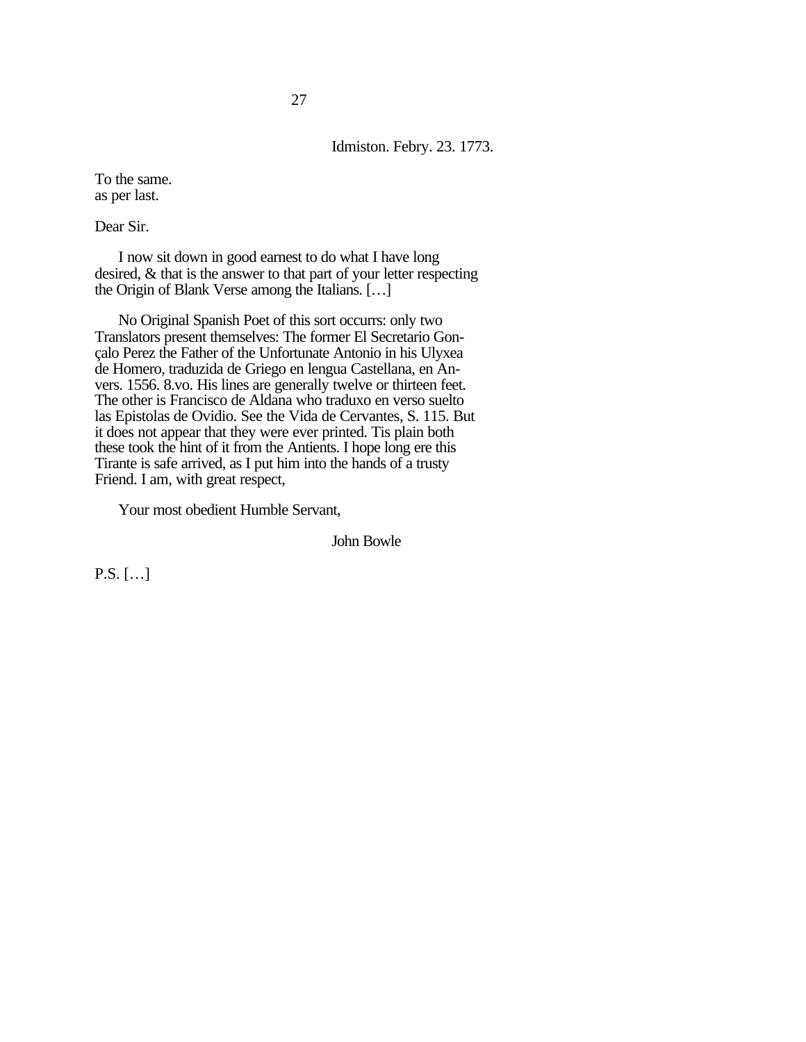Idmiston. Febry. 23. 1773.

To the same.
as per last.

Dear Sir.

I now sit down in good earnest to do what I have long desired, & that is the answer to that part of your letter respecting the Origin of Blank Verse among the Italians. […]

No Original Spanish Poet of this sort occurrs: only two Translators present themselves: The former El Secretario Gonçalo Perez the Father of the Unfortunate Antonio in his Ulyxea de Homero, traduzida de Griego en lengua Castellana, en Anvers. 1556. 8.vo. His lines are generally twelve or thirteen feet. The other is Francisco de Aldana who traduxo en verso suelto las Epistolas de Ovidio. See the Vida de Cervantes, S. 115. But it does not appear that they were ever printed. Tis plain both these took the hint of it from the Antients. I hope long ere this Tirante is safe arrived, as I put him into the hands of a trusty Friend. I am, with great respect,

Your most obedient Humble Servant,

John Bowle

P.S. […]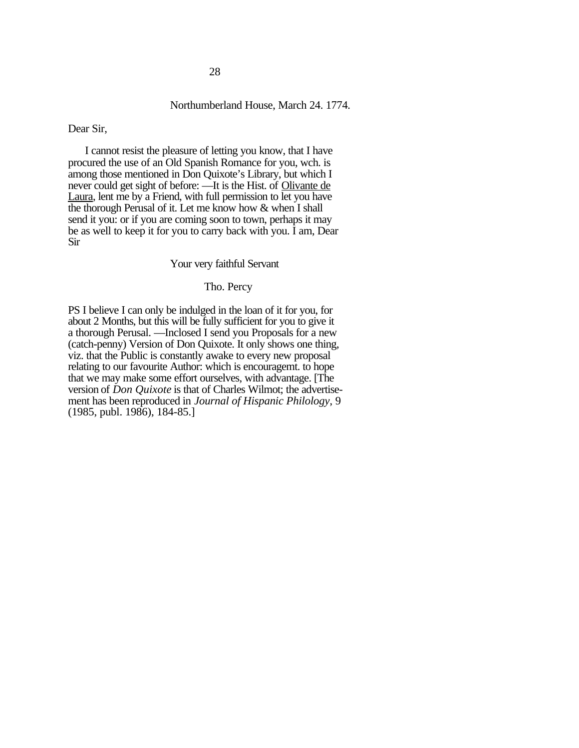28

Northumberland House, March 24. 1774.

Dear Sir,

I cannot resist the pleasure of letting you know, that I have procured the use of an Old Spanish Romance for you, wch. is among those mentioned in Don Quixote's Library, but which I never could get sight of before: —It is the Hist. of <u>Olivante de Laura</u>, lent me by a Friend, with full permission to let you have the thorough Perusal of it. Let me know how & when I shall send it you: or if you are coming soon to town, perhaps it may be as well to keep it for you to carry back with you. I am, Dear Sir

Your very faithful Servant

Tho. Percy

PS I believe I can only be indulged in the loan of it for you, for about 2 Months, but this will be fully sufficient for you to give it a thorough Perusal. —Inclosed I send you Proposals for a new (catch-penny) Version of Don Quixote. It only shows one thing, viz. that the Public is constantly awake to every new proposal relating to our favourite Author: which is encouragemt. to hope that we may make some effort ourselves, with advantage. [The version of *Don Quixote* is that of Charles Wilmot; the advertisement has been reproduced in *Journal of Hispanic Philology*, 9 (1985, publ. 1986), 184-85.]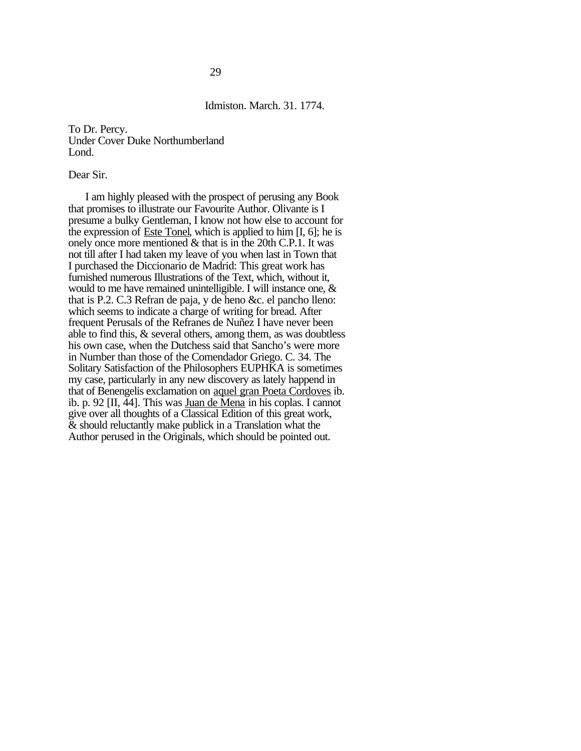Idmiston. March. 31. 1774.

To Dr. Percy.  
Under Cover Duke Northumberland  
Lond.

Dear Sir.

I am highly pleased with the prospect of perusing any Book that promises to illustrate our Favourite Author. Olivante is I presume a bulky Gentleman, I know not how else to account for the expression of <u>Este Tonel</u>, which is applied to him [I, 6]; he is onely once more mentioned & that is in the 20th C.P.1. It was not till after I had taken my leave of you when last in Town that I purchased the Diccionario de Madrid: This great work has furnished numerous Illustrations of the Text, which, without it, would to me have remained unintelligible. I will instance one, & that is P.2. C.3 Refran de paja, y de heno &c. el pancho lleno: which seems to indicate a charge of writing for bread. After frequent Perusals of the Refranes de Nuñez I have never been able to find this, & several others, among them, as was doubtless his own case, when the Dutchess said that Sancho's were more in Number than those of the Comendador Griego. C. 34. The Solitary Satisfaction of the Philosophers EUPHKA is sometimes my case, particularly in any new discovery as lately happend in that of Benengelis exclamation on <u>aquel gran Poeta Cordoves</u> ib. ib. p. 92 [II, 44]. This was <u>Juan de Mena</u> in his coplas. I cannot give over all thoughts of a Classical Edition of this great work, & should reluctantly make publick in a Translation what the Author perused in the Originals, which should be pointed out.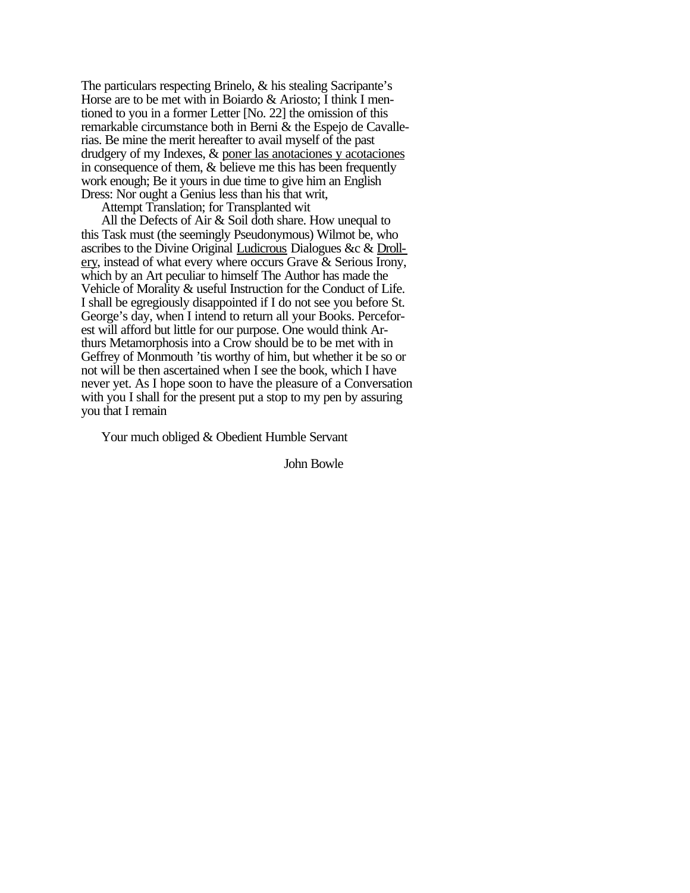The particulars respecting Brinelo, & his stealing Sacripante's Horse are to be met with in Boiardo & Ariosto; I think I mentioned to you in a former Letter [No. 22] the omission of this remarkable circumstance both in Berni & the Espejo de Cavallerias. Be mine the merit hereafter to avail myself of the past drudgery of my Indexes, & poner las anotaciones y acotaciones in consequence of them, & believe me this has been frequently work enough; Be it yours in due time to give him an English Dress: Nor ought a Genius less than his that writ,

Attempt Translation; for Transplanted wit

All the Defects of Air & Soil doth share. How unequal to this Task must (the seemingly Pseudonymous) Wilmot be, who ascribes to the Divine Original Ludicrous Dialogues &c & Drollery, instead of what every where occurs Grave & Serious Irony, which by an Art peculiar to himself The Author has made the Vehicle of Morality & useful Instruction for the Conduct of Life. I shall be egregiously disappointed if I do not see you before St. George's day, when I intend to return all your Books. Perceforest will afford but little for our purpose. One would think Arthurs Metamorphosis into a Crow should be to be met with in Geffrey of Monmouth 'tis worthy of him, but whether it be so or not will be then ascertained when I see the book, which I have never yet. As I hope soon to have the pleasure of a Conversation with you I shall for the present put a stop to my pen by assuring you that I remain

Your much obliged & Obedient Humble Servant

John Bowle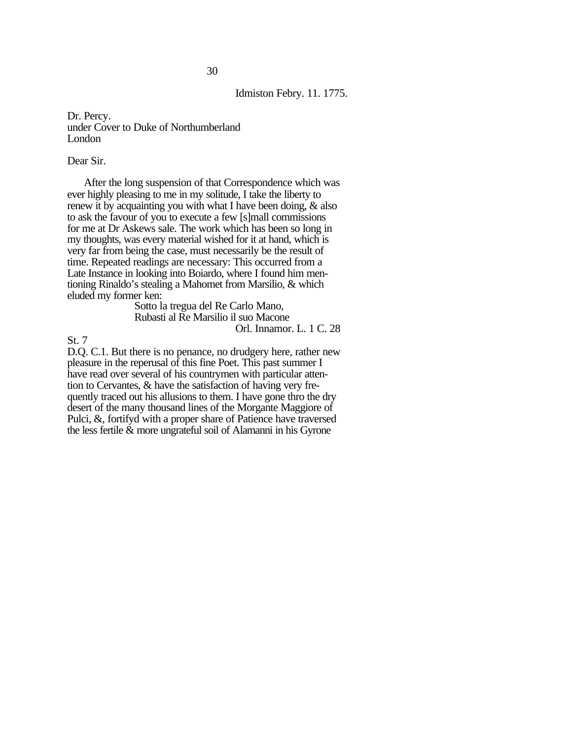Idmiston Febry. 11. 1775.

Dr. Percy.
under Cover to Duke of Northumberland
London

Dear Sir.

After the long suspension of that Correspondence which was ever highly pleasing to me in my solitude, I take the liberty to renew it by acquainting you with what I have been doing, & also to ask the favour of you to execute a few [s]mall commissions for me at Dr Askews sale. The work which has been so long in my thoughts, was every material wished for it at hand, which is very far from being the case, must necessarily be the result of time. Repeated readings are necessary: This occurred from a Late Instance in looking into Boiardo, where I found him mentioning Rinaldo's stealing a Mahomet from Marsilio, & which eluded my former ken:

> Sotto la tregua del Re Carlo Mano,
> Rubasti al Re Marsilio il suo Macone
>
> Orl. Innamor. L. 1 C. 28

St. 7

D.Q. C.1. But there is no penance, no drudgery here, rather new pleasure in the reperusal of this fine Poet. This past summer I have read over several of his countrymen with particular attention to Cervantes, & have the satisfaction of having very frequently traced out his allusions to them. I have gone thro the dry desert of the many thousand lines of the Morgante Maggiore of Pulci, &, fortifyd with a proper share of Patience have traversed the less fertile & more ungrateful soil of Alamanni in his Gyrone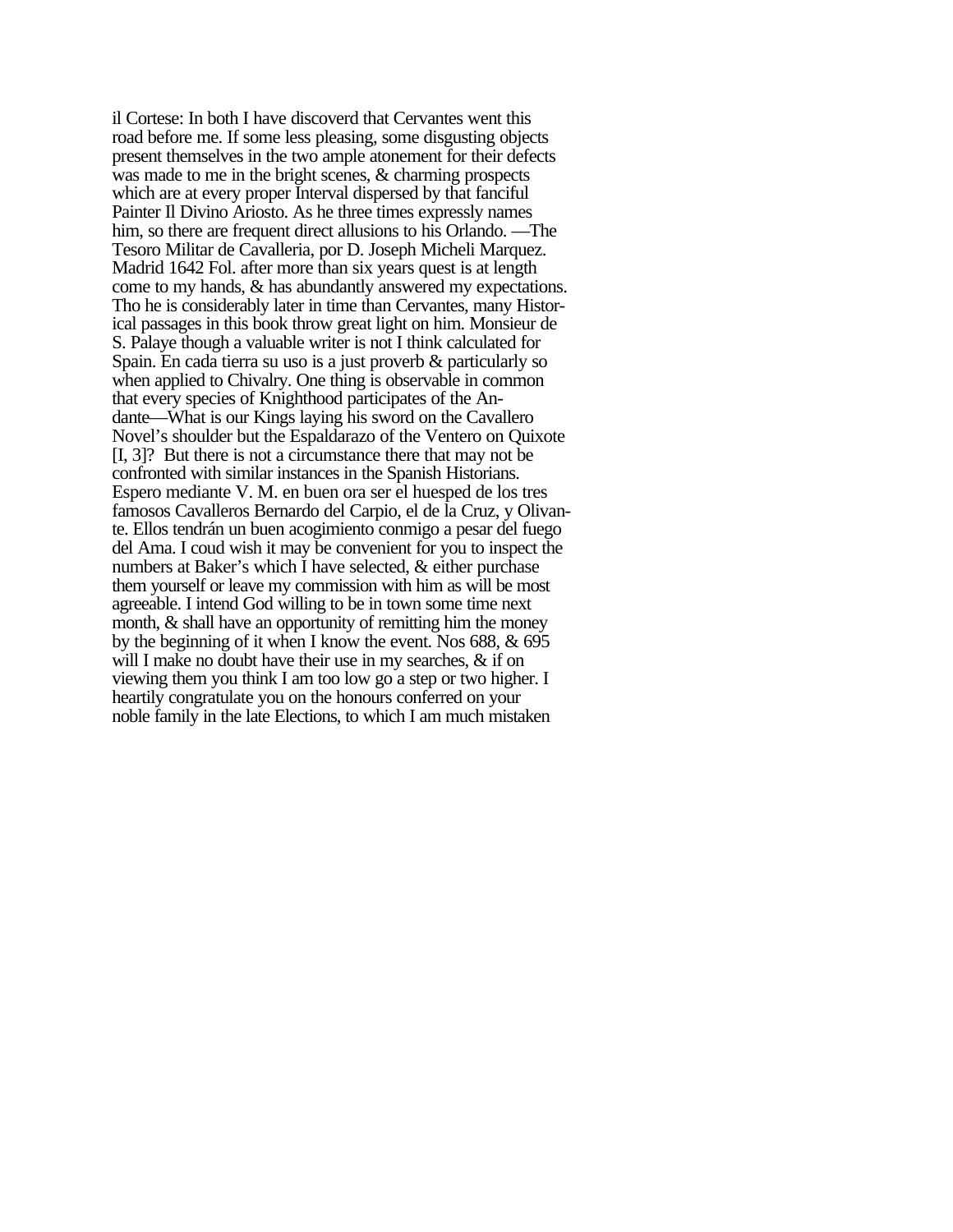il Cortese: In both I have discoverd that Cervantes went this road before me. If some less pleasing, some disgusting objects present themselves in the two ample atonement for their defects was made to me in the bright scenes, & charming prospects which are at every proper Interval dispersed by that fanciful Painter Il Divino Ariosto. As he three times expressly names him, so there are frequent direct allusions to his Orlando. —The Tesoro Militar de Cavalleria, por D. Joseph Micheli Marquez. Madrid 1642 Fol. after more than six years quest is at length come to my hands, & has abundantly answered my expectations. Tho he is considerably later in time than Cervantes, many Historical passages in this book throw great light on him. Monsieur de S. Palaye though a valuable writer is not I think calculated for Spain. En cada tierra su uso is a just proverb & particularly so when applied to Chivalry. One thing is observable in common that every species of Knighthood participates of the Andante—What is our Kings laying his sword on the Cavallero Novel's shoulder but the Espaldarazo of the Ventero on Quixote [I, 3]? But there is not a circumstance there that may not be confronted with similar instances in the Spanish Historians. Espero mediante V. M. en buen ora ser el huesped de los tres famosos Cavalleros Bernardo del Carpio, el de la Cruz, y Olivante. Ellos tendrán un buen acogimiento conmigo a pesar del fuego del Ama. I coud wish it may be convenient for you to inspect the numbers at Baker's which I have selected, & either purchase them yourself or leave my commission with him as will be most agreeable. I intend God willing to be in town some time next month, & shall have an opportunity of remitting him the money by the beginning of it when I know the event. Nos 688, & 695 will I make no doubt have their use in my searches, & if on viewing them you think I am too low go a step or two higher. I heartily congratulate you on the honours conferred on your noble family in the late Elections, to which I am much mistaken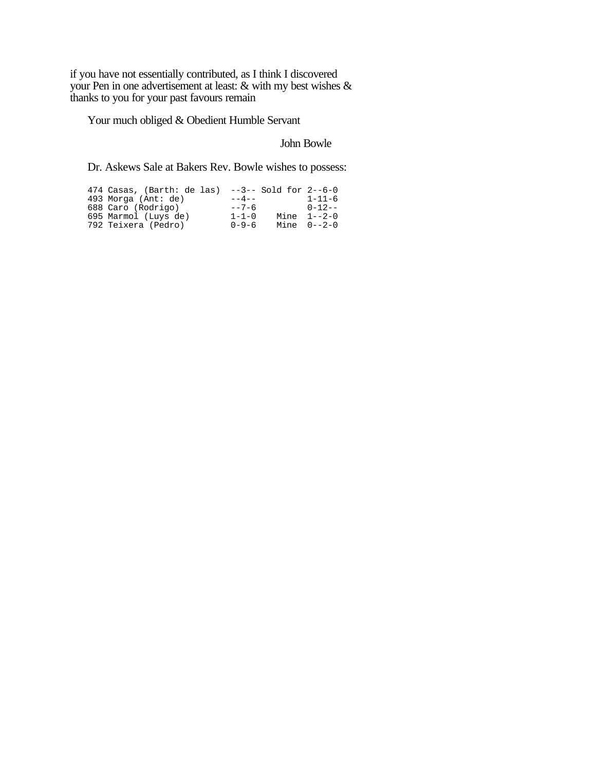if you have not essentially contributed, as I think I discovered your Pen in one advertisement at least: & with my best wishes & thanks to you for your past favours remain

Your much obliged & Obedient Humble Servant

John Bowle

Dr. Askews Sale at Bakers Rev. Bowle wishes to possess:

```
474 Casas, (Barth: de las)  --3-- Sold for 2--6-0
493 Morga (Ant: de)         --4--          1-11-6
688 Caro (Rodrigo)          --7-6          0-12--
695 Marmol (Luys de)        1-1-0    Mine  1--2-0
792 Teixera (Pedro)         0-9-6    Mine  0--2-0
```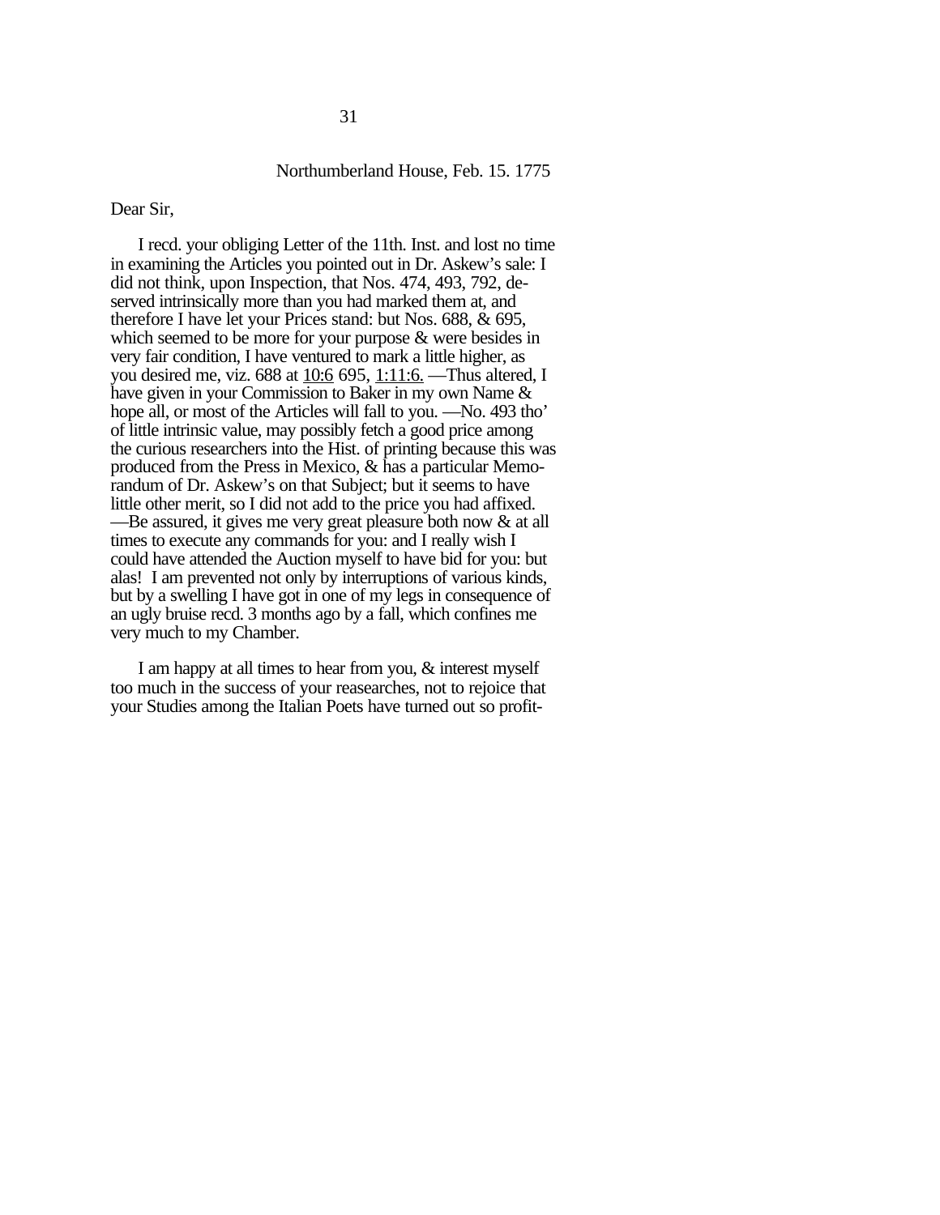Northumberland House, Feb. 15. 1775

Dear Sir,

I recd. your obliging Letter of the 11th. Inst. and lost no time in examining the Articles you pointed out in Dr. Askew's sale: I did not think, upon Inspection, that Nos. 474, 493, 792, deserved intrinsically more than you had marked them at, and therefore I have let your Prices stand: but Nos. 688, & 695, which seemed to be more for your purpose & were besides in very fair condition, I have ventured to mark a little higher, as you desired me, viz. 688 at <u>10:6</u> 695, <u>1:11:6.</u> —Thus altered, I have given in your Commission to Baker in my own Name & hope all, or most of the Articles will fall to you. —No. 493 tho' of little intrinsic value, may possibly fetch a good price among the curious researchers into the Hist. of printing because this was produced from the Press in Mexico, & has a particular Memorandum of Dr. Askew's on that Subject; but it seems to have little other merit, so I did not add to the price you had affixed. —Be assured, it gives me very great pleasure both now & at all times to execute any commands for you: and I really wish I could have attended the Auction myself to have bid for you: but alas! I am prevented not only by interruptions of various kinds, but by a swelling I have got in one of my legs in consequence of an ugly bruise recd. 3 months ago by a fall, which confines me very much to my Chamber.

I am happy at all times to hear from you, & interest myself too much in the success of your reasearches, not to rejoice that your Studies among the Italian Poets have turned out so profit-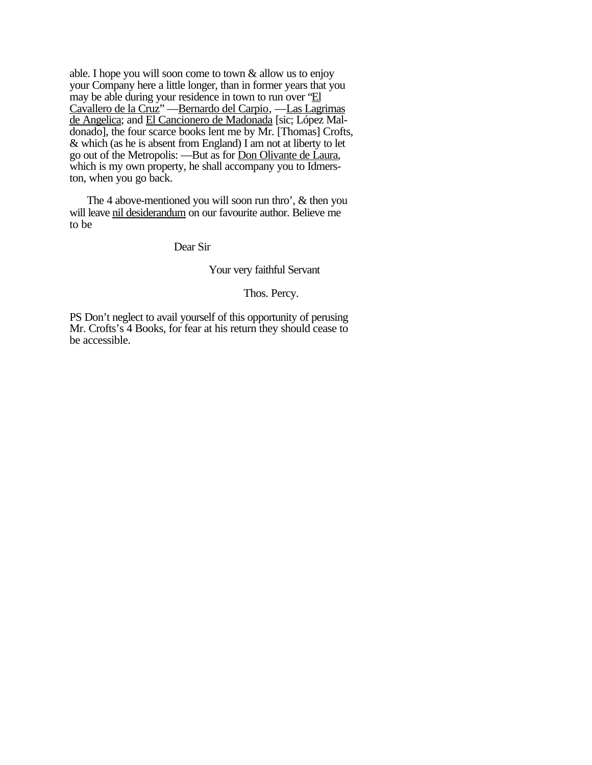able. I hope you will soon come to town & allow us to enjoy your Company here a little longer, than in former years that you may be able during your residence in town to run over "El Cavallero de la Cruz" —Bernardo del Carpio, —Las Lagrimas de Angelica; and El Cancionero de Madonada [sic; López Maldonado], the four scarce books lent me by Mr. [Thomas] Crofts, & which (as he is absent from England) I am not at liberty to let go out of the Metropolis: —But as for Don Olivante de Laura, which is my own property, he shall accompany you to Idmerston, when you go back.

The 4 above-mentioned you will soon run thro', & then you will leave nil desiderandum on our favourite author. Believe me to be

Dear Sir

Your very faithful Servant

Thos. Percy.

PS Don't neglect to avail yourself of this opportunity of perusing Mr. Crofts's 4 Books, for fear at his return they should cease to be accessible.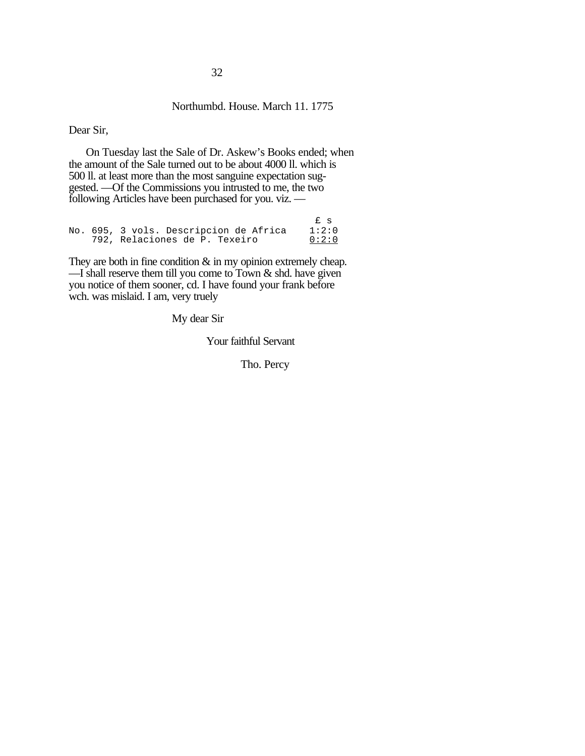Northumbd. House. March 11. 1775

Dear Sir,

On Tuesday last the Sale of Dr. Askew's Books ended; when the amount of the Sale turned out to be about 4000 ll. which is 500 ll. at least more than the most sanguine expectation suggested. —Of the Commissions you intrusted to me, the two following Articles have been purchased for you. viz. —

```
                                          £ s
No. 695, 3 vols. Descripcion de Africa   1:2:0
    792, Relaciones de P. Texeiro        0:2:0
```

They are both in fine condition & in my opinion extremely cheap. —I shall reserve them till you come to Town & shd. have given you notice of them sooner, cd. I have found your frank before wch. was mislaid. I am, very truely

My dear Sir

Your faithful Servant

Tho. Percy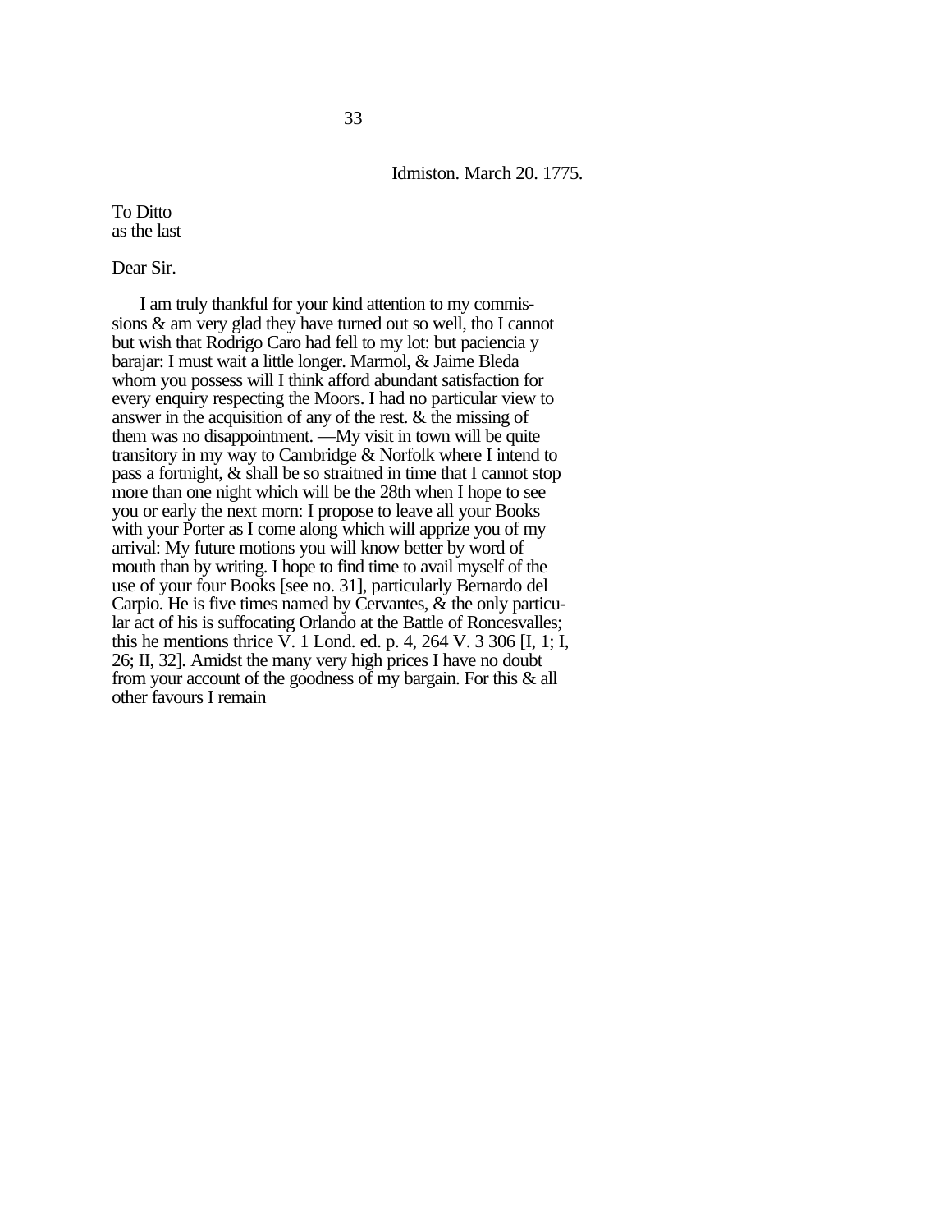33

Idmiston. March 20. 1775.

To Ditto
as the last

Dear Sir.

I am truly thankful for your kind attention to my commissions & am very glad they have turned out so well, tho I cannot but wish that Rodrigo Caro had fell to my lot: but paciencia y barajar: I must wait a little longer. Marmol, & Jaime Bleda whom you possess will I think afford abundant satisfaction for every enquiry respecting the Moors. I had no particular view to answer in the acquisition of any of the rest. & the missing of them was no disappointment. —My visit in town will be quite transitory in my way to Cambridge & Norfolk where I intend to pass a fortnight, & shall be so straitned in time that I cannot stop more than one night which will be the 28th when I hope to see you or early the next morn: I propose to leave all your Books with your Porter as I come along which will apprize you of my arrival: My future motions you will know better by word of mouth than by writing. I hope to find time to avail myself of the use of your four Books [see no. 31], particularly Bernardo del Carpio. He is five times named by Cervantes, & the only particular act of his is suffocating Orlando at the Battle of Roncesvalles; this he mentions thrice V. 1 Lond. ed. p. 4, 264 V. 3 306 [I, 1; I, 26; II, 32]. Amidst the many very high prices I have no doubt from your account of the goodness of my bargain. For this & all other favours I remain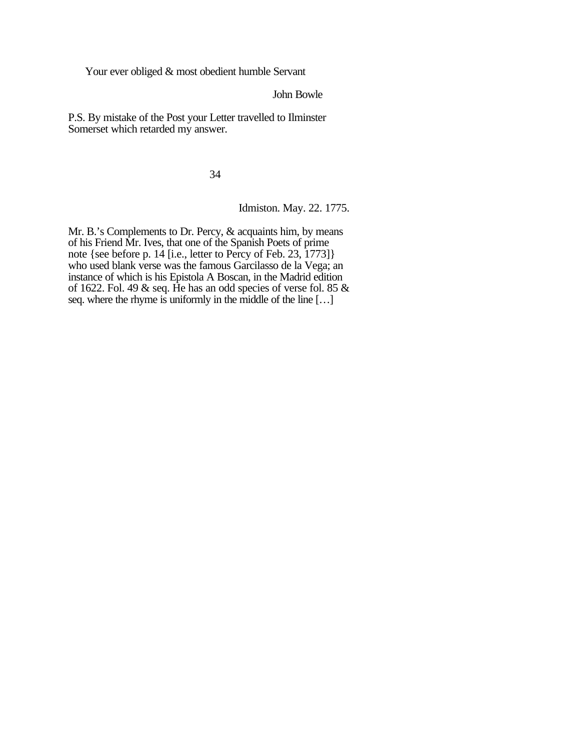Your ever obliged & most obedient humble Servant

John Bowle

P.S. By mistake of the Post your Letter travelled to Ilminster Somerset which retarded my answer.

## 34

Idmiston. May. 22. 1775.

Mr. B.'s Complements to Dr. Percy, & acquaints him, by means of his Friend Mr. Ives, that one of the Spanish Poets of prime note {see before p. 14 [i.e., letter to Percy of Feb. 23, 1773]} who used blank verse was the famous Garcilasso de la Vega; an instance of which is his Epistola A Boscan, in the Madrid edition of 1622. Fol. 49 & seq. He has an odd species of verse fol. 85 & seq. where the rhyme is uniformly in the middle of the line […]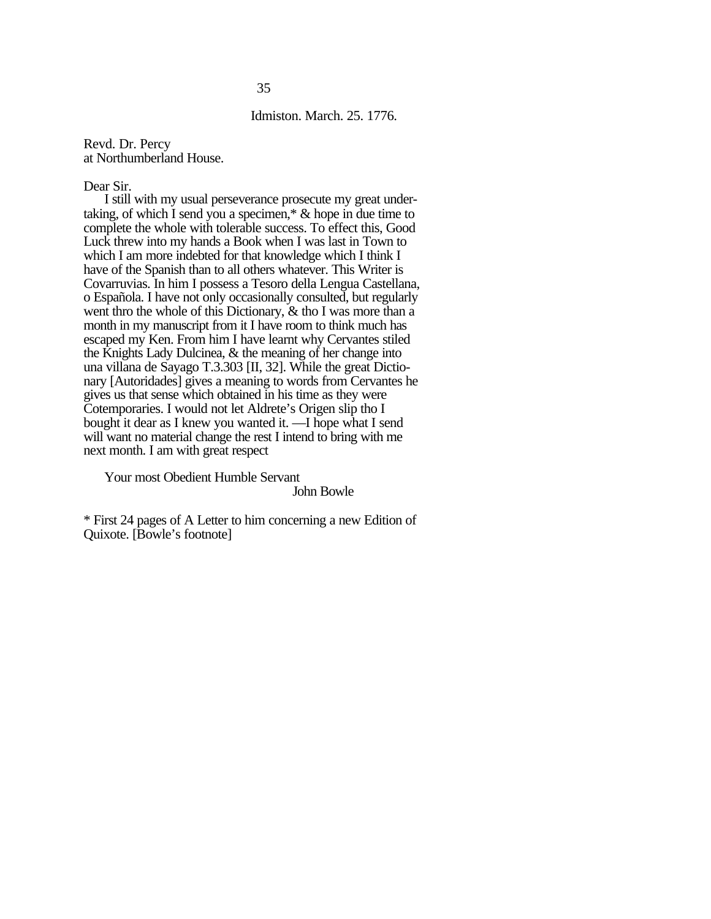Idmiston. March. 25. 1776.

Revd. Dr. Percy
at Northumberland House.

Dear Sir.

I still with my usual perseverance prosecute my great undertaking, of which I send you a specimen,* & hope in due time to complete the whole with tolerable success. To effect this, Good Luck threw into my hands a Book when I was last in Town to which I am more indebted for that knowledge which I think I have of the Spanish than to all others whatever. This Writer is Covarruvias. In him I possess a Tesoro della Lengua Castellana, o Española. I have not only occasionally consulted, but regularly went thro the whole of this Dictionary, & tho I was more than a month in my manuscript from it I have room to think much has escaped my Ken. From him I have learnt why Cervantes stiled the Knights Lady Dulcinea, & the meaning of her change into una villana de Sayago T.3.303 [II, 32]. While the great Dictionary [Autoridades] gives a meaning to words from Cervantes he gives us that sense which obtained in his time as they were Cotemporaries. I would not let Aldrete's Origen slip tho I bought it dear as I knew you wanted it. —I hope what I send will want no material change the rest I intend to bring with me next month. I am with great respect

Your most Obedient Humble Servant
John Bowle

* First 24 pages of A Letter to him concerning a new Edition of Quixote. [Bowle's footnote]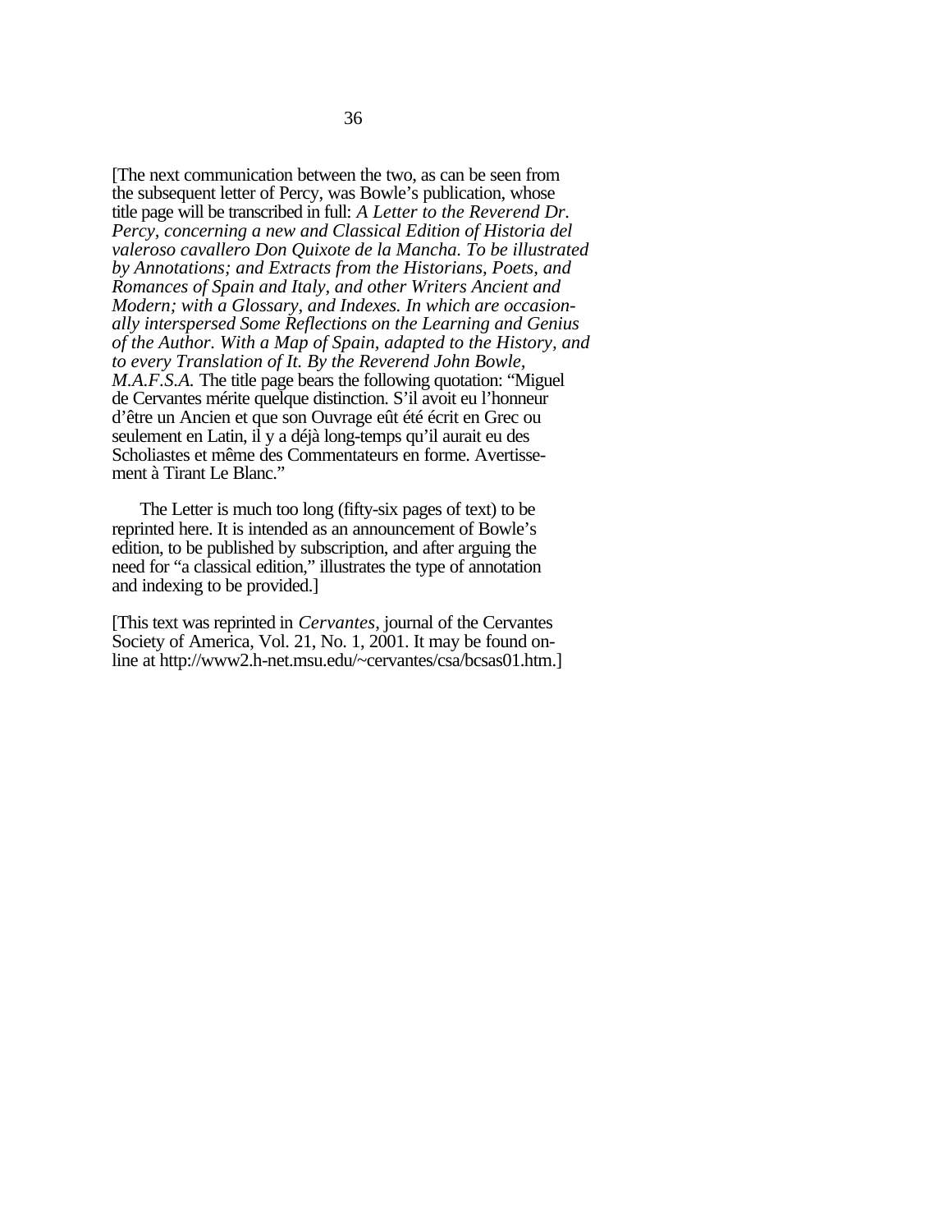[The next communication between the two, as can be seen from the subsequent letter of Percy, was Bowle's publication, whose title page will be transcribed in full: *A Letter to the Reverend Dr. Percy, concerning a new and Classical Edition of Historia del valeroso cavallero Don Quixote de la Mancha. To be illustrated by Annotations; and Extracts from the Historians, Poets, and Romances of Spain and Italy, and other Writers Ancient and Modern; with a Glossary, and Indexes. In which are occasionally interspersed Some Reflections on the Learning and Genius of the Author. With a Map of Spain, adapted to the History, and to every Translation of It. By the Reverend John Bowle, M.A.F.S.A.* The title page bears the following quotation: "Miguel de Cervantes mérite quelque distinction. S'il avoit eu l'honneur d'être un Ancien et que son Ouvrage eût été écrit en Grec ou seulement en Latin, il y a déjà long-temps qu'il aurait eu des Scholiastes et même des Commentateurs en forme. Avertissement à Tirant Le Blanc."

The Letter is much too long (fifty-six pages of text) to be reprinted here. It is intended as an announcement of Bowle's edition, to be published by subscription, and after arguing the need for "a classical edition," illustrates the type of annotation and indexing to be provided.]

[This text was reprinted in *Cervantes*, journal of the Cervantes Society of America, Vol. 21, No. 1, 2001. It may be found on-line at http://www2.h-net.msu.edu/~cervantes/csa/bcsas01.htm.]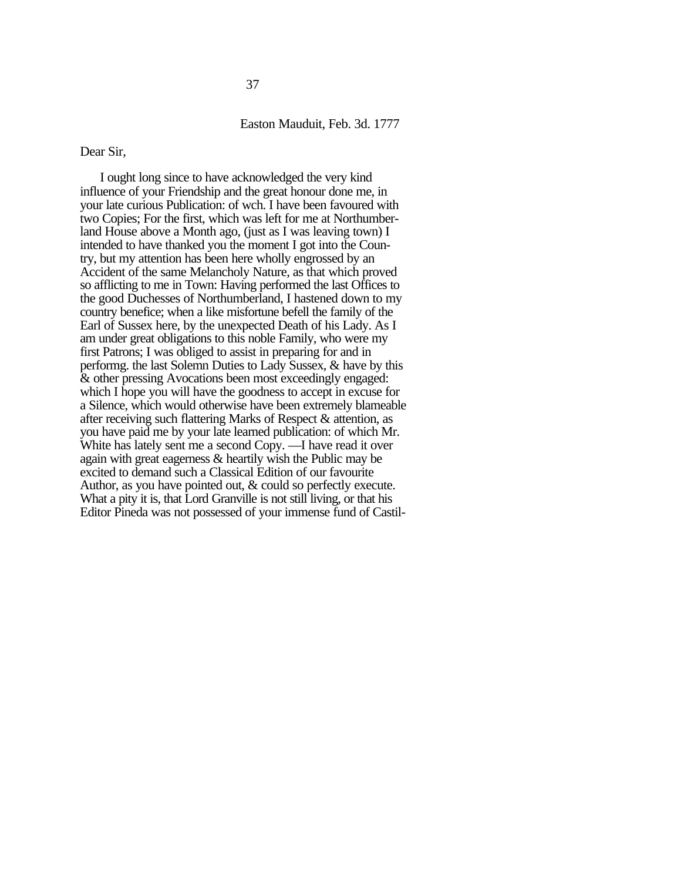Easton Mauduit, Feb. 3d. 1777

Dear Sir,

I ought long since to have acknowledged the very kind influence of your Friendship and the great honour done me, in your late curious Publication: of wch. I have been favoured with two Copies; For the first, which was left for me at Northumberland House above a Month ago, (just as I was leaving town) I intended to have thanked you the moment I got into the Country, but my attention has been here wholly engrossed by an Accident of the same Melancholy Nature, as that which proved so afflicting to me in Town: Having performed the last Offices to the good Duchesses of Northumberland, I hastened down to my country benefice; when a like misfortune befell the family of the Earl of Sussex here, by the unexpected Death of his Lady. As I am under great obligations to this noble Family, who were my first Patrons; I was obliged to assist in preparing for and in performg. the last Solemn Duties to Lady Sussex, & have by this & other pressing Avocations been most exceedingly engaged: which I hope you will have the goodness to accept in excuse for a Silence, which would otherwise have been extremely blameable after receiving such flattering Marks of Respect & attention, as you have paid me by your late learned publication: of which Mr. White has lately sent me a second Copy. —I have read it over again with great eagerness & heartily wish the Public may be excited to demand such a Classical Edition of our favourite Author, as you have pointed out, & could so perfectly execute. What a pity it is, that Lord Granville is not still living, or that his Editor Pineda was not possessed of your immense fund of Castil-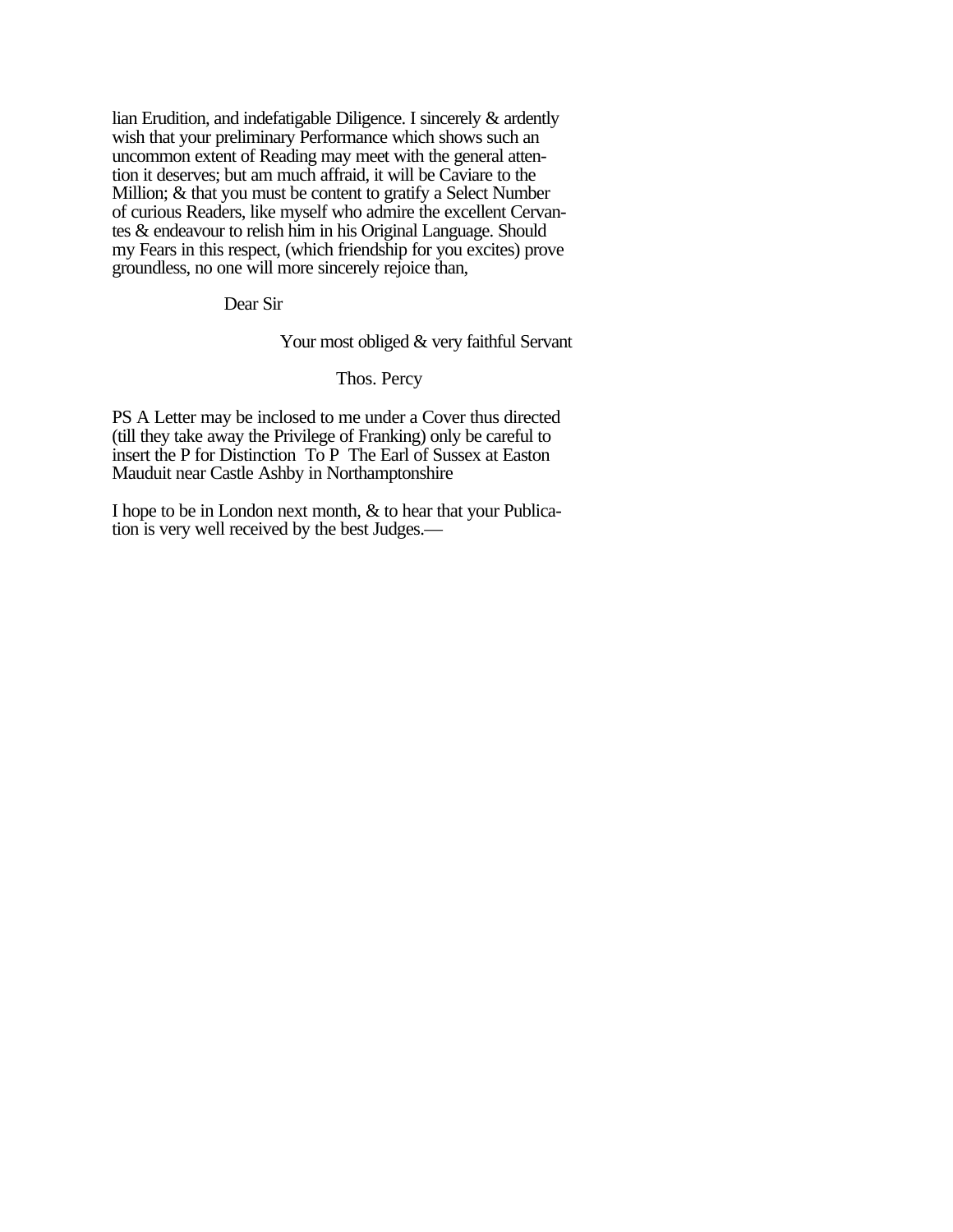lian Erudition, and indefatigable Diligence. I sincerely & ardently wish that your preliminary Performance which shows such an uncommon extent of Reading may meet with the general attention it deserves; but am much affraid, it will be Caviare to the Million; & that you must be content to gratify a Select Number of curious Readers, like myself who admire the excellent Cervantes & endeavour to relish him in his Original Language. Should my Fears in this respect, (which friendship for you excites) prove groundless, no one will more sincerely rejoice than,

Dear Sir

Your most obliged & very faithful Servant

Thos. Percy

PS A Letter may be inclosed to me under a Cover thus directed (till they take away the Privilege of Franking) only be careful to insert the P for Distinction To P The Earl of Sussex at Easton Mauduit near Castle Ashby in Northamptonshire

I hope to be in London next month, & to hear that your Publication is very well received by the best Judges.—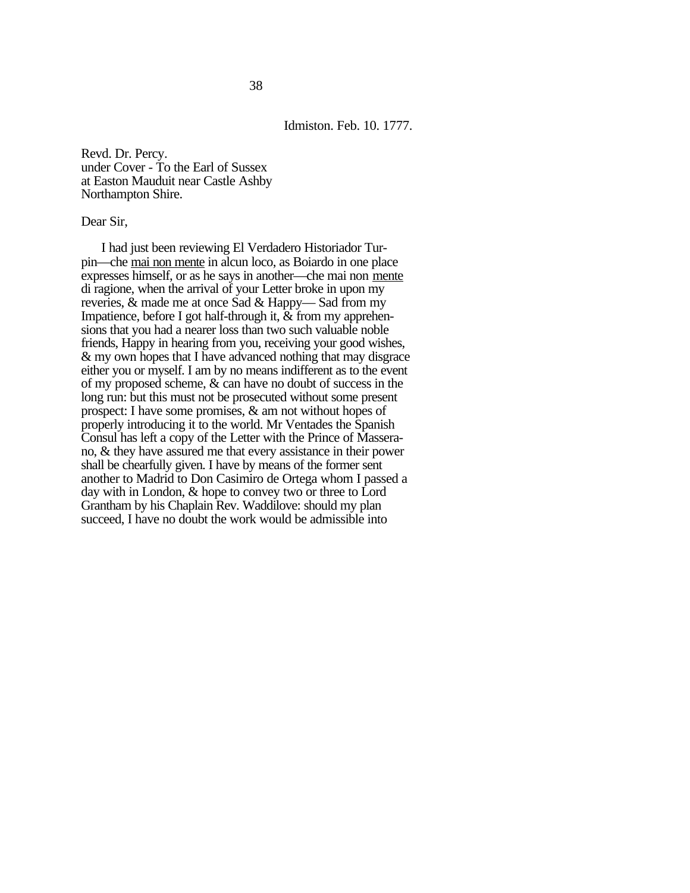Idmiston. Feb. 10. 1777.

Revd. Dr. Percy.
under Cover - To the Earl of Sussex
at Easton Mauduit near Castle Ashby
Northampton Shire.

Dear Sir,

I had just been reviewing El Verdadero Historiador Turpin—che <u>mai non mente</u> in alcun loco, as Boiardo in one place expresses himself, or as he says in another—che mai non <u>mente</u> di ragione, when the arrival of your Letter broke in upon my reveries, & made me at once Sad & Happy— Sad from my Impatience, before I got half-through it, & from my apprehensions that you had a nearer loss than two such valuable noble friends, Happy in hearing from you, receiving your good wishes, & my own hopes that I have advanced nothing that may disgrace either you or myself. I am by no means indifferent as to the event of my proposed scheme, & can have no doubt of success in the long run: but this must not be prosecuted without some present prospect: I have some promises, & am not without hopes of properly introducing it to the world. Mr Ventades the Spanish Consul has left a copy of the Letter with the Prince of Masserano, & they have assured me that every assistance in their power shall be chearfully given. I have by means of the former sent another to Madrid to Don Casimiro de Ortega whom I passed a day with in London, & hope to convey two or three to Lord Grantham by his Chaplain Rev. Waddilove: should my plan succeed, I have no doubt the work would be admissible into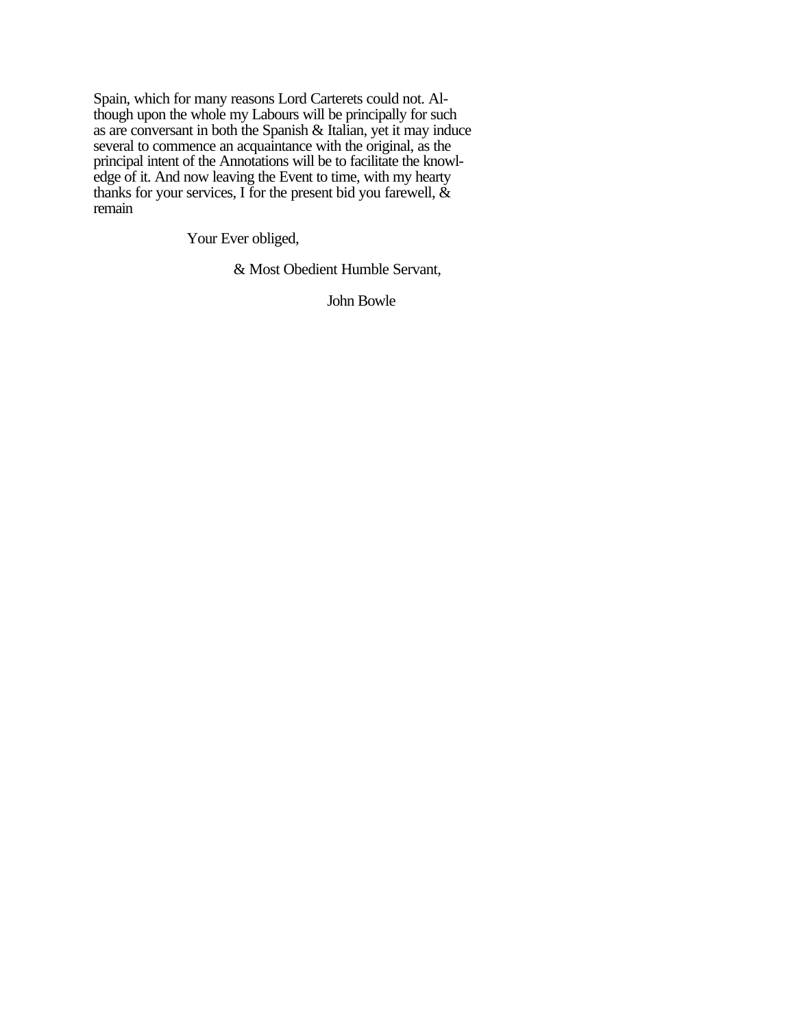Spain, which for many reasons Lord Carterets could not. Although upon the whole my Labours will be principally for such as are conversant in both the Spanish & Italian, yet it may induce several to commence an acquaintance with the original, as the principal intent of the Annotations will be to facilitate the knowledge of it. And now leaving the Event to time, with my hearty thanks for your services, I for the present bid you farewell, & remain

Your Ever obliged,

& Most Obedient Humble Servant,

John Bowle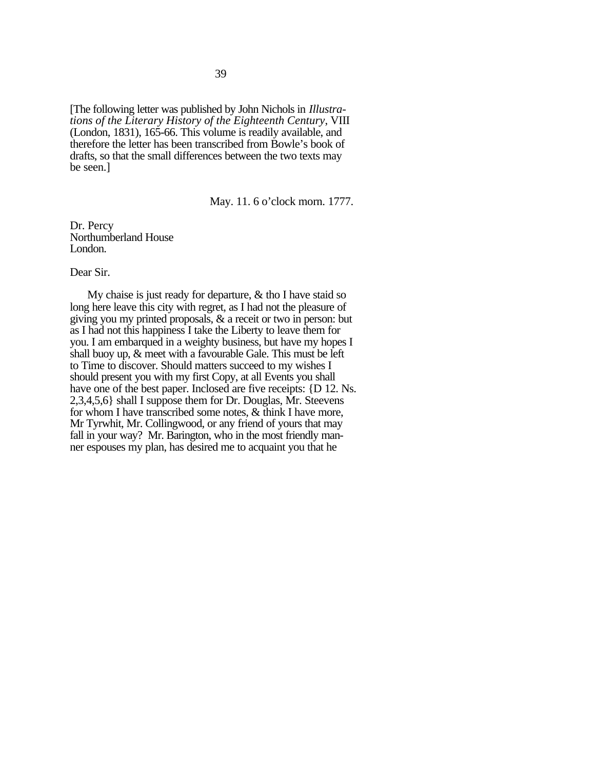[The following letter was published by John Nichols in *Illustrations of the Literary History of the Eighteenth Century*, VIII (London, 1831), 165-66. This volume is readily available, and therefore the letter has been transcribed from Bowle's book of drafts, so that the small differences between the two texts may be seen.]

May. 11. 6 o'clock morn. 1777.

Dr. Percy
Northumberland House
London.

Dear Sir.

My chaise is just ready for departure, & tho I have staid so long here leave this city with regret, as I had not the pleasure of giving you my printed proposals, & a receit or two in person: but as I had not this happiness I take the Liberty to leave them for you. I am embarqued in a weighty business, but have my hopes I shall buoy up, & meet with a favourable Gale. This must be left to Time to discover. Should matters succeed to my wishes I should present you with my first Copy, at all Events you shall have one of the best paper. Inclosed are five receipts: {D 12. Ns. 2,3,4,5,6} shall I suppose them for Dr. Douglas, Mr. Steevens for whom I have transcribed some notes, & think I have more, Mr Tyrwhit, Mr. Collingwood, or any friend of yours that may fall in your way? Mr. Barington, who in the most friendly manner espouses my plan, has desired me to acquaint you that he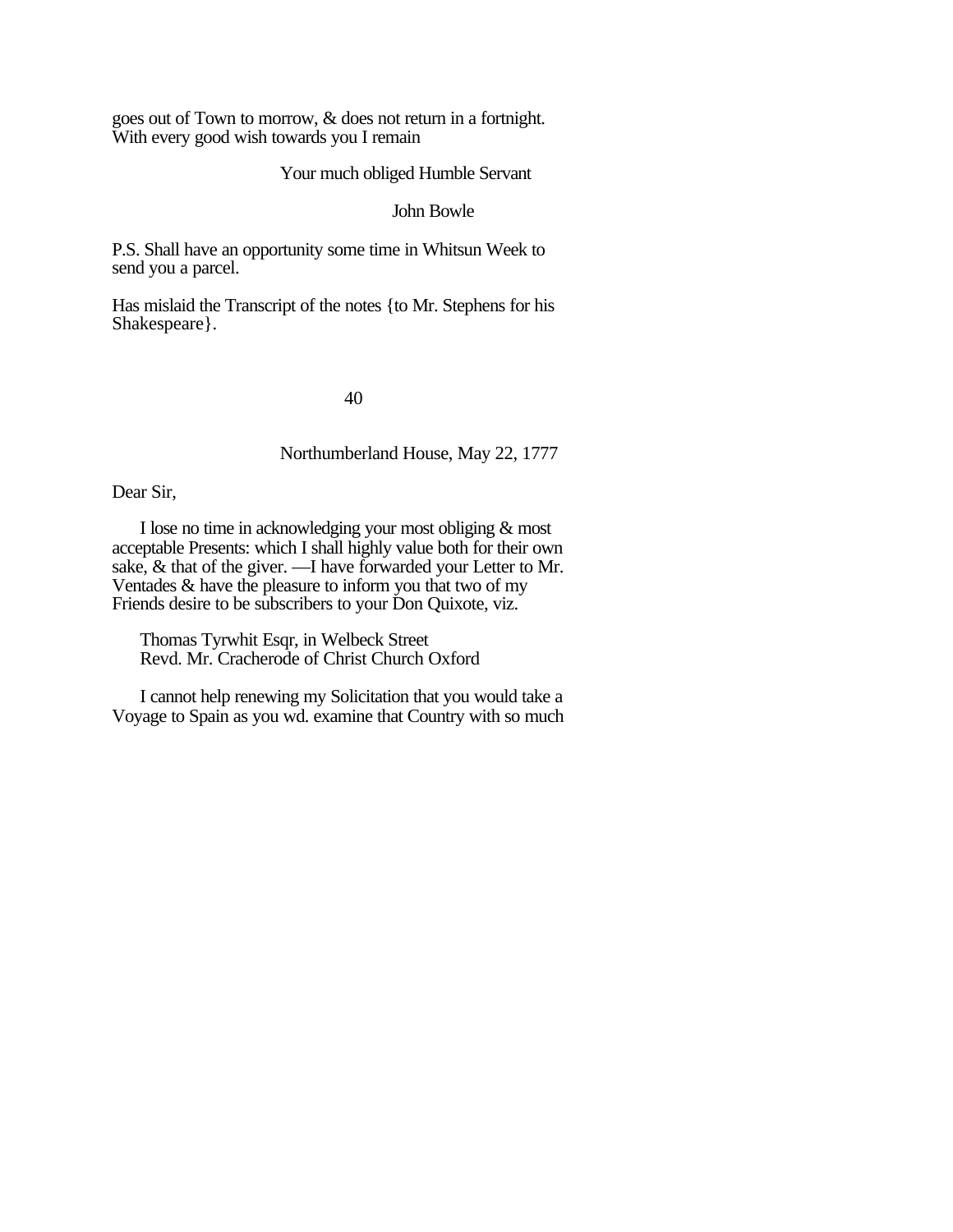goes out of Town to morrow, & does not return in a fortnight. With every good wish towards you I remain

Your much obliged Humble Servant

John Bowle

P.S. Shall have an opportunity some time in Whitsun Week to send you a parcel.

Has mislaid the Transcript of the notes {to Mr. Stephens for his Shakespeare}.

## 40

Northumberland House, May 22, 1777

Dear Sir,

I lose no time in acknowledging your most obliging & most acceptable Presents: which I shall highly value both for their own sake, & that of the giver. —I have forwarded your Letter to Mr. Ventades & have the pleasure to inform you that two of my Friends desire to be subscribers to your Don Quixote, viz.

Thomas Tyrwhit Esqr, in Welbeck Street
Revd. Mr. Cracherode of Christ Church Oxford

I cannot help renewing my Solicitation that you would take a Voyage to Spain as you wd. examine that Country with so much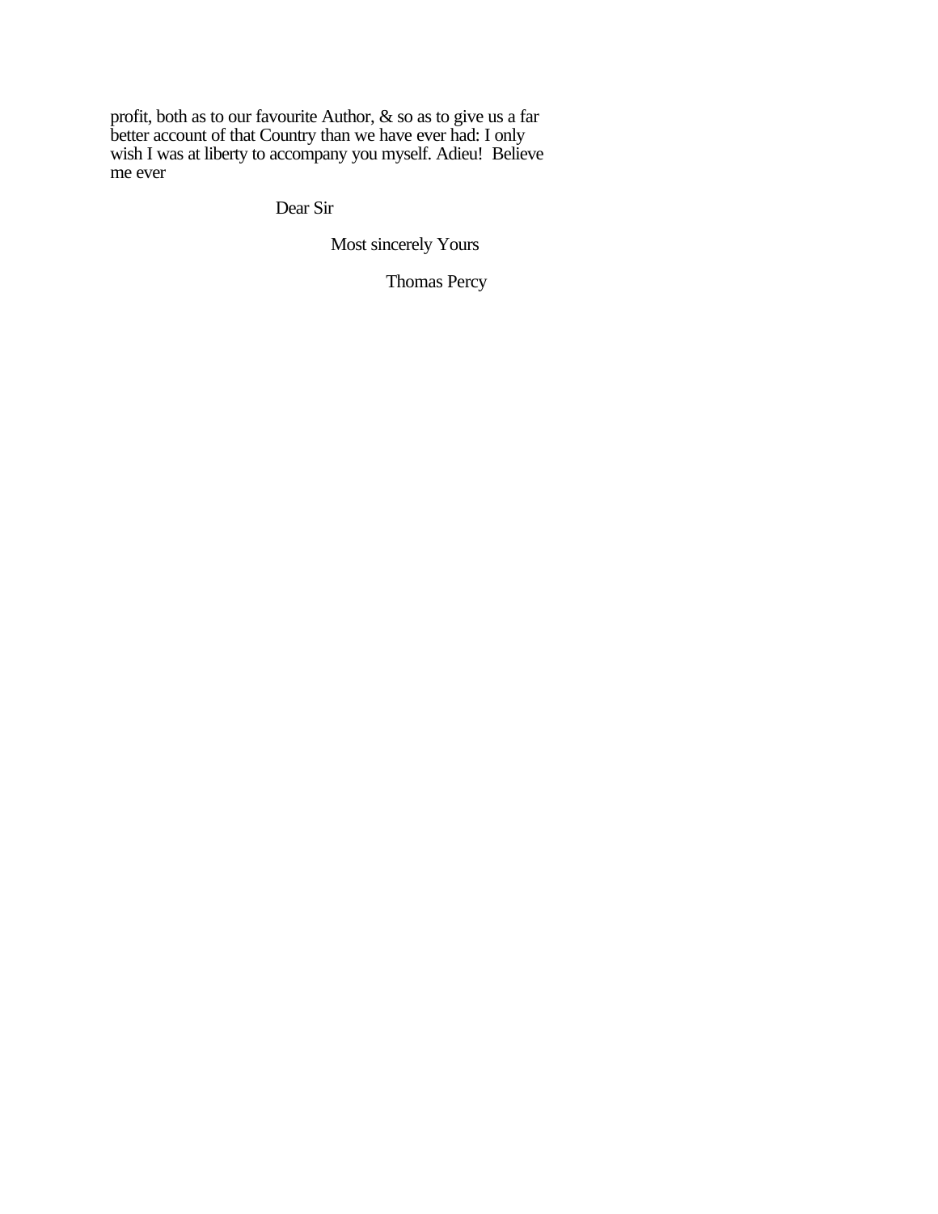profit, both as to our favourite Author, & so as to give us a far better account of that Country than we have ever had: I only wish I was at liberty to accompany you myself. Adieu!  Believe me ever

Dear Sir

Most sincerely Yours

Thomas Percy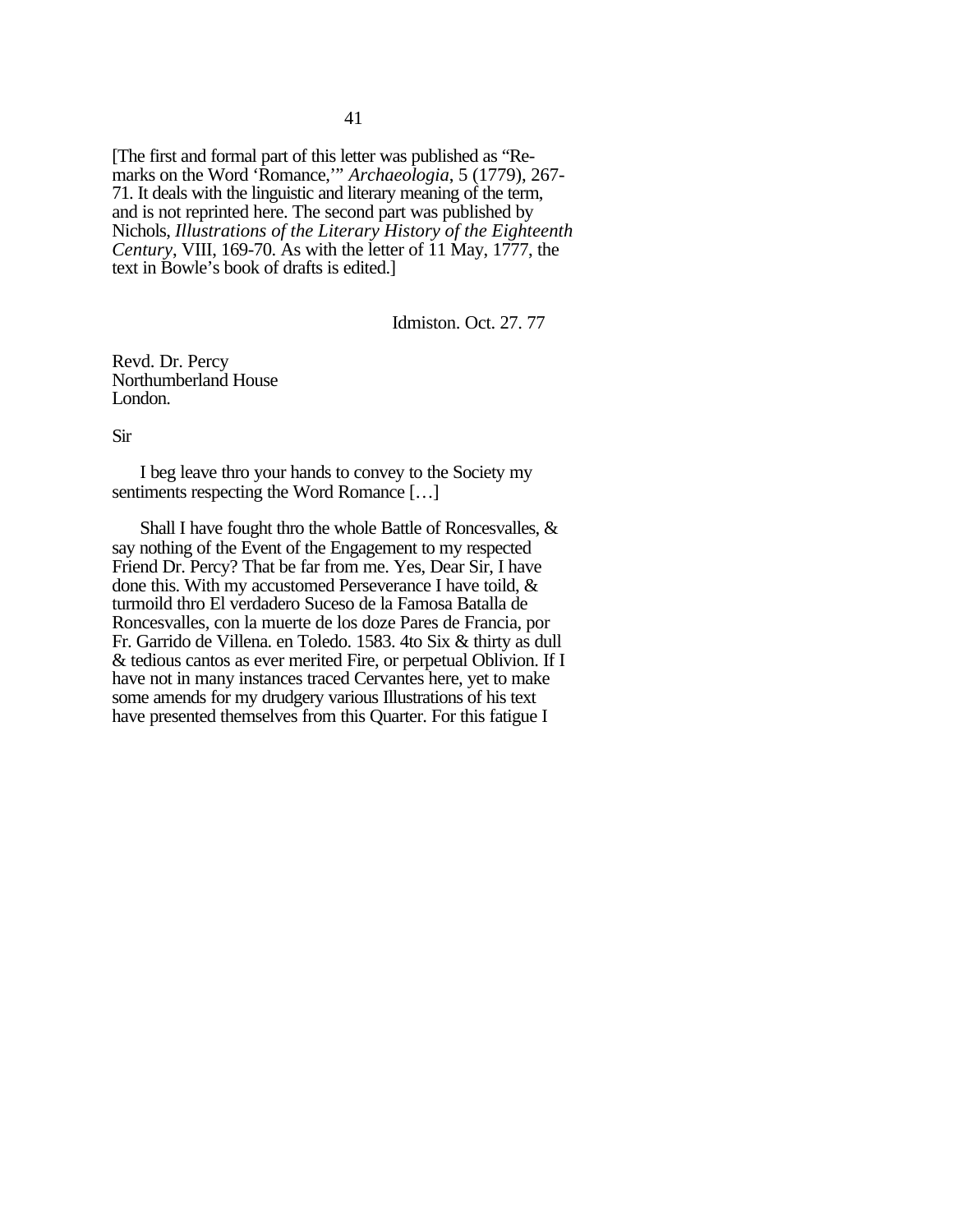[The first and formal part of this letter was published as "Remarks on the Word 'Romance,'" *Archaeologia*, 5 (1779), 267-71. It deals with the linguistic and literary meaning of the term, and is not reprinted here. The second part was published by Nichols, *Illustrations of the Literary History of the Eighteenth Century*, VIII, 169-70. As with the letter of 11 May, 1777, the text in Bowle's book of drafts is edited.]

Idmiston. Oct. 27. 77

Revd. Dr. Percy
Northumberland House
London.

Sir

I beg leave thro your hands to convey to the Society my sentiments respecting the Word Romance […]

Shall I have fought thro the whole Battle of Roncesvalles, & say nothing of the Event of the Engagement to my respected Friend Dr. Percy? That be far from me. Yes, Dear Sir, I have done this. With my accustomed Perseverance I have toild, & turmoild thro El verdadero Suceso de la Famosa Batalla de Roncesvalles, con la muerte de los doze Pares de Francia, por Fr. Garrido de Villena. en Toledo. 1583. 4to Six & thirty as dull & tedious cantos as ever merited Fire, or perpetual Oblivion. If I have not in many instances traced Cervantes here, yet to make some amends for my drudgery various Illustrations of his text have presented themselves from this Quarter. For this fatigue I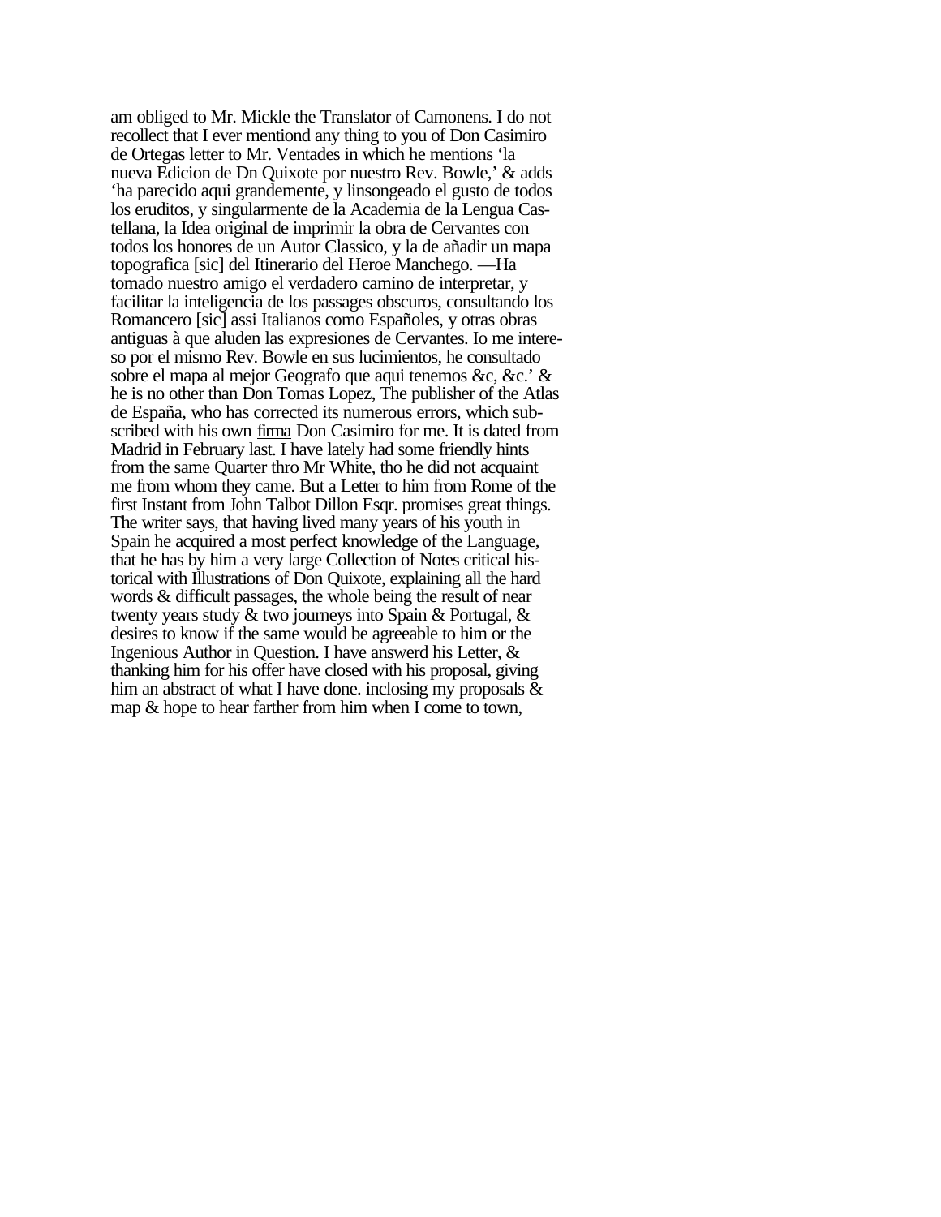am obliged to Mr. Mickle the Translator of Camonens. I do not recollect that I ever mentiond any thing to you of Don Casimiro de Ortegas letter to Mr. Ventades in which he mentions 'la nueva Edicion de Dn Quixote por nuestro Rev. Bowle,' & adds 'ha parecido aqui grandemente, y linsongeado el gusto de todos los eruditos, y singularmente de la Academia de la Lengua Castellana, la Idea original de imprimir la obra de Cervantes con todos los honores de un Autor Classico, y la de añadir un mapa topografica [sic] del Itinerario del Heroe Manchego. —Ha tomado nuestro amigo el verdadero camino de interpretar, y facilitar la inteligencia de los passages obscuros, consultando los Romancero [sic] assi Italianos como Españoles, y otras obras antiguas à que aluden las expresiones de Cervantes. Io me intereso por el mismo Rev. Bowle en sus lucimientos, he consultado sobre el mapa al mejor Geografo que aqui tenemos &c, &c.' & he is no other than Don Tomas Lopez, The publisher of the Atlas de España, who has corrected its numerous errors, which subscribed with his own <u>firma</u> Don Casimiro for me. It is dated from Madrid in February last. I have lately had some friendly hints from the same Quarter thro Mr White, tho he did not acquaint me from whom they came. But a Letter to him from Rome of the first Instant from John Talbot Dillon Esqr. promises great things. The writer says, that having lived many years of his youth in Spain he acquired a most perfect knowledge of the Language, that he has by him a very large Collection of Notes critical historical with Illustrations of Don Quixote, explaining all the hard words & difficult passages, the whole being the result of near twenty years study & two journeys into Spain & Portugal, & desires to know if the same would be agreeable to him or the Ingenious Author in Question. I have answerd his Letter, & thanking him for his offer have closed with his proposal, giving him an abstract of what I have done. inclosing my proposals & map & hope to hear farther from him when I come to town,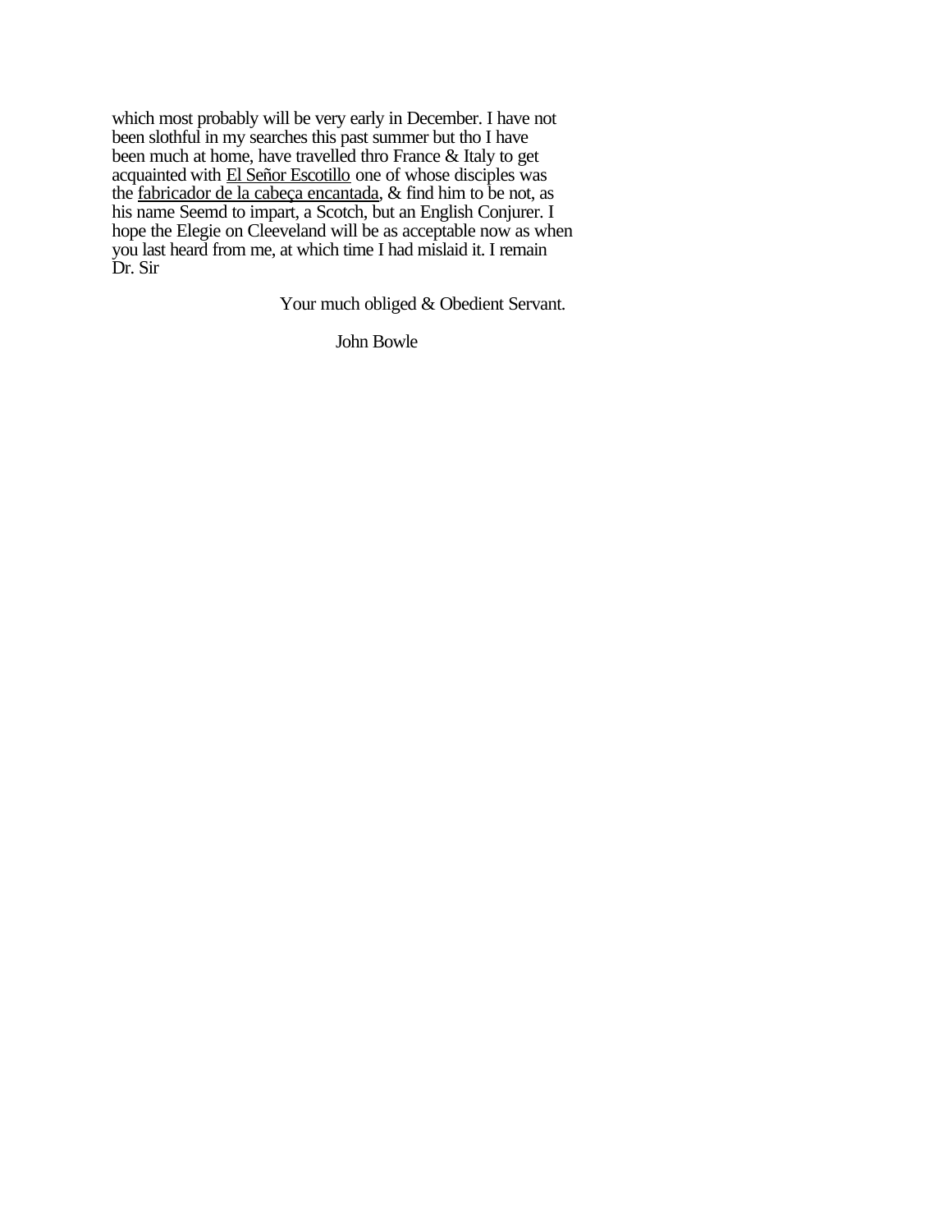which most probably will be very early in December. I have not been slothful in my searches this past summer but tho I have been much at home, have travelled thro France & Italy to get acquainted with <u>El Señor Escotillo</u> one of whose disciples was the <u>fabricador de la cabeça encantada</u>, & find him to be not, as his name Seemd to impart, a Scotch, but an English Conjurer. I hope the Elegie on Cleeveland will be as acceptable now as when you last heard from me, at which time I had mislaid it. I remain Dr. Sir

Your much obliged & Obedient Servant.

John Bowle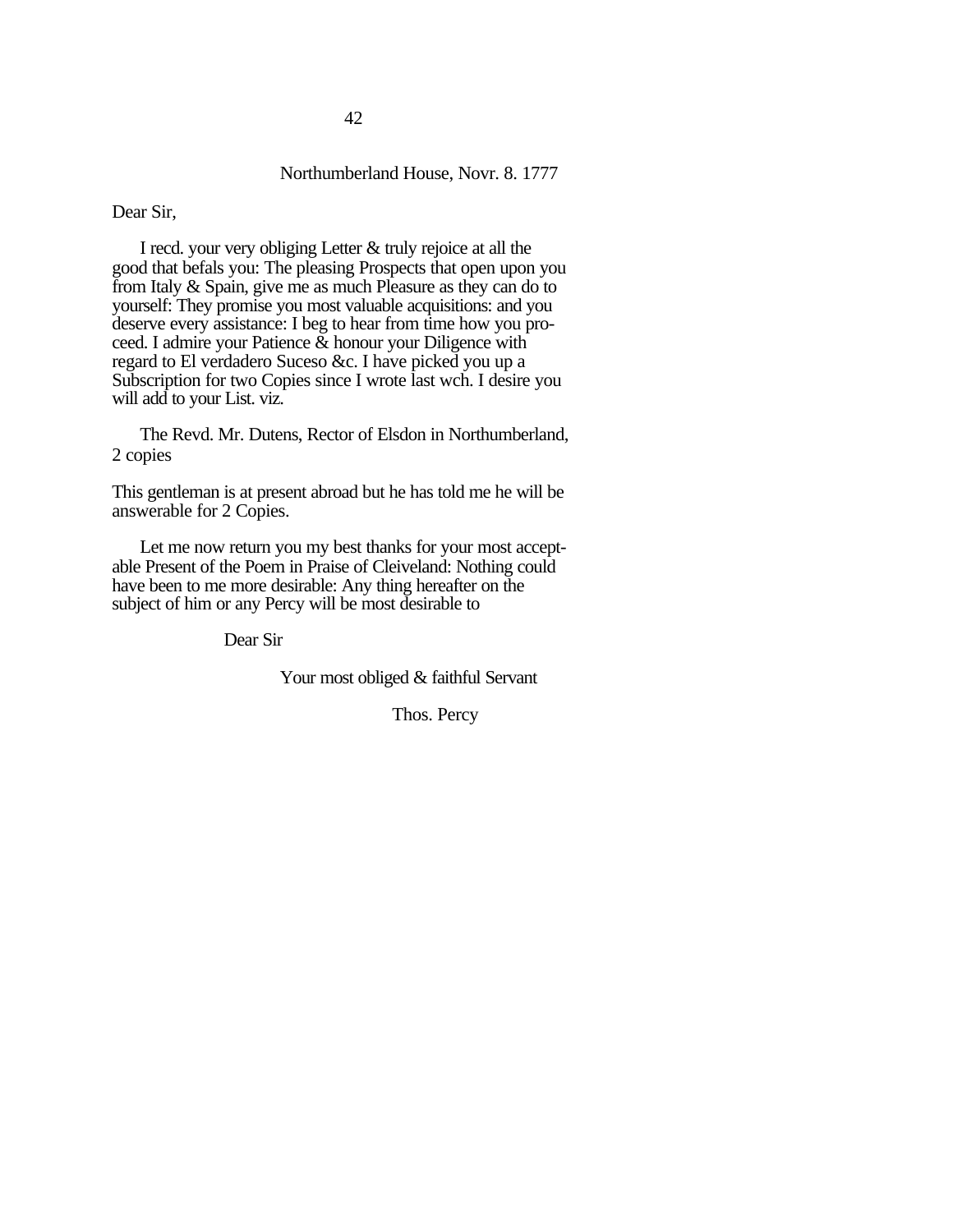Northumberland House, Novr. 8. 1777

Dear Sir,

I recd. your very obliging Letter & truly rejoice at all the good that befals you: The pleasing Prospects that open upon you from Italy & Spain, give me as much Pleasure as they can do to yourself: They promise you most valuable acquisitions: and you deserve every assistance: I beg to hear from time how you proceed. I admire your Patience & honour your Diligence with regard to El verdadero Suceso &c. I have picked you up a Subscription for two Copies since I wrote last wch. I desire you will add to your List. viz.

The Revd. Mr. Dutens, Rector of Elsdon in Northumberland, 2 copies

This gentleman is at present abroad but he has told me he will be answerable for 2 Copies.

Let me now return you my best thanks for your most acceptable Present of the Poem in Praise of Cleiveland: Nothing could have been to me more desirable: Any thing hereafter on the subject of him or any Percy will be most desirable to

Dear Sir

Your most obliged & faithful Servant

Thos. Percy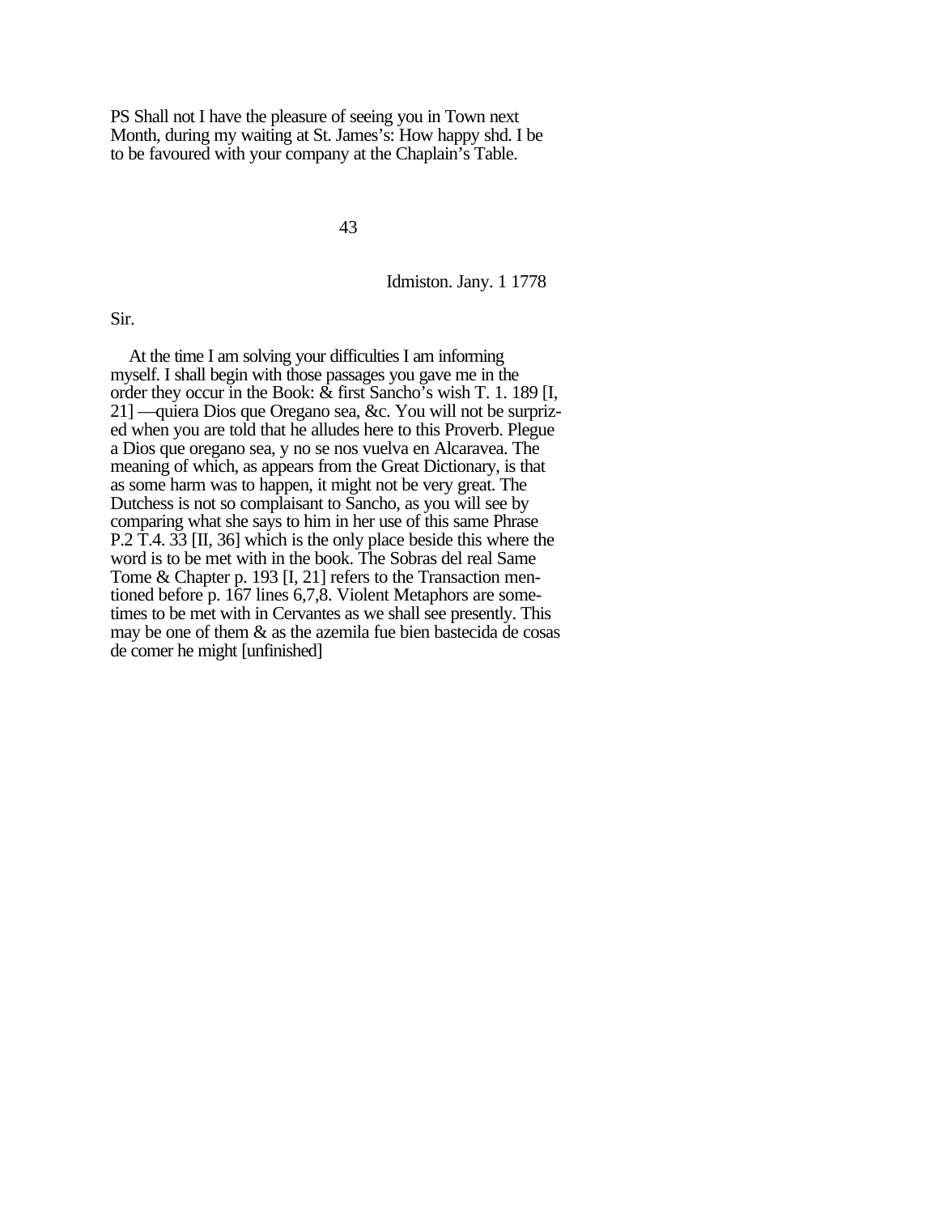PS Shall not I have the pleasure of seeing you in Town next Month, during my waiting at St. James's: How happy shd. I be to be favoured with your company at the Chaplain's Table.

## 43

Idmiston. Jany. 1 1778

Sir.

At the time I am solving your difficulties I am informing myself. I shall begin with those passages you gave me in the order they occur in the Book: & first Sancho's wish T. 1. 189 [I, 21] —quiera Dios que Oregano sea, &c. You will not be surprized when you are told that he alludes here to this Proverb. Plegue a Dios que oregano sea, y no se nos vuelva en Alcaravea. The meaning of which, as appears from the Great Dictionary, is that as some harm was to happen, it might not be very great. The Dutchess is not so complaisant to Sancho, as you will see by comparing what she says to him in her use of this same Phrase P.2 T.4. 33 [II, 36] which is the only place beside this where the word is to be met with in the book. The Sobras del real Same Tome & Chapter p. 193 [I, 21] refers to the Transaction mentioned before p. 167 lines 6,7,8. Violent Metaphors are sometimes to be met with in Cervantes as we shall see presently. This may be one of them & as the azemila fue bien bastecida de cosas de comer he might [unfinished]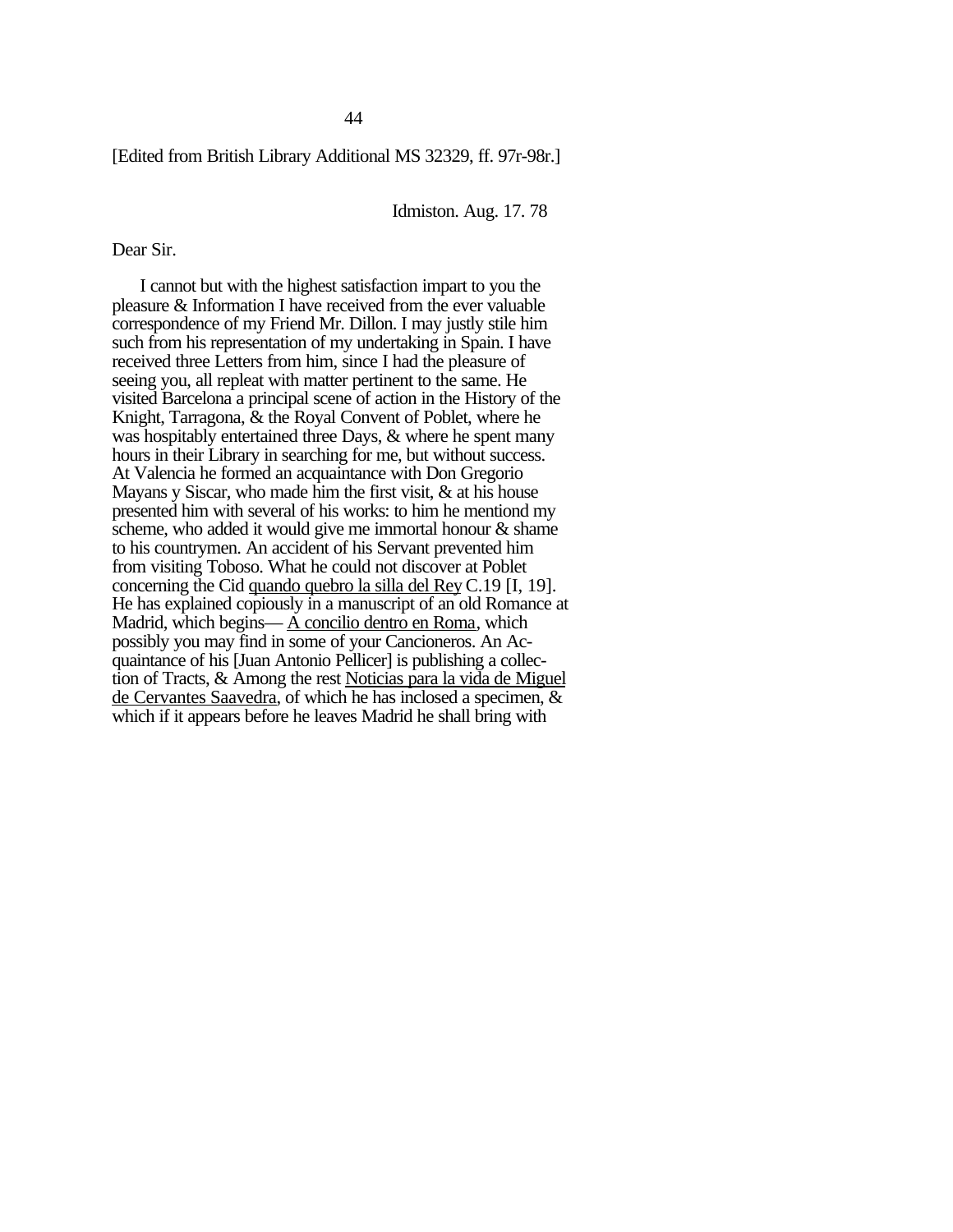[Edited from British Library Additional MS 32329, ff. 97r-98r.]

Idmiston. Aug. 17. 78

Dear Sir.

I cannot but with the highest satisfaction impart to you the pleasure & Information I have received from the ever valuable correspondence of my Friend Mr. Dillon. I may justly stile him such from his representation of my undertaking in Spain. I have received three Letters from him, since I had the pleasure of seeing you, all repleat with matter pertinent to the same. He visited Barcelona a principal scene of action in the History of the Knight, Tarragona, & the Royal Convent of Poblet, where he was hospitably entertained three Days, & where he spent many hours in their Library in searching for me, but without success. At Valencia he formed an acquaintance with Don Gregorio Mayans y Siscar, who made him the first visit, & at his house presented him with several of his works: to him he mentiond my scheme, who added it would give me immortal honour & shame to his countrymen. An accident of his Servant prevented him from visiting Toboso. What he could not discover at Poblet concerning the Cid <u>quando quebro la silla del Rey</u> C.19 [I, 19]. He has explained copiously in a manuscript of an old Romance at Madrid, which begins— <u>A concilio dentro en Roma</u>, which possibly you may find in some of your Cancioneros. An Acquaintance of his [Juan Antonio Pellicer] is publishing a collection of Tracts, & Among the rest <u>Noticias para la vida de Miguel de Cervantes Saavedra</u>, of which he has inclosed a specimen, & which if it appears before he leaves Madrid he shall bring with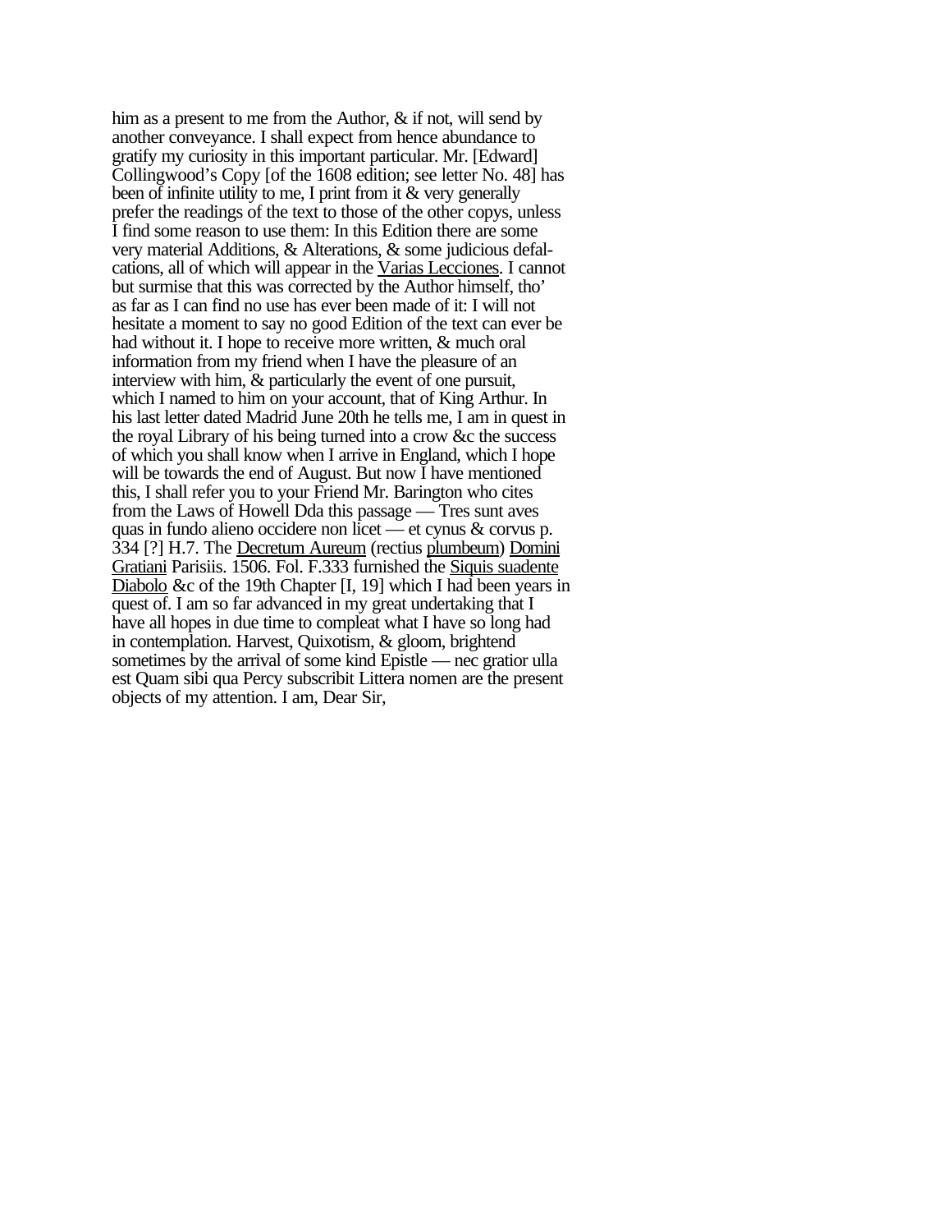him as a present to me from the Author, & if not, will send by another conveyance. I shall expect from hence abundance to gratify my curiosity in this important particular. Mr. [Edward] Collingwood's Copy [of the 1608 edition; see letter No. 48] has been of infinite utility to me, I print from it & very generally prefer the readings of the text to those of the other copys, unless I find some reason to use them: In this Edition there are some very material Additions, & Alterations, & some judicious defalcations, all of which will appear in the Varias Lecciones. I cannot but surmise that this was corrected by the Author himself, tho' as far as I can find no use has ever been made of it: I will not hesitate a moment to say no good Edition of the text can ever be had without it. I hope to receive more written, & much oral information from my friend when I have the pleasure of an interview with him, & particularly the event of one pursuit, which I named to him on your account, that of King Arthur. In his last letter dated Madrid June 20th he tells me, I am in quest in the royal Library of his being turned into a crow &c the success of which you shall know when I arrive in England, which I hope will be towards the end of August. But now I have mentioned this, I shall refer you to your Friend Mr. Barington who cites from the Laws of Howell Dda this passage — Tres sunt aves quas in fundo alieno occidere non licet — et cynus & corvus p. 334 [?] H.7. The Decretum Aureum (rectius plumbeum) Domini Gratiani Parisiis. 1506. Fol. F.333 furnished the Siquis suadente Diabolo &c of the 19th Chapter [I, 19] which I had been years in quest of. I am so far advanced in my great undertaking that I have all hopes in due time to compleat what I have so long had in contemplation. Harvest, Quixotism, & gloom, brightend sometimes by the arrival of some kind Epistle — nec gratior ulla est Quam sibi qua Percy subscribit Littera nomen are the present objects of my attention. I am, Dear Sir,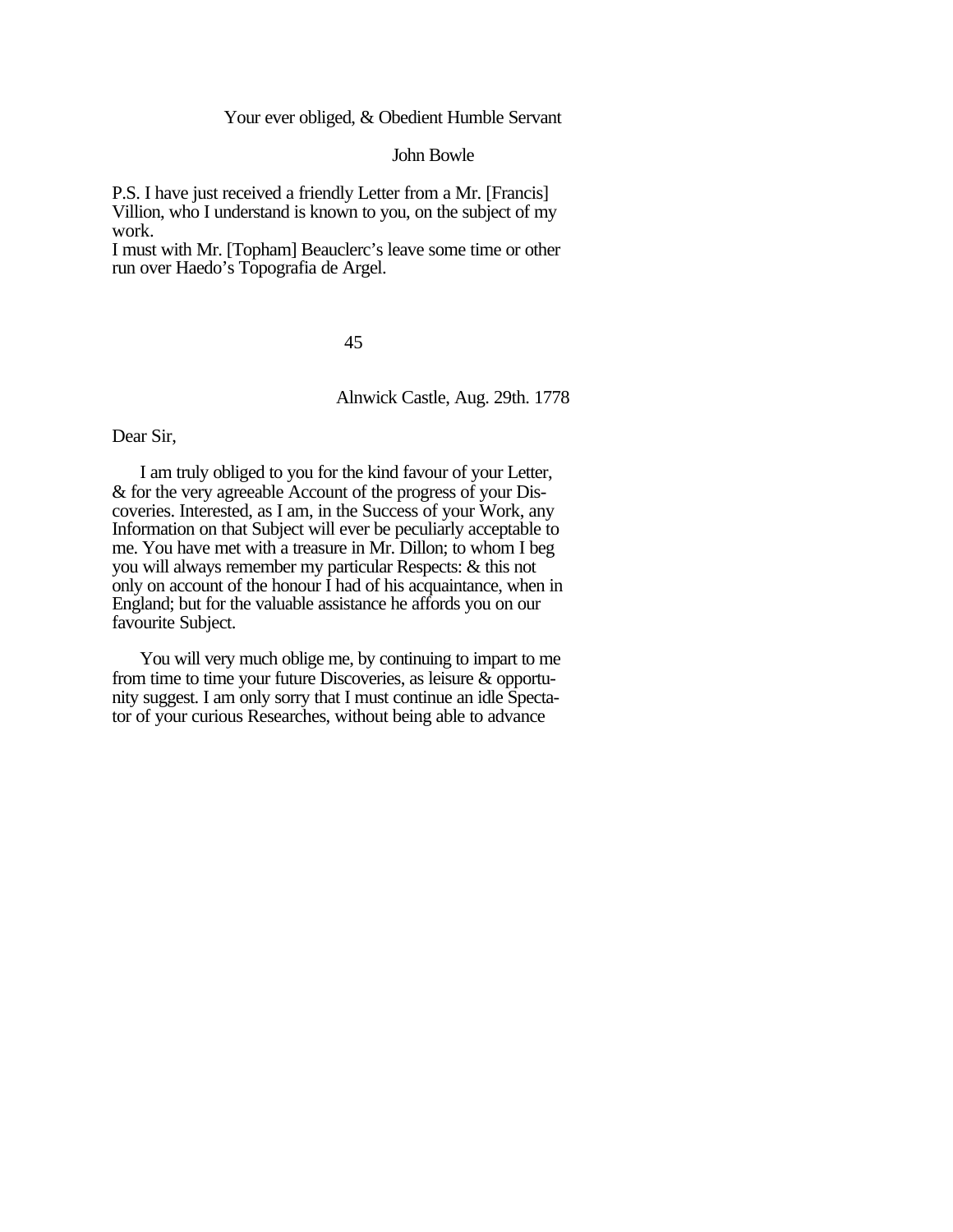Your ever obliged, & Obedient Humble Servant

John Bowle

P.S. I have just received a friendly Letter from a Mr. [Francis] Villion, who I understand is known to you, on the subject of my work.
I must with Mr. [Topham] Beauclerc's leave some time or other run over Haedo's Topografia de Argel.

45

Alnwick Castle, Aug. 29th. 1778

Dear Sir,

I am truly obliged to you for the kind favour of your Letter, & for the very agreeable Account of the progress of your Discoveries. Interested, as I am, in the Success of your Work, any Information on that Subject will ever be peculiarly acceptable to me. You have met with a treasure in Mr. Dillon; to whom I beg you will always remember my particular Respects: & this not only on account of the honour I had of his acquaintance, when in England; but for the valuable assistance he affords you on our favourite Subject.

You will very much oblige me, by continuing to impart to me from time to time your future Discoveries, as leisure & opportunity suggest. I am only sorry that I must continue an idle Spectator of your curious Researches, without being able to advance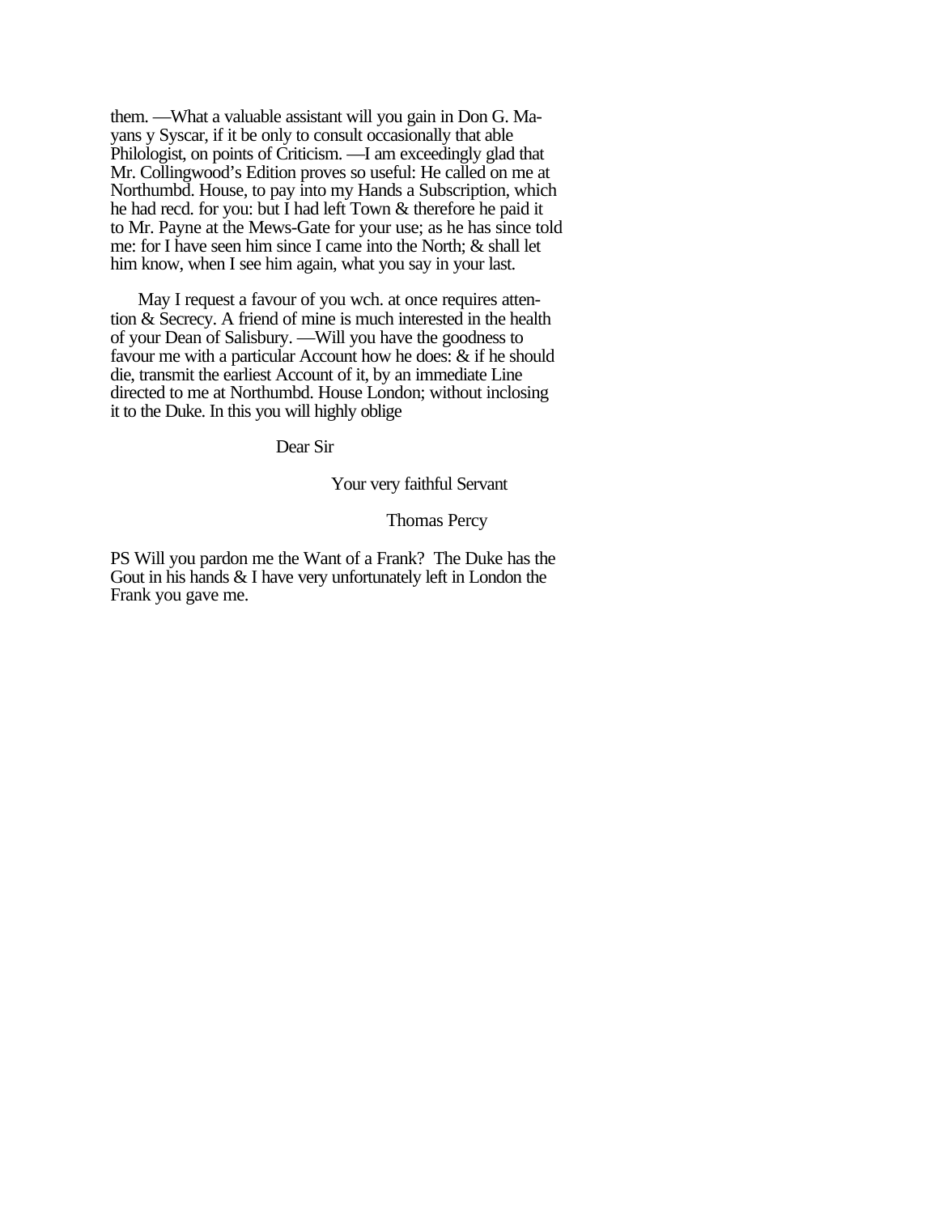them. —What a valuable assistant will you gain in Don G. Mayans y Syscar, if it be only to consult occasionally that able Philologist, on points of Criticism. —I am exceedingly glad that Mr. Collingwood's Edition proves so useful: He called on me at Northumbd. House, to pay into my Hands a Subscription, which he had recd. for you: but I had left Town & therefore he paid it to Mr. Payne at the Mews-Gate for your use; as he has since told me: for I have seen him since I came into the North; & shall let him know, when I see him again, what you say in your last.

May I request a favour of you wch. at once requires attention & Secrecy. A friend of mine is much interested in the health of your Dean of Salisbury. —Will you have the goodness to favour me with a particular Account how he does: & if he should die, transmit the earliest Account of it, by an immediate Line directed to me at Northumbd. House London; without inclosing it to the Duke. In this you will highly oblige

Dear Sir

Your very faithful Servant

Thomas Percy

PS Will you pardon me the Want of a Frank? The Duke has the Gout in his hands & I have very unfortunately left in London the Frank you gave me.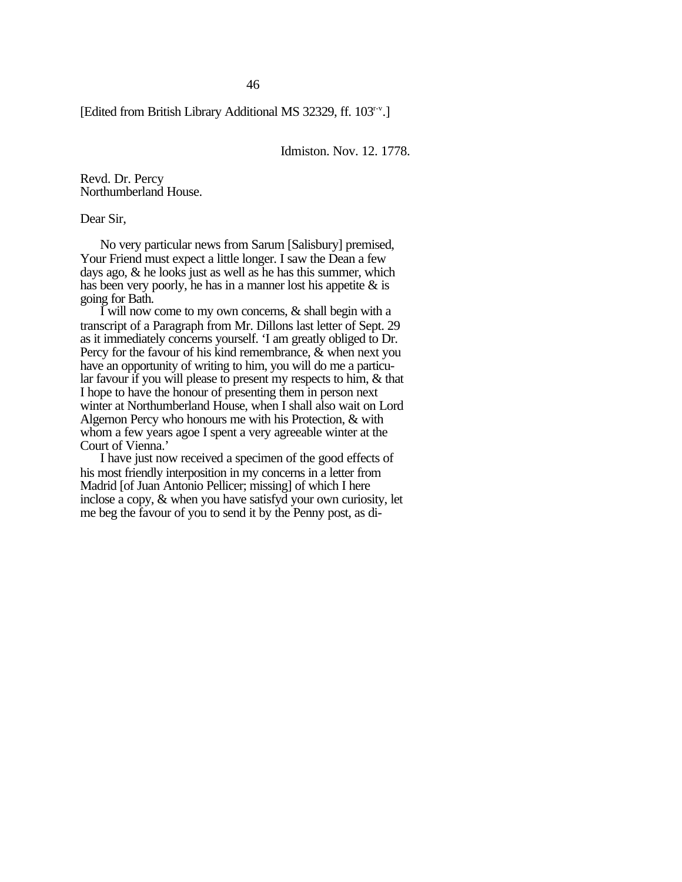46

[Edited from British Library Additional MS 32329, ff. 103$^{r-v}$.]

Idmiston. Nov. 12. 1778.

Revd. Dr. Percy
Northumberland House.

Dear Sir,

No very particular news from Sarum [Salisbury] premised, Your Friend must expect a little longer. I saw the Dean a few days ago, & he looks just as well as he has this summer, which has been very poorly, he has in a manner lost his appetite & is going for Bath.

I will now come to my own concerns, & shall begin with a transcript of a Paragraph from Mr. Dillons last letter of Sept. 29 as it immediately concerns yourself. 'I am greatly obliged to Dr. Percy for the favour of his kind remembrance, & when next you have an opportunity of writing to him, you will do me a particular favour if you will please to present my respects to him, & that I hope to have the honour of presenting them in person next winter at Northumberland House, when I shall also wait on Lord Algernon Percy who honours me with his Protection, & with whom a few years agoe I spent a very agreeable winter at the Court of Vienna.'

I have just now received a specimen of the good effects of his most friendly interposition in my concerns in a letter from Madrid [of Juan Antonio Pellicer; missing] of which I here inclose a copy, & when you have satisfyd your own curiosity, let me beg the favour of you to send it by the Penny post, as di-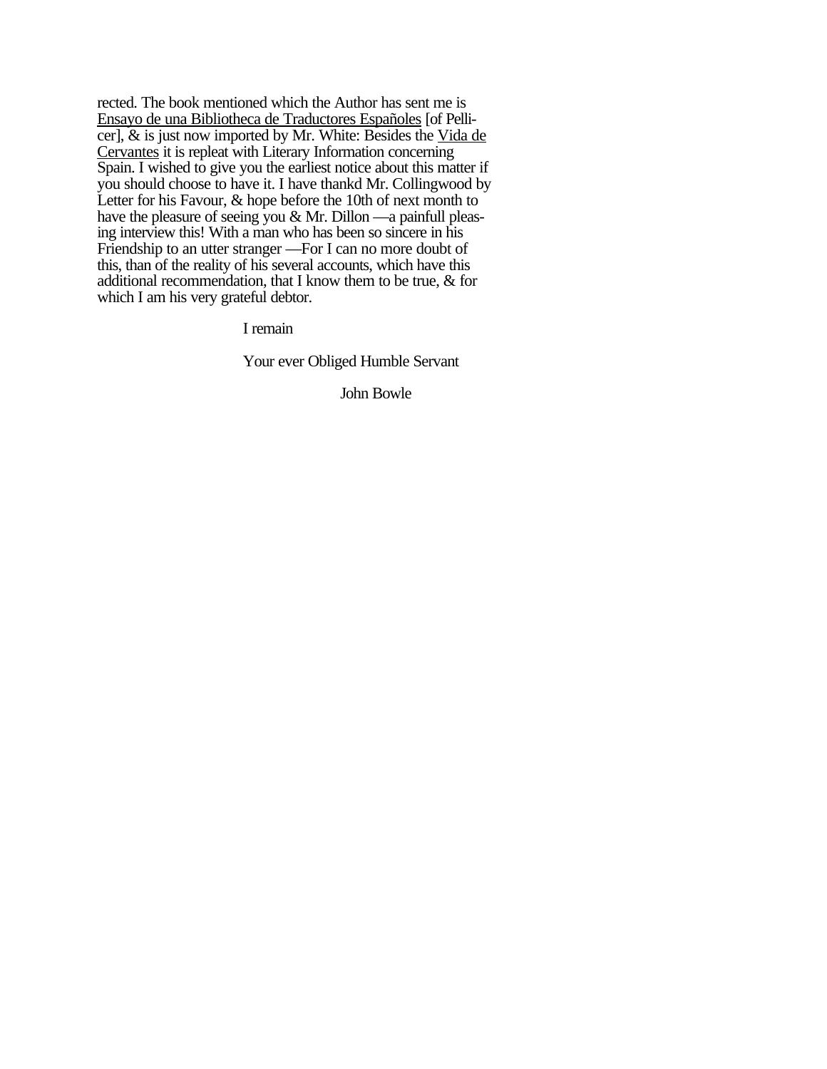rected. The book mentioned which the Author has sent me is Ensayo de una Bibliotheca de Traductores Españoles [of Pellicer], & is just now imported by Mr. White: Besides the Vida de Cervantes it is repleat with Literary Information concerning Spain. I wished to give you the earliest notice about this matter if you should choose to have it. I have thankd Mr. Collingwood by Letter for his Favour, & hope before the 10th of next month to have the pleasure of seeing you & Mr. Dillon —a painfull pleasing interview this! With a man who has been so sincere in his Friendship to an utter stranger —For I can no more doubt of this, than of the reality of his several accounts, which have this additional recommendation, that I know them to be true, & for which I am his very grateful debtor.

I remain

Your ever Obliged Humble Servant

John Bowle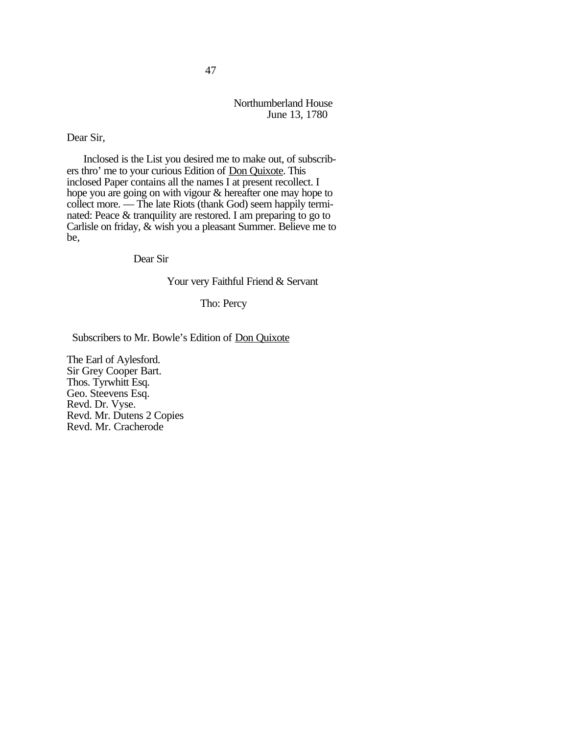Northumberland House
June 13, 1780

Dear Sir,

Inclosed is the List you desired me to make out, of subscribers thro' me to your curious Edition of Don Quixote. This inclosed Paper contains all the names I at present recollect. I hope you are going on with vigour & hereafter one may hope to collect more. — The late Riots (thank God) seem happily terminated: Peace & tranquility are restored. I am preparing to go to Carlisle on friday, & wish you a pleasant Summer. Believe me to be,

Dear Sir

Your very Faithful Friend & Servant

Tho: Percy

Subscribers to Mr. Bowle's Edition of Don Quixote

The Earl of Aylesford.
Sir Grey Cooper Bart.
Thos. Tyrwhitt Esq.
Geo. Steevens Esq.
Revd. Dr. Vyse.
Revd. Mr. Dutens 2 Copies
Revd. Mr. Cracherode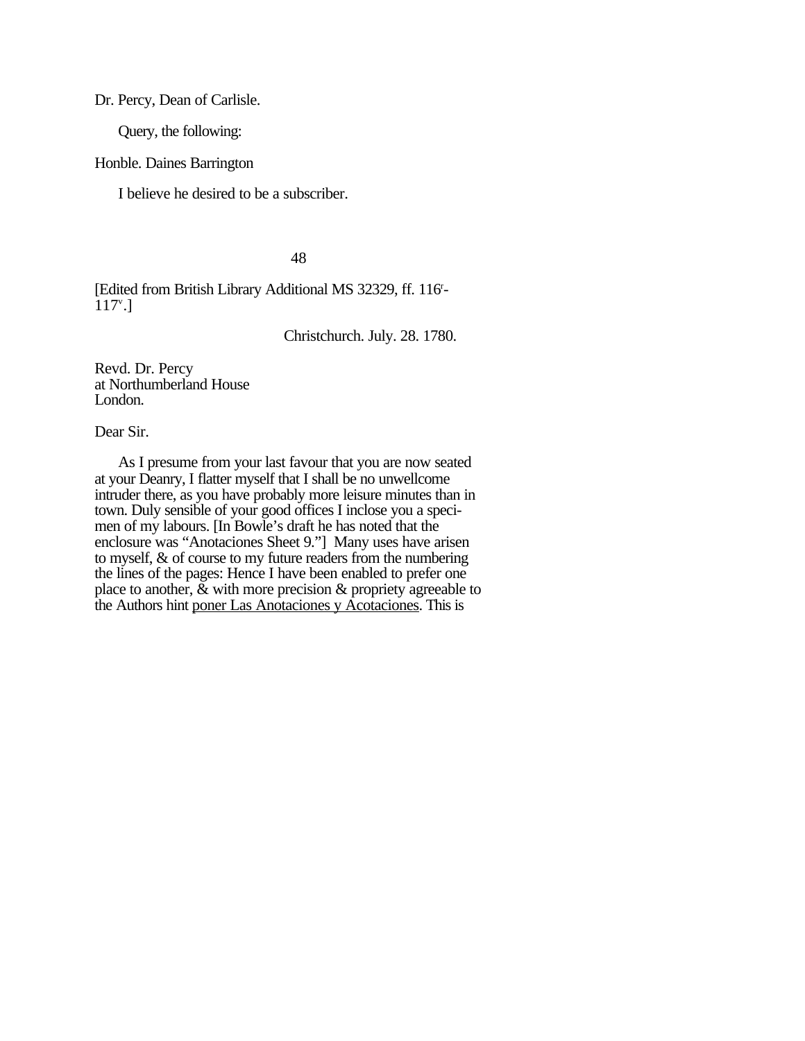Dr. Percy, Dean of Carlisle.

Query, the following:

Honble. Daines Barrington

I believe he desired to be a subscriber.

48

[Edited from British Library Additional MS 32329, ff. 116r-117v.]

Christchurch. July. 28. 1780.

Revd. Dr. Percy
at Northumberland House
London.

Dear Sir.

As I presume from your last favour that you are now seated at your Deanry, I flatter myself that I shall be no unwellcome intruder there, as you have probably more leisure minutes than in town. Duly sensible of your good offices I inclose you a specimen of my labours. [In Bowle's draft he has noted that the enclosure was "Anotaciones Sheet 9."] Many uses have arisen to myself, & of course to my future readers from the numbering the lines of the pages: Hence I have been enabled to prefer one place to another, & with more precision & propriety agreeable to the Authors hint poner Las Anotaciones y Acotaciones. This is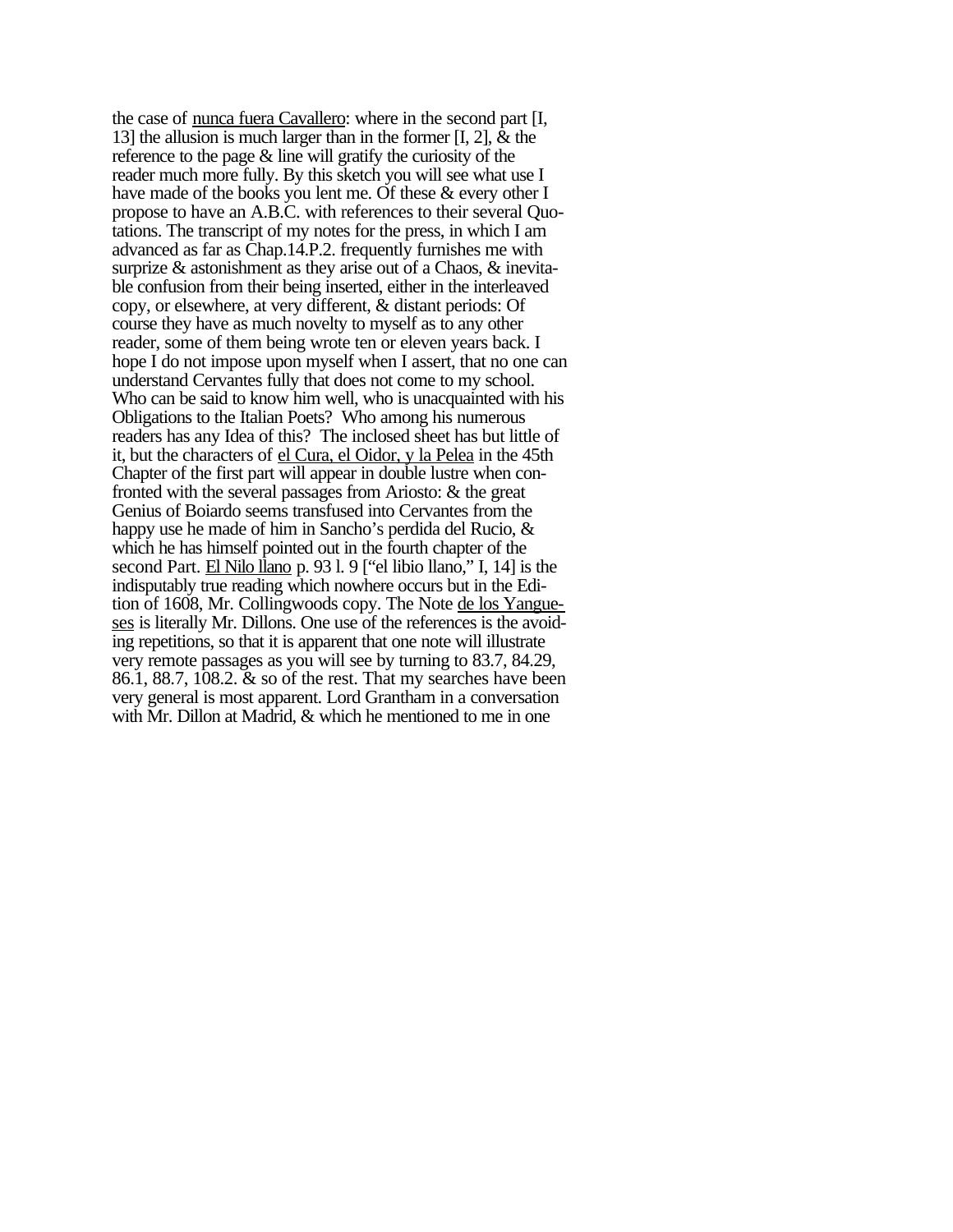the case of <u>nunca fuera Cavallero</u>: where in the second part [I, 13] the allusion is much larger than in the former [I, 2], & the reference to the page & line will gratify the curiosity of the reader much more fully. By this sketch you will see what use I have made of the books you lent me. Of these & every other I propose to have an A.B.C. with references to their several Quotations. The transcript of my notes for the press, in which I am advanced as far as Chap.14.P.2. frequently furnishes me with surprize & astonishment as they arise out of a Chaos, & inevitable confusion from their being inserted, either in the interleaved copy, or elsewhere, at very different, & distant periods: Of course they have as much novelty to myself as to any other reader, some of them being wrote ten or eleven years back. I hope I do not impose upon myself when I assert, that no one can understand Cervantes fully that does not come to my school. Who can be said to know him well, who is unacquainted with his Obligations to the Italian Poets? Who among his numerous readers has any Idea of this? The inclosed sheet has but little of it, but the characters of <u>el Cura, el Oidor, y la Pelea</u> in the 45th Chapter of the first part will appear in double lustre when confronted with the several passages from Ariosto: & the great Genius of Boiardo seems transfused into Cervantes from the happy use he made of him in Sancho's perdida del Rucio, & which he has himself pointed out in the fourth chapter of the second Part. <u>El Nilo llano</u> p. 93 l. 9 ["el libio llano," I, 14] is the indisputably true reading which nowhere occurs but in the Edition of 1608, Mr. Collingwoods copy. The Note <u>de los Yangueses</u> is literally Mr. Dillons. One use of the references is the avoiding repetitions, so that it is apparent that one note will illustrate very remote passages as you will see by turning to 83.7, 84.29, 86.1, 88.7, 108.2. & so of the rest. That my searches have been very general is most apparent. Lord Grantham in a conversation with Mr. Dillon at Madrid, & which he mentioned to me in one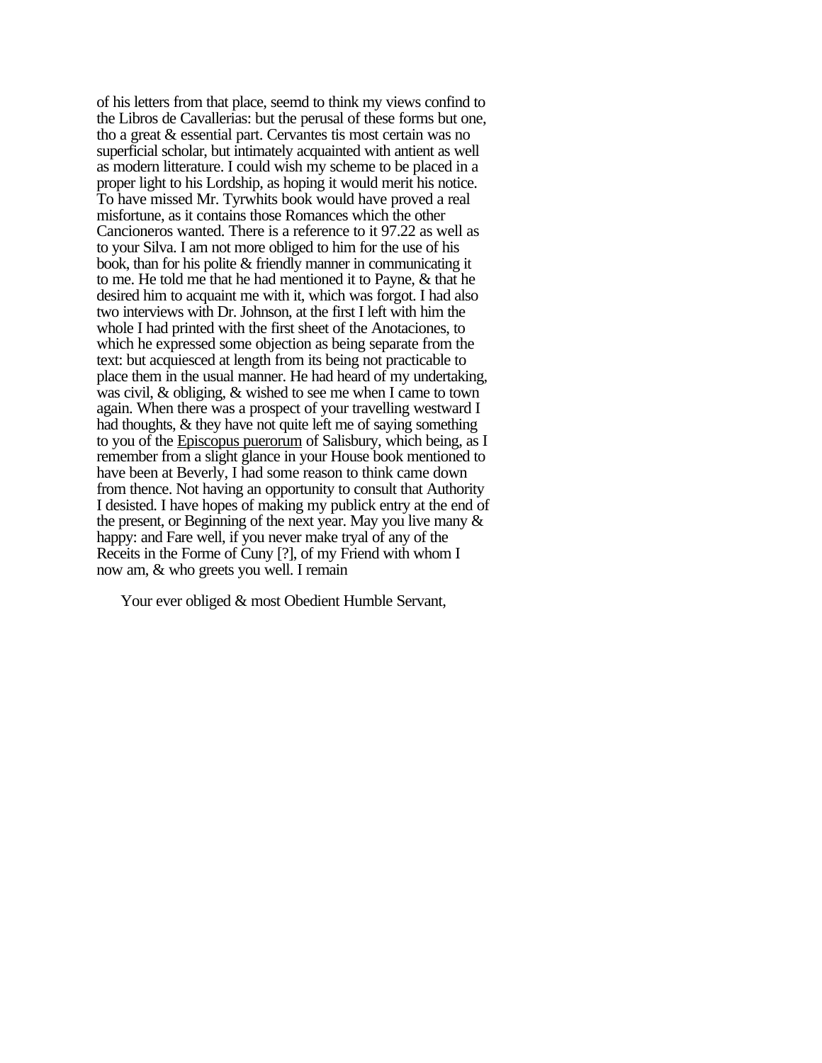of his letters from that place, seemd to think my views confind to the Libros de Cavallerias: but the perusal of these forms but one, tho a great & essential part. Cervantes tis most certain was no superficial scholar, but intimately acquainted with antient as well as modern litterature. I could wish my scheme to be placed in a proper light to his Lordship, as hoping it would merit his notice. To have missed Mr. Tyrwhits book would have proved a real misfortune, as it contains those Romances which the other Cancioneros wanted. There is a reference to it 97.22 as well as to your Silva. I am not more obliged to him for the use of his book, than for his polite & friendly manner in communicating it to me. He told me that he had mentioned it to Payne, & that he desired him to acquaint me with it, which was forgot. I had also two interviews with Dr. Johnson, at the first I left with him the whole I had printed with the first sheet of the Anotaciones, to which he expressed some objection as being separate from the text: but acquiesced at length from its being not practicable to place them in the usual manner. He had heard of my undertaking, was civil, & obliging, & wished to see me when I came to town again. When there was a prospect of your travelling westward I had thoughts, & they have not quite left me of saying something to you of the <u>Episcopus puerorum</u> of Salisbury, which being, as I remember from a slight glance in your House book mentioned to have been at Beverly, I had some reason to think came down from thence. Not having an opportunity to consult that Authority I desisted. I have hopes of making my publick entry at the end of the present, or Beginning of the next year. May you live many & happy: and Fare well, if you never make tryal of any of the Receits in the Forme of Cuny [?], of my Friend with whom I now am, & who greets you well. I remain

Your ever obliged & most Obedient Humble Servant,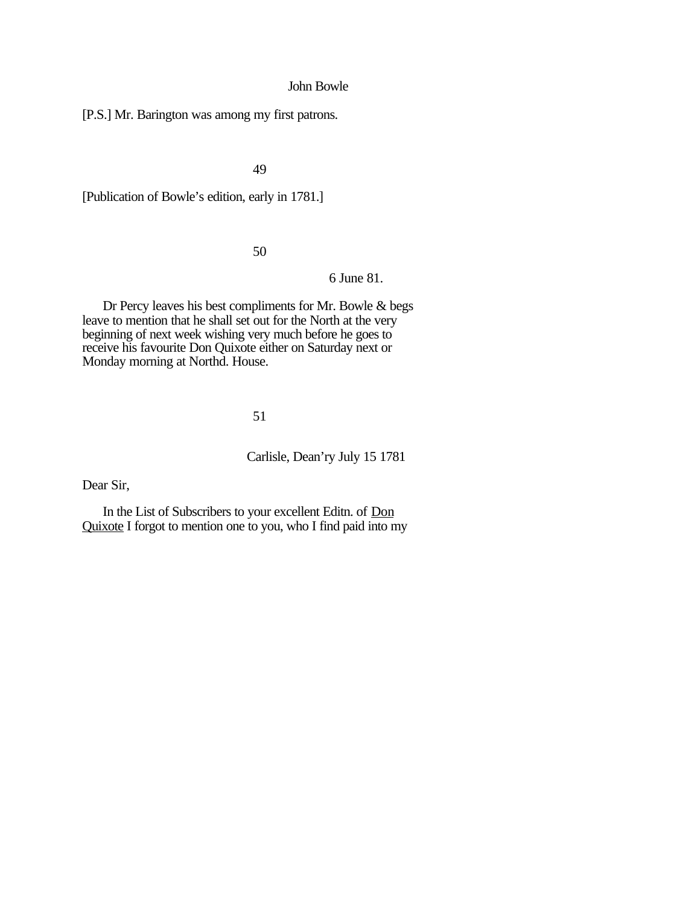John Bowle

[P.S.] Mr. Barington was among my first patrons.

49

[Publication of Bowle's edition, early in 1781.]

50

6 June 81.

Dr Percy leaves his best compliments for Mr. Bowle & begs leave to mention that he shall set out for the North at the very beginning of next week wishing very much before he goes to receive his favourite Don Quixote either on Saturday next or Monday morning at Northd. House.

51

Carlisle, Dean'ry July 15 1781

Dear Sir,

In the List of Subscribers to your excellent Editn. of Don Quixote I forgot to mention one to you, who I find paid into my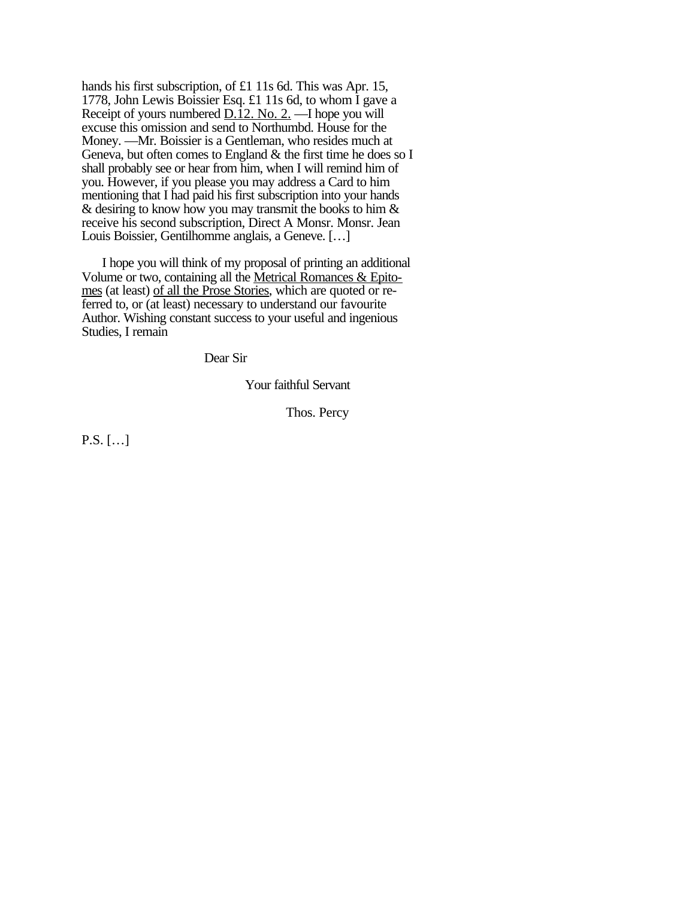hands his first subscription, of £1 11s 6d. This was Apr. 15, 1778, John Lewis Boissier Esq. £1 11s 6d, to whom I gave a Receipt of yours numbered <u>D.12. No. 2.</u> —I hope you will excuse this omission and send to Northumbd. House for the Money. —Mr. Boissier is a Gentleman, who resides much at Geneva, but often comes to England & the first time he does so I shall probably see or hear from him, when I will remind him of you. However, if you please you may address a Card to him mentioning that I had paid his first subscription into your hands & desiring to know how you may transmit the books to him & receive his second subscription, Direct A Monsr. Monsr. Jean Louis Boissier, Gentilhomme anglais, a Geneve. […]

I hope you will think of my proposal of printing an additional Volume or two, containing all the <u>Metrical Romances & Epitomes</u> (at least) <u>of all the Prose Stories</u>, which are quoted or referred to, or (at least) necessary to understand our favourite Author. Wishing constant success to your useful and ingenious Studies, I remain

Dear Sir

Your faithful Servant

Thos. Percy

P.S. […]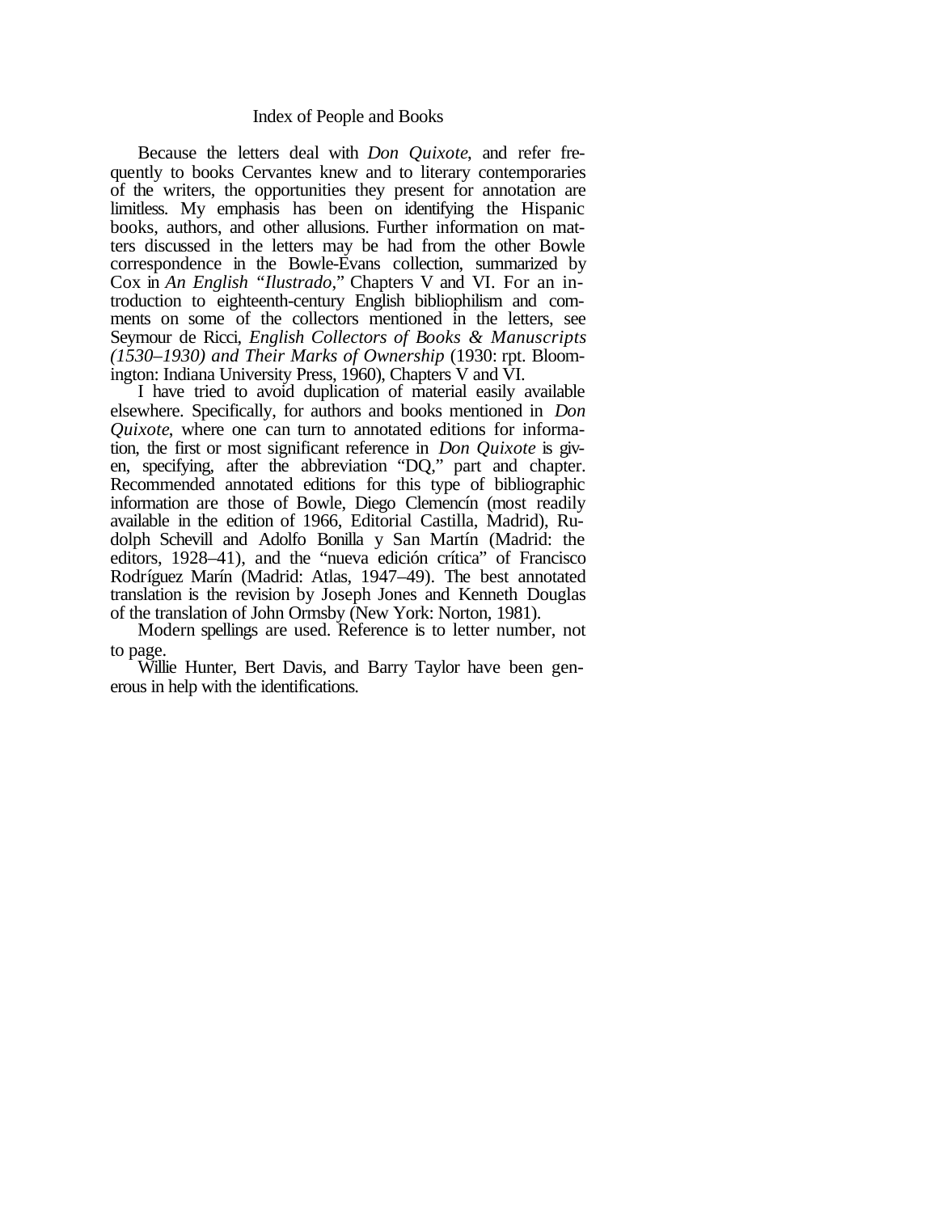# Index of People and Books

Because the letters deal with *Don Quixote*, and refer frequently to books Cervantes knew and to literary contemporaries of the writers, the opportunities they present for annotation are limitless. My emphasis has been on identifying the Hispanic books, authors, and other allusions. Further information on matters discussed in the letters may be had from the other Bowle correspondence in the Bowle-Evans collection, summarized by Cox in *An English "Ilustrado*," Chapters V and VI. For an introduction to eighteenth-century English bibliophilism and comments on some of the collectors mentioned in the letters, see Seymour de Ricci, *English Collectors of Books & Manuscripts (1530–1930) and Their Marks of Ownership* (1930: rpt. Bloomington: Indiana University Press, 1960), Chapters V and VI.

I have tried to avoid duplication of material easily available elsewhere. Specifically, for authors and books mentioned in *Don Quixote*, where one can turn to annotated editions for information, the first or most significant reference in *Don Quixote* is given, specifying, after the abbreviation "DQ," part and chapter. Recommended annotated editions for this type of bibliographic information are those of Bowle, Diego Clemencín (most readily available in the edition of 1966, Editorial Castilla, Madrid), Rudolph Schevill and Adolfo Bonilla y San Martín (Madrid: the editors, 1928–41), and the "nueva edición crítica" of Francisco Rodríguez Marín (Madrid: Atlas, 1947–49). The best annotated translation is the revision by Joseph Jones and Kenneth Douglas of the translation of John Ormsby (New York: Norton, 1981).

Modern spellings are used. Reference is to letter number, not to page.

Willie Hunter, Bert Davis, and Barry Taylor have been generous in help with the identifications.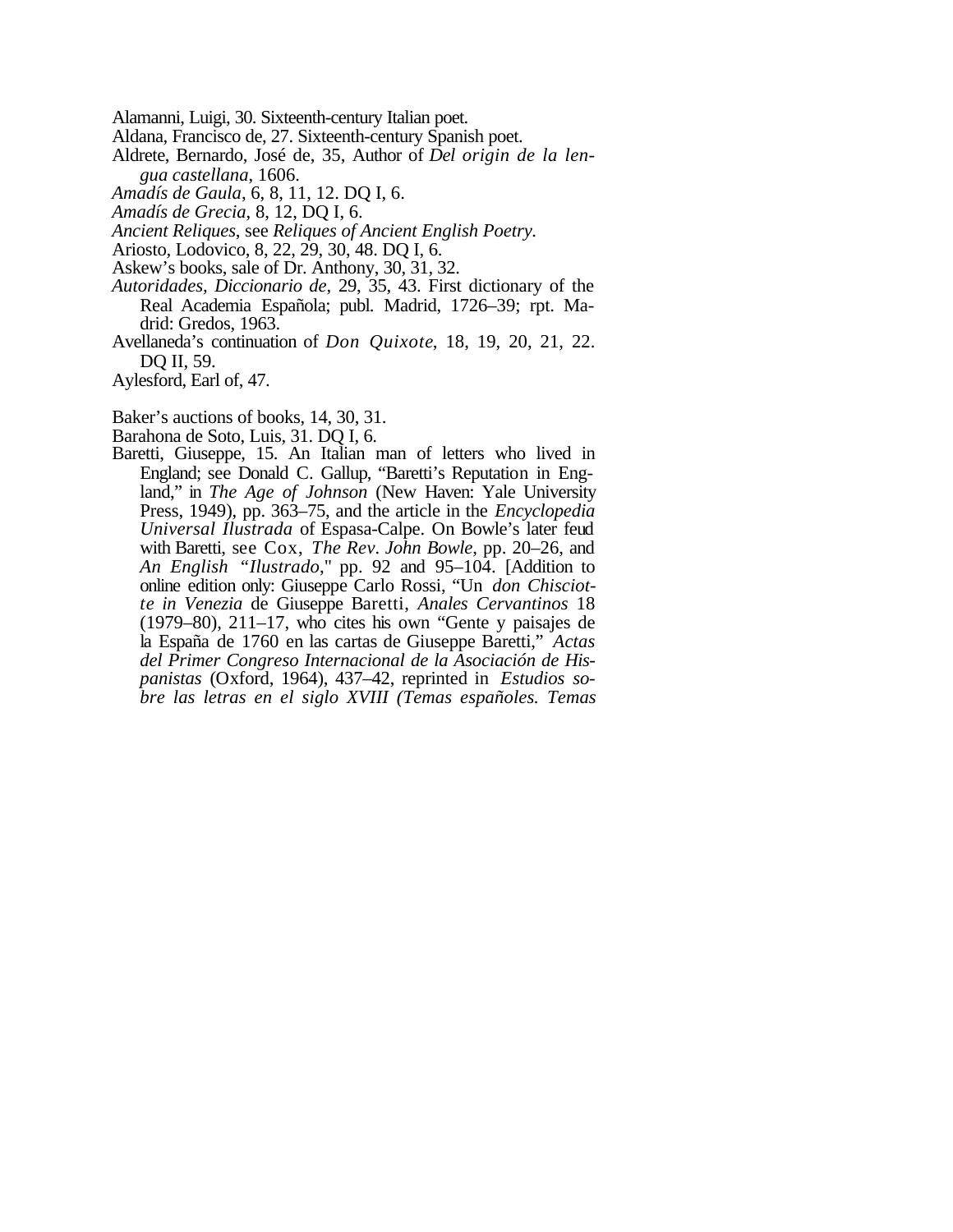Alamanni, Luigi, 30. Sixteenth-century Italian poet.

Aldana, Francisco de, 27. Sixteenth-century Spanish poet.

Aldrete, Bernardo, José de, 35, Author of *Del origin de la lengua castellana*, 1606.

*Amadís de Gaula*, 6, 8, 11, 12. DQ I, 6.

*Amadís de Grecia*, 8, 12, DQ I, 6.

*Ancient Reliques*, see *Reliques of Ancient English Poetry*.

Ariosto, Lodovico, 8, 22, 29, 30, 48. DQ I, 6.

Askew's books, sale of Dr. Anthony, 30, 31, 32.

*Autoridades, Diccionario de*, 29, 35, 43. First dictionary of the Real Academia Española; publ. Madrid, 1726–39; rpt. Madrid: Gredos, 1963.

Avellaneda's continuation of *Don Quixote*, 18, 19, 20, 21, 22. DQ II, 59.

Aylesford, Earl of, 47.

Baker's auctions of books, 14, 30, 31.

Barahona de Soto, Luis, 31. DQ I, 6.

Baretti, Giuseppe, 15. An Italian man of letters who lived in England; see Donald C. Gallup, "Baretti's Reputation in England," in *The Age of Johnson* (New Haven: Yale University Press, 1949), pp. 363–75, and the article in the *Encyclopedia Universal Ilustrada* of Espasa-Calpe. On Bowle's later feud with Baretti, see Cox, *The Rev. John Bowle*, pp. 20–26, and *An English "Ilustrado*," pp. 92 and 95–104. [Addition to online edition only: Giuseppe Carlo Rossi, "Un *don Chisciotte in Venezia* de Giuseppe Baretti, *Anales Cervantinos* 18 (1979–80), 211–17, who cites his own "Gente y paisajes de la España de 1760 en las cartas de Giuseppe Baretti," *Actas del Primer Congreso Internacional de la Asociación de Hispanistas* (Oxford, 1964), 437–42, reprinted in *Estudios sobre las letras en el siglo XVIII (Temas españoles. Temas*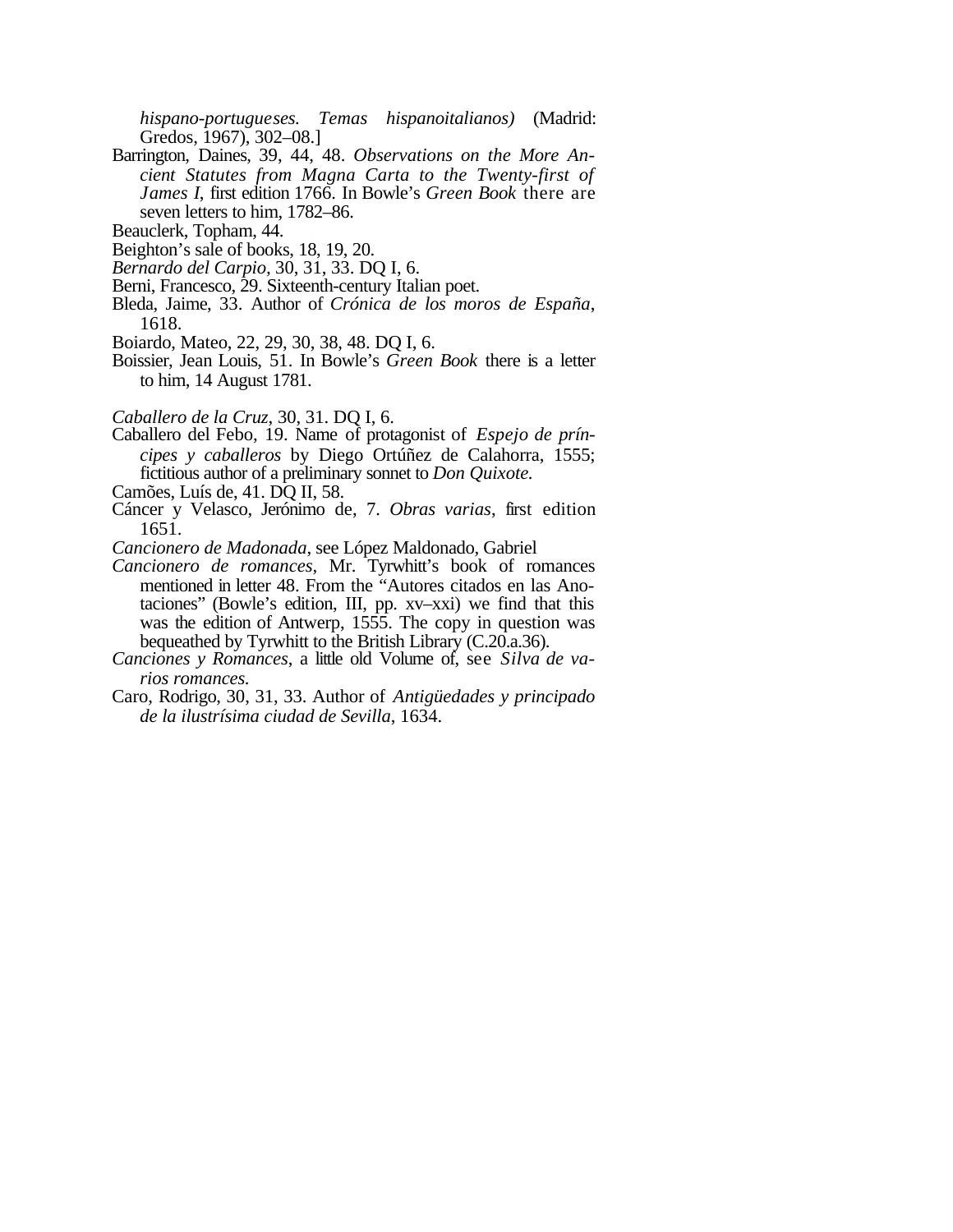*hispano-portugueses. Temas hispanoitalianos)* (Madrid: Gredos, 1967), 302–08.]

Barrington, Daines, 39, 44, 48. *Observations on the More Ancient Statutes from Magna Carta to the Twenty-first of James I*, first edition 1766. In Bowle's *Green Book* there are seven letters to him, 1782–86.

Beauclerk, Topham, 44.

Beighton's sale of books, 18, 19, 20.

*Bernardo del Carpio*, 30, 31, 33. DQ I, 6.

Berni, Francesco, 29. Sixteenth-century Italian poet.

Bleda, Jaime, 33. Author of *Crónica de los moros de España*, 1618.

Boiardo, Mateo, 22, 29, 30, 38, 48. DQ I, 6.

Boissier, Jean Louis, 51. In Bowle's *Green Book* there is a letter to him, 14 August 1781.

*Caballero de la Cruz*, 30, 31. DQ I, 6.

Caballero del Febo, 19. Name of protagonist of *Espejo de príncipes y caballeros* by Diego Ortúñez de Calahorra, 1555; fictitious author of a preliminary sonnet to *Don Quixote.*

Camões, Luís de, 41. DQ II, 58.

Cáncer y Velasco, Jerónimo de, 7. *Obras varias*, first edition 1651.

*Cancionero de Madonada*, see López Maldonado, Gabriel

*Cancionero de romances*, Mr. Tyrwhitt's book of romances mentioned in letter 48. From the "Autores citados en las Anotaciones" (Bowle's edition, III, pp. xv–xxi) we find that this was the edition of Antwerp, 1555. The copy in question was bequeathed by Tyrwhitt to the British Library (C.20.a.36).

*Canciones y Romances*, a little old Volume of, see *Silva de varios romances.*

Caro, Rodrigo, 30, 31, 33. Author of *Antigüedades y principado de la ilustrísima ciudad de Sevilla*, 1634.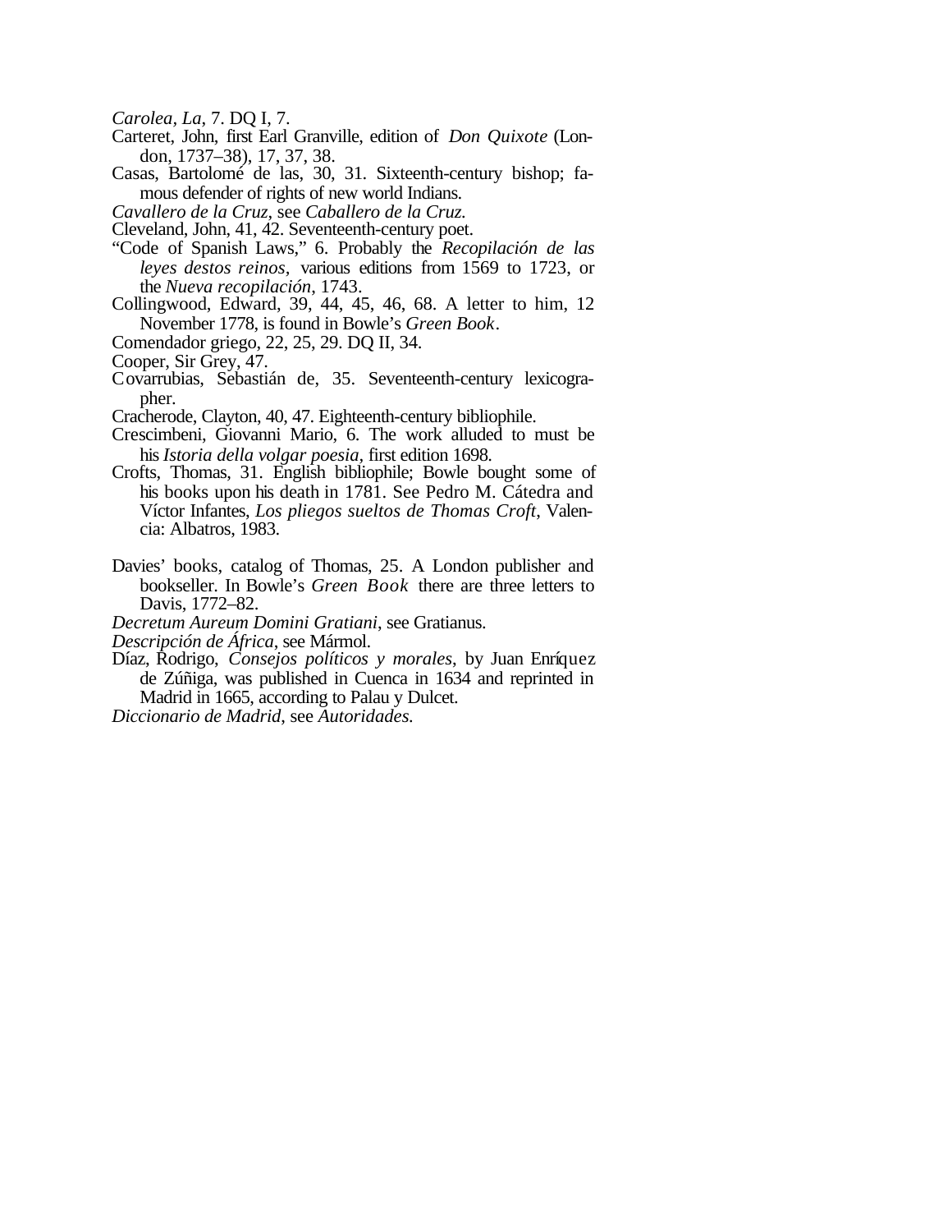*Carolea, La*, 7. DQ I, 7.

Carteret, John, first Earl Granville, edition of *Don Quixote* (London, 1737–38), 17, 37, 38.

Casas, Bartolomé de las, 30, 31. Sixteenth-century bishop; famous defender of rights of new world Indians.

*Cavallero de la Cruz*, see *Caballero de la Cruz*.

Cleveland, John, 41, 42. Seventeenth-century poet.

"Code of Spanish Laws," 6. Probably the *Recopilación de las leyes destos reinos*, various editions from 1569 to 1723, or the *Nueva recopilación*, 1743.

Collingwood, Edward, 39, 44, 45, 46, 68. A letter to him, 12 November 1778, is found in Bowle's *Green Book*.

Comendador griego, 22, 25, 29. DQ II, 34.

Cooper, Sir Grey, 47.

Covarrubias, Sebastián de, 35. Seventeenth-century lexicographer.

Cracherode, Clayton, 40, 47. Eighteenth-century bibliophile.

Crescimbeni, Giovanni Mario, 6. The work alluded to must be his *Istoria della volgar poesia*, first edition 1698.

Crofts, Thomas, 31. English bibliophile; Bowle bought some of his books upon his death in 1781. See Pedro M. Cátedra and Víctor Infantes, *Los pliegos sueltos de Thomas Croft*, Valencia: Albatros, 1983.

Davies' books, catalog of Thomas, 25. A London publisher and bookseller. In Bowle's *Green Book* there are three letters to Davis, 1772–82.

*Decretum Aureum Domini Gratiani*, see Gratianus.

*Descripción de África*, see Mármol.

Díaz, Rodrigo, *Consejos políticos y morales*, by Juan Enríquez de Zúñiga, was published in Cuenca in 1634 and reprinted in Madrid in 1665, according to Palau y Dulcet.

*Diccionario de Madrid*, see *Autoridades*.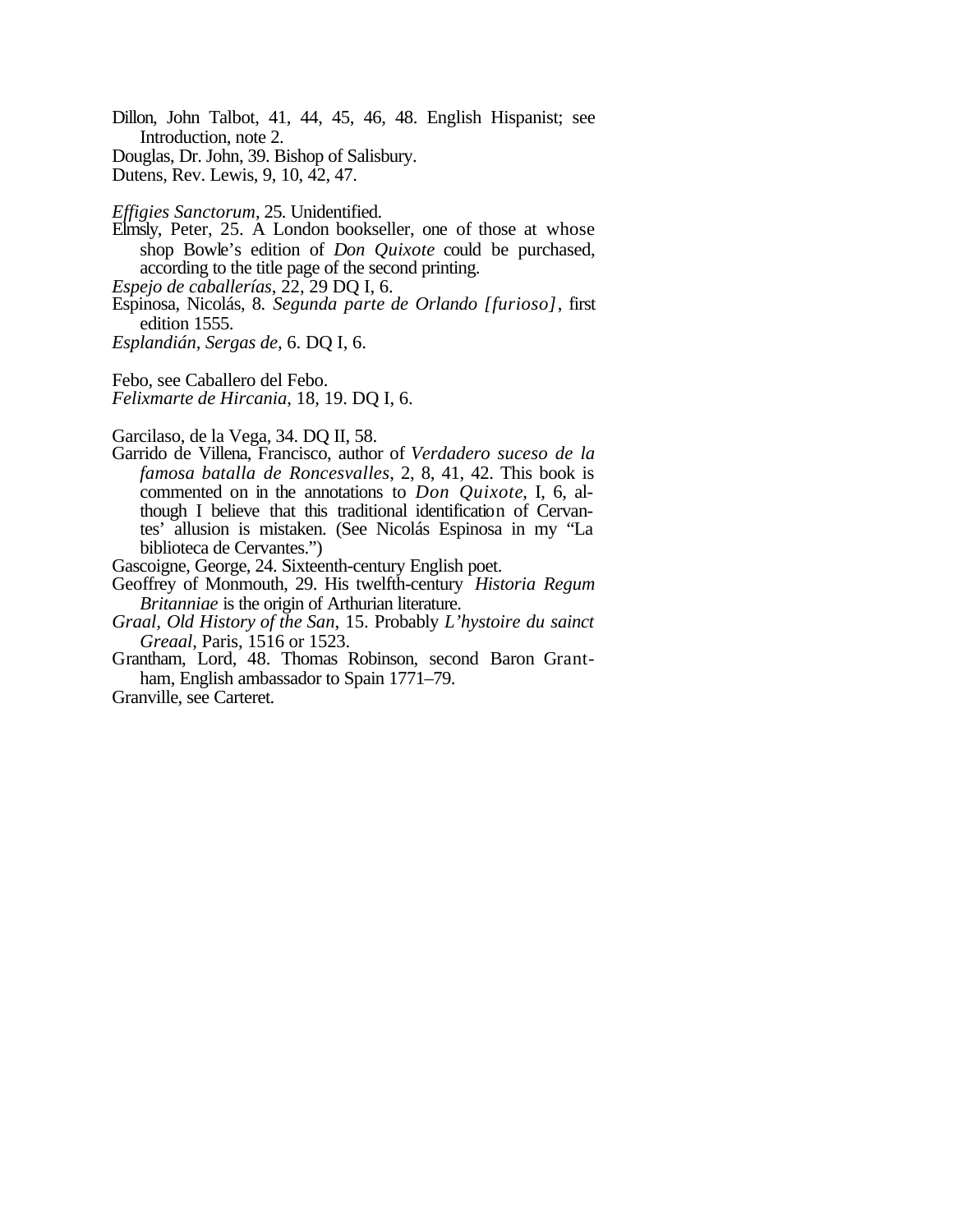Dillon, John Talbot, 41, 44, 45, 46, 48. English Hispanist; see Introduction, note 2.

Douglas, Dr. John, 39. Bishop of Salisbury.

Dutens, Rev. Lewis, 9, 10, 42, 47.

*Effigies Sanctorum*, 25. Unidentified.

Elmsly, Peter, 25. A London bookseller, one of those at whose shop Bowle's edition of *Don Quixote* could be purchased, according to the title page of the second printing.

*Espejo de caballerías*, 22, 29 DQ I, 6.

Espinosa, Nicolás, 8. *Segunda parte de Orlando [furioso]*, first edition 1555.

*Esplandián*, *Sergas de*, 6. DQ I, 6.

Febo, see Caballero del Febo.

*Felixmarte de Hircania*, 18, 19. DQ I, 6.

Garcilaso, de la Vega, 34. DQ II, 58.

Garrido de Villena, Francisco, author of *Verdadero suceso de la famosa batalla de Roncesvalles*, 2, 8, 41, 42. This book is commented on in the annotations to *Don Quixote*, I, 6, although I believe that this traditional identification of Cervantes' allusion is mistaken. (See Nicolás Espinosa in my "La biblioteca de Cervantes.")

Gascoigne, George, 24. Sixteenth-century English poet.

Geoffrey of Monmouth, 29. His twelfth-century *Historia Regum Britanniae* is the origin of Arthurian literature.

*Graal, Old History of the San*, 15. Probably *L'hystoire du sainct Greaal*, Paris, 1516 or 1523.

Grantham, Lord, 48. Thomas Robinson, second Baron Grantham, English ambassador to Spain 1771–79.

Granville, see Carteret.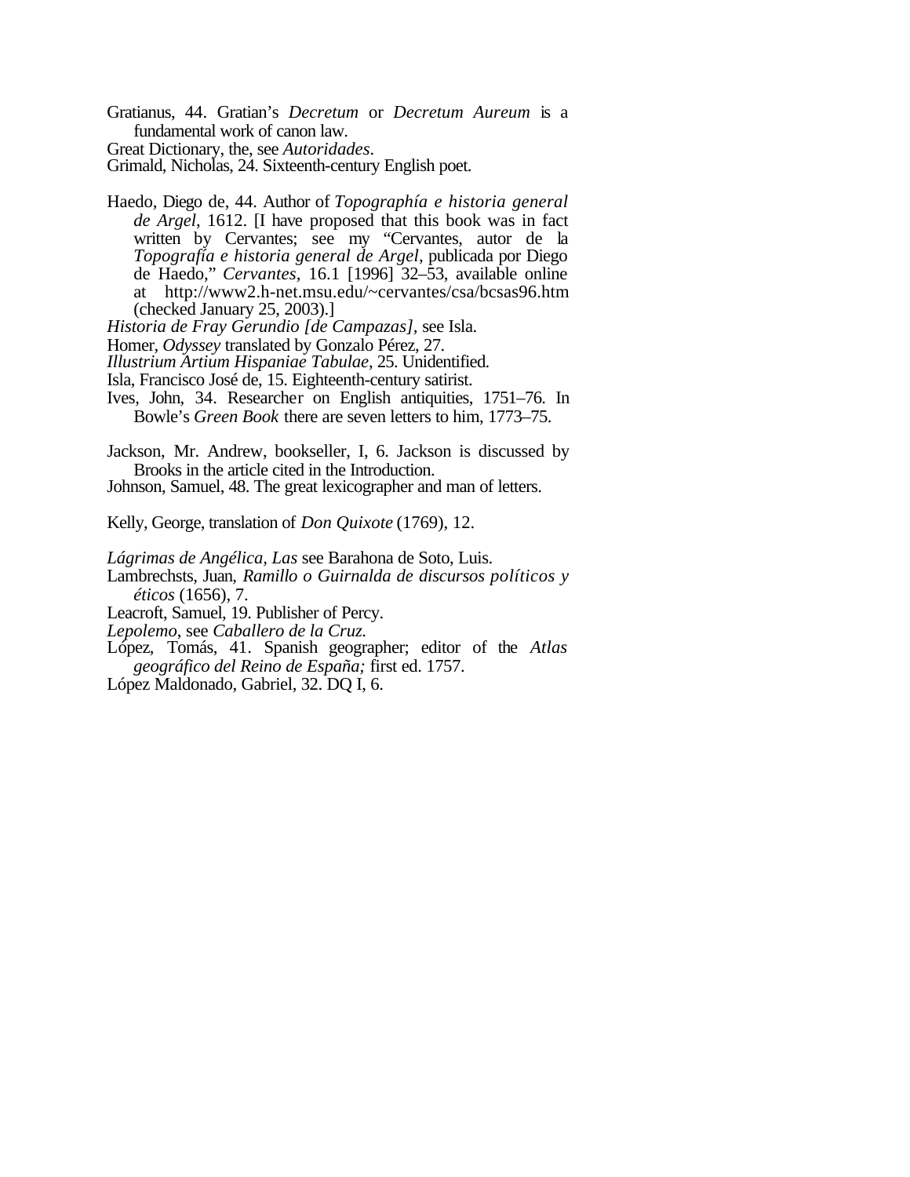Gratianus, 44. Gratian's *Decretum* or *Decretum Aureum* is a fundamental work of canon law.

Great Dictionary, the, see *Autoridades*.

Grimald, Nicholas, 24. Sixteenth-century English poet.

Haedo, Diego de, 44. Author of *Topographía e historia general de Argel*, 1612. [I have proposed that this book was in fact written by Cervantes; see my "Cervantes, autor de la *Topografía e historia general de Argel*, publicada por Diego de Haedo," *Cervantes*, 16.1 [1996] 32–53, available online at http://www2.h-net.msu.edu/~cervantes/csa/bcsas96.htm (checked January 25, 2003).]

*Historia de Fray Gerundio [de Campazas]*, see Isla.

Homer, *Odyssey* translated by Gonzalo Pérez, 27.

*Illustrium Artium Hispaniae Tabulae*, 25. Unidentified.

Isla, Francisco José de, 15. Eighteenth-century satirist.

Ives, John, 34. Researcher on English antiquities, 1751–76. In Bowle's *Green Book* there are seven letters to him, 1773–75.

Jackson, Mr. Andrew, bookseller, I, 6. Jackson is discussed by Brooks in the article cited in the Introduction.

Johnson, Samuel, 48. The great lexicographer and man of letters.

Kelly, George, translation of *Don Quixote* (1769), 12.

*Lágrimas de Angélica, Las* see Barahona de Soto, Luis.

Lambrechsts, Juan, *Ramillo o Guirnalda de discursos políticos y éticos* (1656), 7.

Leacroft, Samuel, 19. Publisher of Percy.

*Lepolemo*, see *Caballero de la Cruz.*

López, Tomás, 41. Spanish geographer; editor of the *Atlas geográfico del Reino de España;* first ed. 1757.

López Maldonado, Gabriel, 32. DQ I, 6.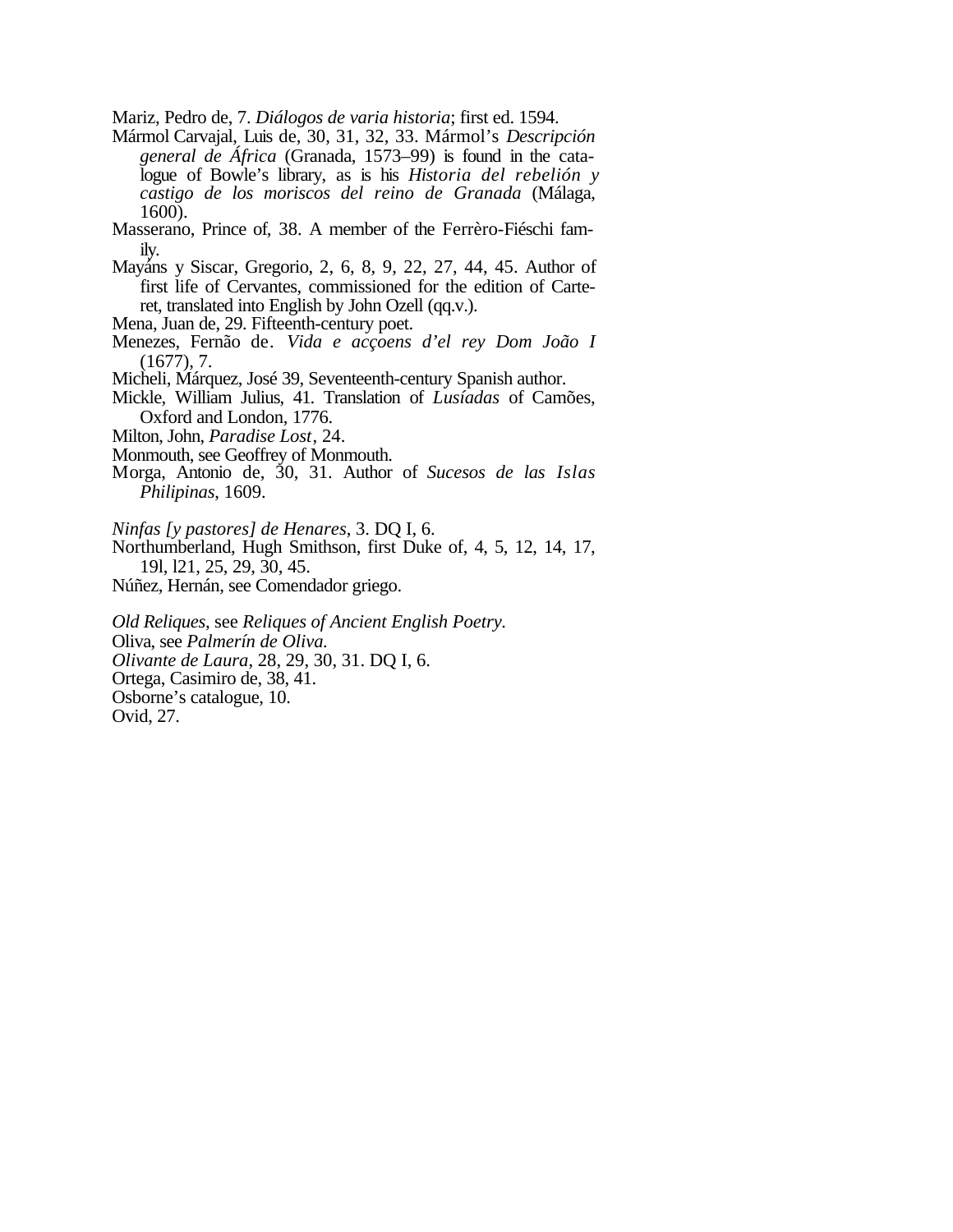Mariz, Pedro de, 7. *Diálogos de varia historia*; first ed. 1594.

Mármol Carvajal, Luis de, 30, 31, 32, 33. Mármol's *Descripción general de África* (Granada, 1573–99) is found in the catalogue of Bowle's library, as is his *Historia del rebelión y castigo de los moriscos del reino de Granada* (Málaga, 1600).

Masserano, Prince of, 38. A member of the Ferrèro-Fiéschi family.

Mayáns y Siscar, Gregorio, 2, 6, 8, 9, 22, 27, 44, 45. Author of first life of Cervantes, commissioned for the edition of Carteret, translated into English by John Ozell (qq.v.).

Mena, Juan de, 29. Fifteenth-century poet.

Menezes, Fernão de. *Vida e acçoens d'el rey Dom João I* (1677), 7.

Micheli, Márquez, José 39, Seventeenth-century Spanish author.

Mickle, William Julius, 41. Translation of *Lusíadas* of Camões, Oxford and London, 1776.

Milton, John, *Paradise Lost*, 24.

Monmouth, see Geoffrey of Monmouth.

Morga, Antonio de, 30, 31. Author of *Sucesos de las Islas Philipinas*, 1609.

*Ninfas [y pastores] de Henares*, 3. DQ I, 6.

Northumberland, Hugh Smithson, first Duke of, 4, 5, 12, 14, 17, 19l, l21, 25, 29, 30, 45.

Núñez, Hernán, see Comendador griego.

*Old Reliques*, see *Reliques of Ancient English Poetry.*

Oliva, see *Palmerín de Oliva.*

*Olivante de Laura*, 28, 29, 30, 31. DQ I, 6.

Ortega, Casimiro de, 38, 41.

Osborne's catalogue, 10.

Ovid, 27.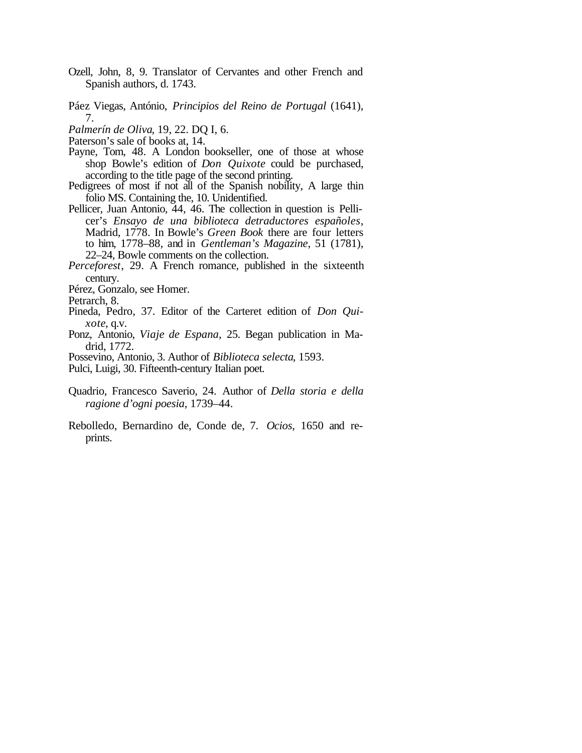Ozell, John, 8, 9. Translator of Cervantes and other French and Spanish authors, d. 1743.

Páez Viegas, António, *Principios del Reino de Portugal* (1641), 7.

*Palmerín de Oliva*, 19, 22. DQ I, 6.

Paterson's sale of books at, 14.

Payne, Tom, 48. A London bookseller, one of those at whose shop Bowle's edition of *Don Quixote* could be purchased, according to the title page of the second printing.

Pedigrees of most if not all of the Spanish nobility, A large thin folio MS. Containing the, 10. Unidentified.

Pellicer, Juan Antonio, 44, 46. The collection in question is Pellicer's *Ensayo de una biblioteca detraductores españoles*, Madrid, 1778. In Bowle's *Green Book* there are four letters to him, 1778–88, and in *Gentleman's Magazine*, 51 (1781), 22–24, Bowle comments on the collection.

*Perceforest*, 29. A French romance, published in the sixteenth century.

Pérez, Gonzalo, see Homer.

Petrarch, 8.

Pineda, Pedro, 37. Editor of the Carteret edition of *Don Quixote*, q.v.

Ponz, Antonio, *Viaje de Espana*, 25. Began publication in Madrid, 1772.

Possevino, Antonio, 3. Author of *Biblioteca selecta*, 1593.

Pulci, Luigi, 30. Fifteenth-century Italian poet.

Quadrio, Francesco Saverio, 24. Author of *Della storia e della ragione d'ogni poesia*, 1739–44.

Rebolledo, Bernardino de, Conde de, 7. *Ocios*, 1650 and reprints.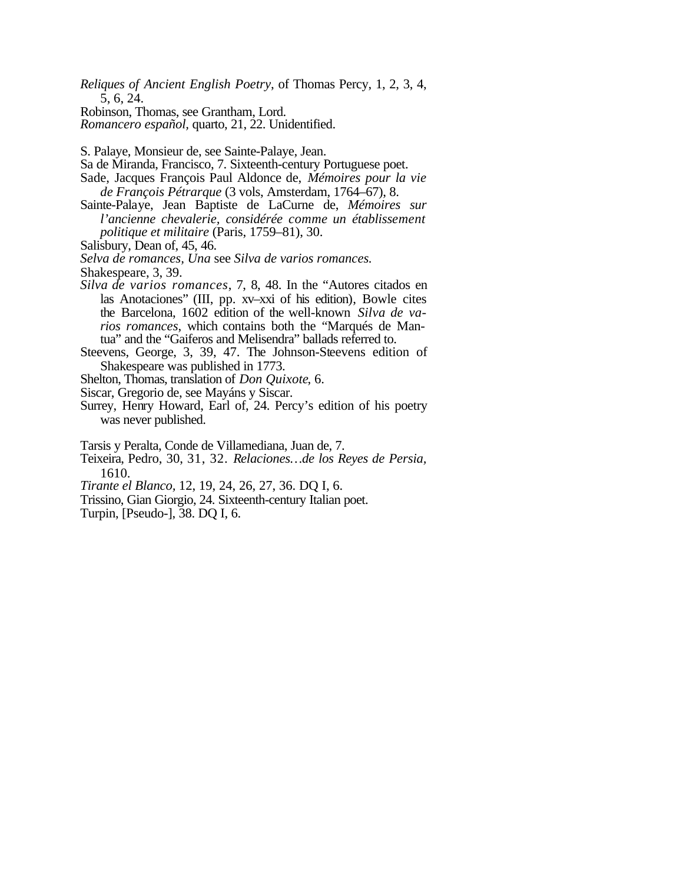*Reliques of Ancient English Poetry*, of Thomas Percy, 1, 2, 3, 4, 5, 6, 24.

Robinson, Thomas, see Grantham, Lord.

*Romancero español*, quarto, 21, 22. Unidentified.

S. Palaye, Monsieur de, see Sainte-Palaye, Jean.

Sa de Miranda, Francisco, 7. Sixteenth-century Portuguese poet.

Sade, Jacques François Paul Aldonce de, *Mémoires pour la vie de François Pétrarque* (3 vols, Amsterdam, 1764–67), 8.

Sainte-Palaye, Jean Baptiste de LaCurne de, *Mémoires sur l'ancienne chevalerie, considérée comme un établissement politique et militaire* (Paris, 1759–81), 30.

Salisbury, Dean of, 45, 46.

*Selva de romances, Una* see *Silva de varios romances.*

Shakespeare, 3, 39.

*Silva de varios romances*, 7, 8, 48. In the "Autores citados en las Anotaciones" (III, pp. xv–xxi of his edition), Bowle cites the Barcelona, 1602 edition of the well-known *Silva de varios romances*, which contains both the "Marqués de Mantua" and the "Gaiferos and Melisendra" ballads referred to.

Steevens, George, 3, 39, 47. The Johnson-Steevens edition of Shakespeare was published in 1773.

Shelton, Thomas, translation of *Don Quixote*, 6.

Siscar, Gregorio de, see Mayáns y Siscar.

Surrey, Henry Howard, Earl of, 24. Percy's edition of his poetry was never published.

Tarsis y Peralta, Conde de Villamediana, Juan de, 7.

Teixeira, Pedro, 30, 31, 32. *Relaciones…de los Reyes de Persia,* 1610.

*Tirante el Blanco,* 12, 19, 24, 26, 27, 36. DQ I, 6.

Trissino, Gian Giorgio, 24. Sixteenth-century Italian poet.

Turpin, [Pseudo-], 38. DQ I, 6.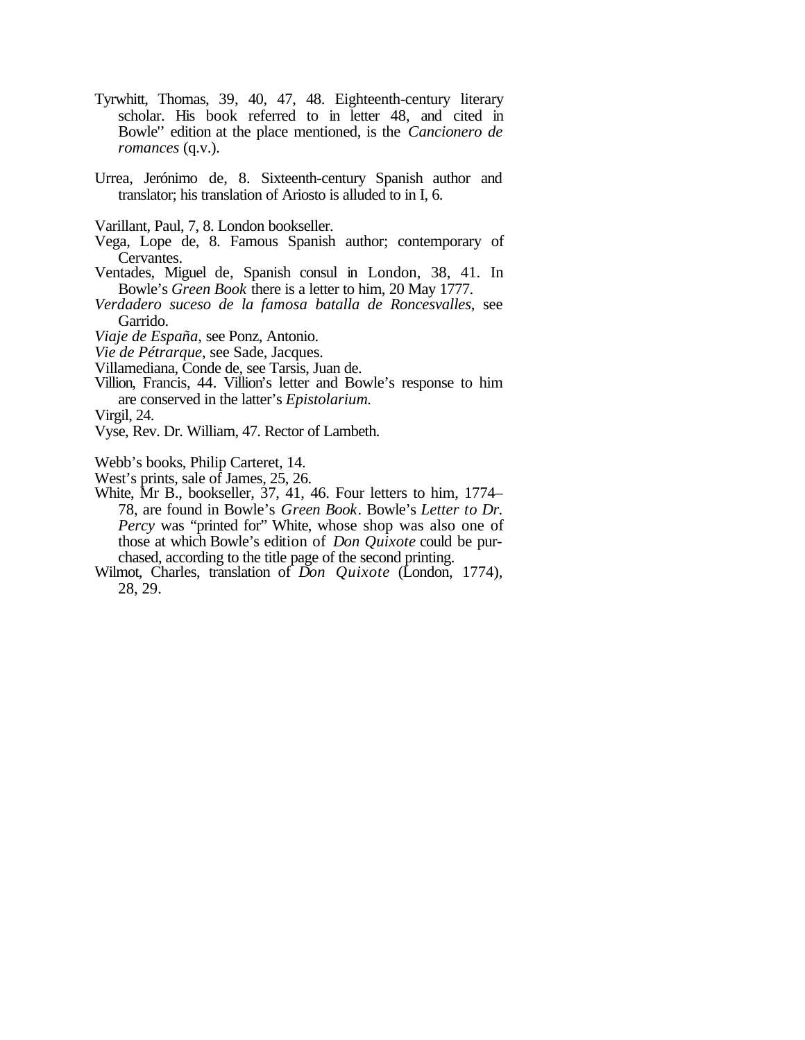Tyrwhitt, Thomas, 39, 40, 47, 48. Eighteenth-century literary scholar. His book referred to in letter 48, and cited in Bowle'' edition at the place mentioned, is the *Cancionero de romances* (q.v.).

Urrea, Jerónimo de, 8. Sixteenth-century Spanish author and translator; his translation of Ariosto is alluded to in I, 6.

Varillant, Paul, 7, 8. London bookseller.

Vega, Lope de, 8. Famous Spanish author; contemporary of Cervantes.

Ventades, Miguel de, Spanish consul in London, 38, 41. In Bowle's *Green Book* there is a letter to him, 20 May 1777.

*Verdadero suceso de la famosa batalla de Roncesvalles*, see Garrido.

*Viaje de España*, see Ponz, Antonio.

*Vie de Pétrarque*, see Sade, Jacques.

Villamediana, Conde de, see Tarsis, Juan de.

Villion, Francis, 44. Villion's letter and Bowle's response to him are conserved in the latter's *Epistolarium*.

Virgil, 24.

Vyse, Rev. Dr. William, 47. Rector of Lambeth.

Webb's books, Philip Carteret, 14.

West's prints, sale of James, 25, 26.

White, Mr B., bookseller, 37, 41, 46. Four letters to him, 1774–78, are found in Bowle's *Green Book*. Bowle's *Letter to Dr. Percy* was "printed for" White, whose shop was also one of those at which Bowle's edition of *Don Quixote* could be purchased, according to the title page of the second printing.

Wilmot, Charles, translation of *Don Quixote* (London, 1774), 28, 29.